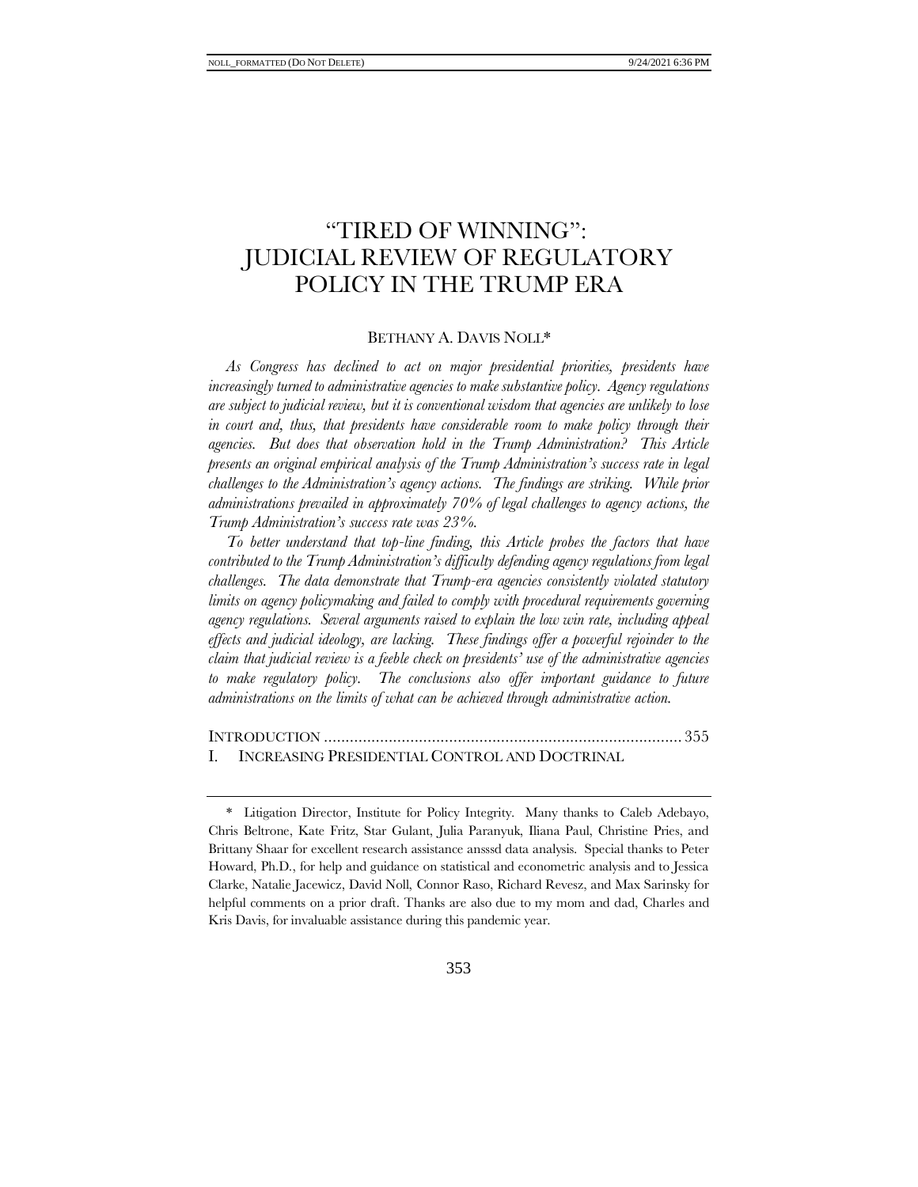# "TIRED OF WINNING": JUDICIAL REVIEW OF REGULATORY POLICY IN THE TRUMP ERA

BETHANY A. DAVIS NOLL*

*As Congress has declined to act on major presidential priorities, presidents have increasingly turned to administrative agencies to make substantive policy. Agency regulations are subject to judicial review, but it is conventional wisdom that agencies are unlikely to lose in court and, thus, that presidents have considerable room to make policy through their agencies. But does that observation hold in the Trump Administration? This Article presents an original empirical analysis of the Trump Administration's success rate in legal challenges to the Administration's agency actions. The findings are striking. While prior administrations prevailed in approximately 70% of legal challenges to agency actions, the Trump Administration's success rate was 23%.*

*To better understand that top-line finding, this Article probes the factors that have contributed to the Trump Administration's difficulty defending agency regulations from legal challenges. The data demonstrate that Trump-era agencies consistently violated statutory limits on agency policymaking and failed to comply with procedural requirements governing agency regulations. Several arguments raised to explain the low win rate, including appeal effects and judicial ideology, are lacking. These findings offer a powerful rejoinder to the claim that judicial review is a feeble check on presidents' use of the administrative agencies to make regulatory policy. The conclusions also offer important guidance to future administrations on the limits of what can be achieved through administrative action.*

INTRODUCTION ........................................................................................ 355

I. INCREASING PRESIDENTIAL CONTROL AND DOCTRINAL

---

\* Litigation Director, Institute for Policy Integrity. Many thanks to Caleb Adebayo, Chris Beltrone, Kate Fritz, Star Gulant, Julia Paranyuk, Iliana Paul, Christine Pries, and Brittany Shaar for excellent research assistance ansssd data analysis. Special thanks to Peter Howard, Ph.D., for help and guidance on statistical and econometric analysis and to Jessica Clarke, Natalie Jacewicz, David Noll, Connor Raso, Richard Revesz, and Max Sarinsky for helpful comments on a prior draft. Thanks are also due to my mom and dad, Charles and Kris Davis, for invaluable assistance during this pandemic year.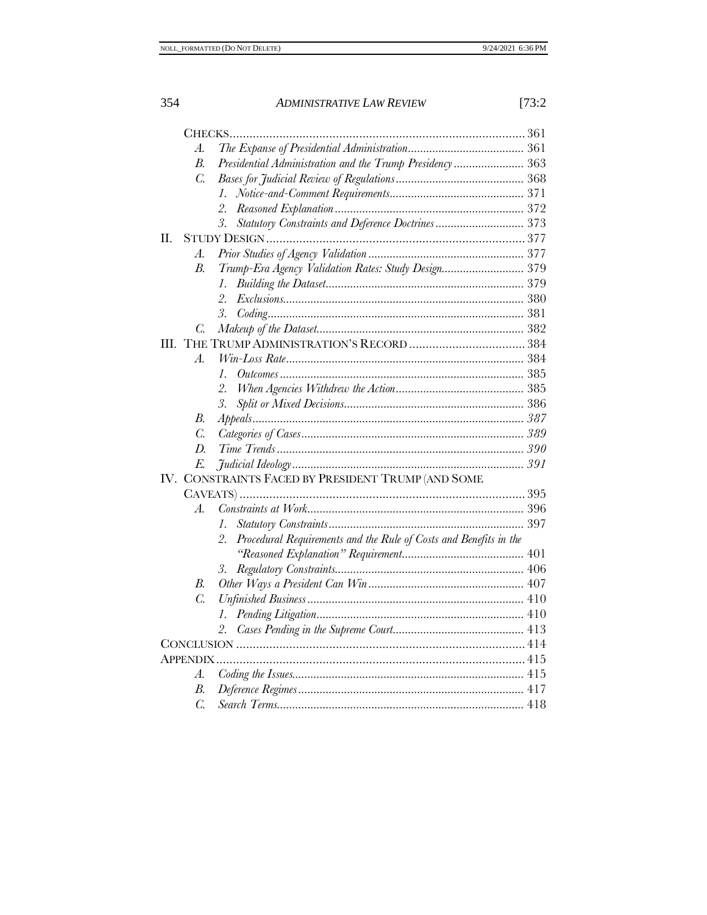CHECKS .......... 361

- *A.* *The Expanse of Presidential Administration* .......... 361
- *B.* *Presidential Administration and the Trump Presidency* .......... 363
- *C.* *Bases for Judicial Review of Regulations* .......... 368
  - *1.* *Notice-and-Comment Requirements* .......... 371
  - *2.* *Reasoned Explanation* .......... 372
  - *3.* *Statutory Constraints and Deference Doctrines* .......... 373

II. STUDY DESIGN .......... 377

- *A.* *Prior Studies of Agency Validation* .......... 377
- *B.* *Trump-Era Agency Validation Rates: Study Design* .......... 379
  - *1.* *Building the Dataset* .......... 379
  - *2.* *Exclusions* .......... 380
  - *3.* *Coding* .......... 381
- *C.* *Makeup of the Dataset* .......... 382

III. THE TRUMP ADMINISTRATION'S RECORD .......... 384

- *A.* *Win-Loss Rate* .......... 384
  - *1.* *Outcomes* .......... 385
  - *2.* *When Agencies Withdrew the Action* .......... 385
  - *3.* *Split or Mixed Decisions* .......... 386
- *B.* *Appeals* .......... *387*
- *C.* *Categories of Cases* .......... *389*
- *D.* *Time Trends* .......... *390*
- *E.* *Judicial Ideology* .......... *391*

IV. CONSTRAINTS FACED BY PRESIDENT TRUMP (AND SOME CAVEATS) .......... 395

- *A.* *Constraints at Work* .......... 396
  - *1.* *Statutory Constraints* .......... 397
  - *2.* *Procedural Requirements and the Rule of Costs and Benefits in the "Reasoned Explanation" Requirement* .......... 401
  - *3.* *Regulatory Constraints* .......... 406
- *B.* *Other Ways a President Can Win* .......... 407
- *C.* *Unfinished Business* .......... 410
  - *1.* *Pending Litigation* .......... 410
  - *2.* *Cases Pending in the Supreme Court* .......... 413

CONCLUSION .......... 414

APPENDIX .......... 415

- *A.* *Coding the Issues* .......... 415
- *B.* *Deference Regimes* .......... 417
- *C.* *Search Terms* .......... 418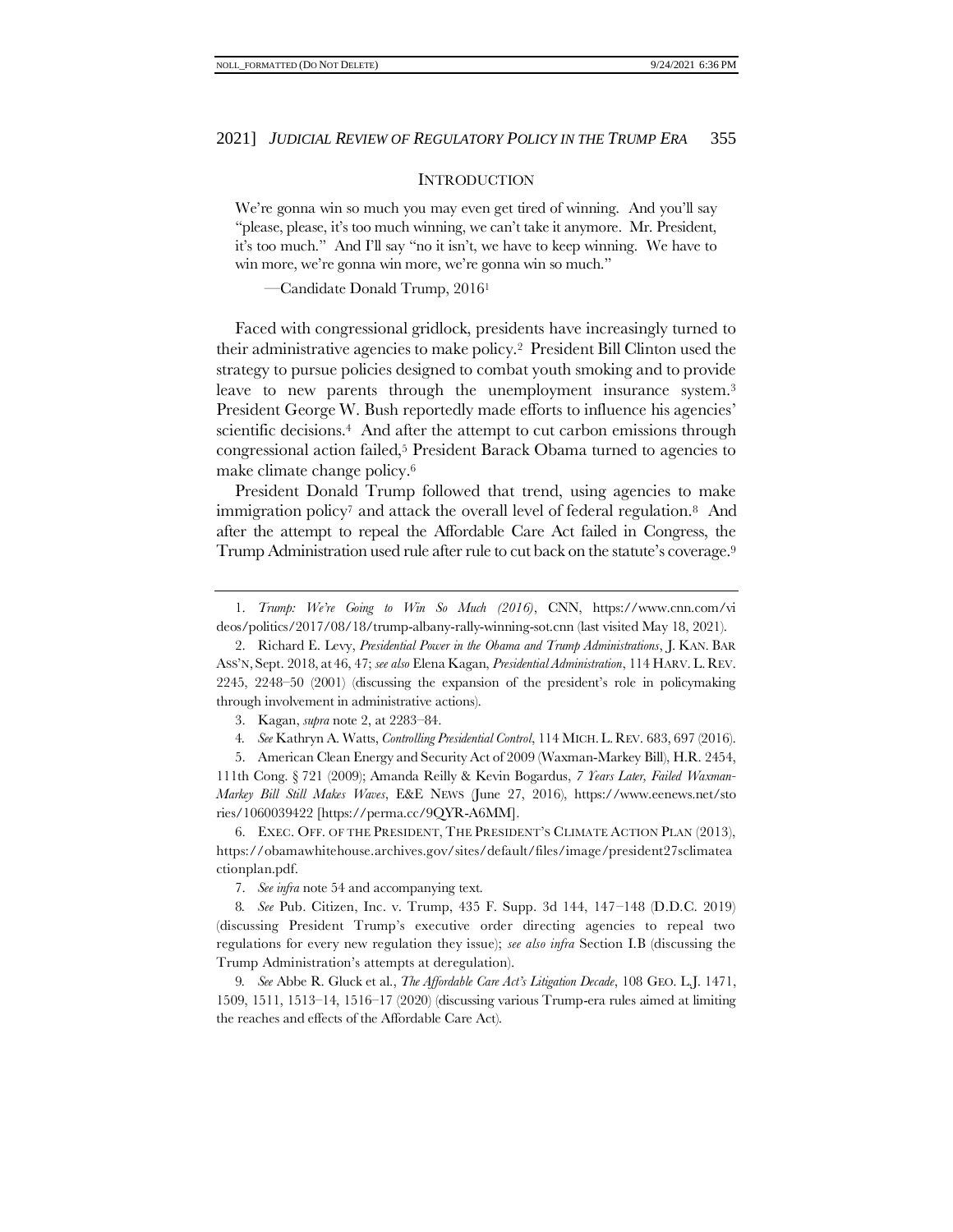## INTRODUCTION

> We're gonna win so much you may even get tired of winning. And you'll say "please, please, it's too much winning, we can't take it anymore. Mr. President, it's too much." And I'll say "no it isn't, we have to keep winning. We have to win more, we're gonna win more, we're gonna win so much."
>
> —Candidate Donald Trump, 2016[1]

Faced with congressional gridlock, presidents have increasingly turned to their administrative agencies to make policy.[2] President Bill Clinton used the strategy to pursue policies designed to combat youth smoking and to provide leave to new parents through the unemployment insurance system.[3] President George W. Bush reportedly made efforts to influence his agencies' scientific decisions.[4] And after the attempt to cut carbon emissions through congressional action failed,[5] President Barack Obama turned to agencies to make climate change policy.[6]

President Donald Trump followed that trend, using agencies to make immigration policy[7] and attack the overall level of federal regulation.[8] And after the attempt to repeal the Affordable Care Act failed in Congress, the Trump Administration used rule after rule to cut back on the statute's coverage.[9]

---

1. *Trump: We're Going to Win So Much (2016)*, CNN, https://www.cnn.com/videos/politics/2017/08/18/trump-albany-rally-winning-sot.cnn (last visited May 18, 2021).

2. Richard E. Levy, *Presidential Power in the Obama and Trump Administrations*, J. KAN. BAR ASS'N, Sept. 2018, at 46, 47; *see also* Elena Kagan, *Presidential Administration*, 114 HARV. L. REV. 2245, 2248–50 (2001) (discussing the expansion of the president's role in policymaking through involvement in administrative actions).

3. Kagan, *supra* note 2, at 2283–84.

4. *See* Kathryn A. Watts, *Controlling Presidential Control*, 114 MICH. L. REV. 683, 697 (2016).

5. American Clean Energy and Security Act of 2009 (Waxman-Markey Bill), H.R. 2454, 111th Cong. § 721 (2009); Amanda Reilly & Kevin Bogardus, *7 Years Later, Failed Waxman-Markey Bill Still Makes Waves*, E&E NEWS (June 27, 2016), https://www.eenews.net/stories/1060039422 [https://perma.cc/9QYR-A6MM].

6. EXEC. OFF. OF THE PRESIDENT, THE PRESIDENT'S CLIMATE ACTION PLAN (2013), https://obamawhitehouse.archives.gov/sites/default/files/image/president27sclimateactionplan.pdf.

7. *See infra* note 54 and accompanying text.

8. *See* Pub. Citizen, Inc. v. Trump, 435 F. Supp. 3d 144, 147–148 (D.D.C. 2019) (discussing President Trump's executive order directing agencies to repeal two regulations for every new regulation they issue); *see also infra* Section I.B (discussing the Trump Administration's attempts at deregulation).

9. *See* Abbe R. Gluck et al., *The Affordable Care Act's Litigation Decade*, 108 GEO. L.J. 1471, 1509, 1511, 1513–14, 1516–17 (2020) (discussing various Trump-era rules aimed at limiting the reaches and effects of the Affordable Care Act).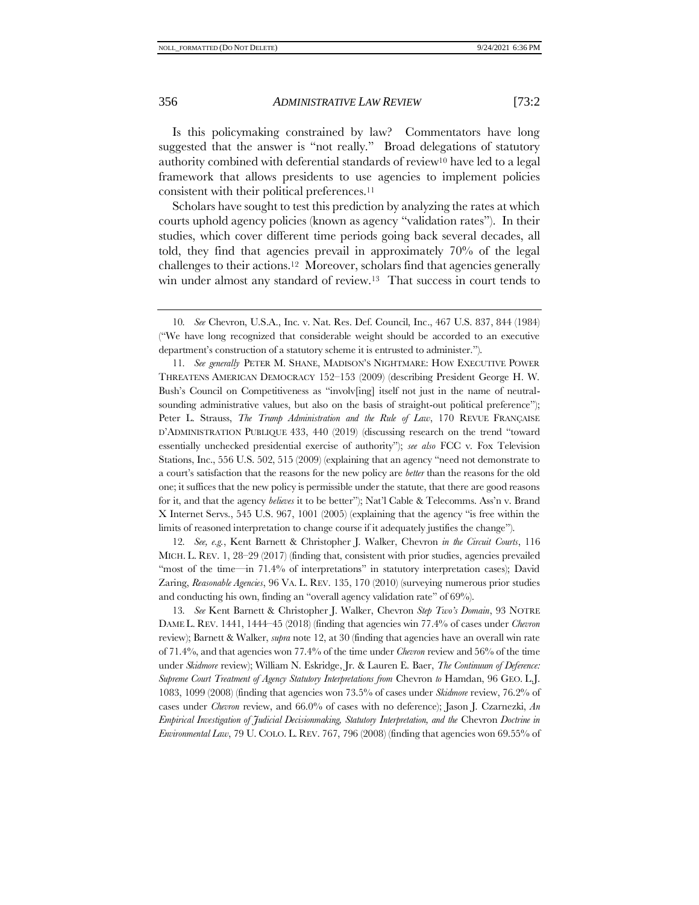Is this policymaking constrained by law? Commentators have long suggested that the answer is "not really." Broad delegations of statutory authority combined with deferential standards of review[10] have led to a legal framework that allows presidents to use agencies to implement policies consistent with their political preferences.[11]

Scholars have sought to test this prediction by analyzing the rates at which courts uphold agency policies (known as agency "validation rates"). In their studies, which cover different time periods going back several decades, all told, they find that agencies prevail in approximately 70% of the legal challenges to their actions.[12] Moreover, scholars find that agencies generally win under almost any standard of review.[13] That success in court tends to

---

10. *See* Chevron, U.S.A., Inc. v. Nat. Res. Def. Council, Inc., 467 U.S. 837, 844 (1984) ("We have long recognized that considerable weight should be accorded to an executive department's construction of a statutory scheme it is entrusted to administer.").

11. *See generally* PETER M. SHANE, MADISON'S NIGHTMARE: HOW EXECUTIVE POWER THREATENS AMERICAN DEMOCRACY 152–153 (2009) (describing President George H. W. Bush's Council on Competitiveness as "involv[ing] itself not just in the name of neutral-sounding administrative values, but also on the basis of straight-out political preference"); Peter L. Strauss, *The Trump Administration and the Rule of Law*, 170 REVUE FRANÇAISE D'ADMINISTRATION PUBLIQUE 433, 440 (2019) (discussing research on the trend "toward essentially unchecked presidential exercise of authority"); *see also* FCC v. Fox Television Stations, Inc., 556 U.S. 502, 515 (2009) (explaining that an agency "need not demonstrate to a court's satisfaction that the reasons for the new policy are *better* than the reasons for the old one; it suffices that the new policy is permissible under the statute, that there are good reasons for it, and that the agency *believes* it to be better"); Nat'l Cable & Telecomms. Ass'n v. Brand X Internet Servs., 545 U.S. 967, 1001 (2005) (explaining that the agency "is free within the limits of reasoned interpretation to change course if it adequately justifies the change").

12. *See, e.g.*, Kent Barnett & Christopher J. Walker, Chevron *in the Circuit Courts*, 116 MICH. L. REV. 1, 28–29 (2017) (finding that, consistent with prior studies, agencies prevailed "most of the time—in 71.4% of interpretations" in statutory interpretation cases); David Zaring, *Reasonable Agencies*, 96 VA. L. REV. 135, 170 (2010) (surveying numerous prior studies and conducting his own, finding an "overall agency validation rate" of 69%).

13. *See* Kent Barnett & Christopher J. Walker, Chevron *Step Two's Domain*, 93 NOTRE DAME L. REV. 1441, 1444–45 (2018) (finding that agencies win 77.4% of cases under *Chevron* review); Barnett & Walker, *supra* note 12, at 30 (finding that agencies have an overall win rate of 71.4%, and that agencies won 77.4% of the time under *Chevron* review and 56% of the time under *Skidmore* review); William N. Eskridge, Jr. & Lauren E. Baer, *The Continuum of Deference: Supreme Court Treatment of Agency Statutory Interpretations from* Chevron *to* Hamdan, 96 GEO. L.J. 1083, 1099 (2008) (finding that agencies won 73.5% of cases under *Skidmore* review, 76.2% of cases under *Chevron* review, and 66.0% of cases with no deference); Jason J. Czarnezki, *An Empirical Investigation of Judicial Decisionmaking, Statutory Interpretation, and the* Chevron *Doctrine in Environmental Law*, 79 U. COLO. L. REV. 767, 796 (2008) (finding that agencies won 69.55% of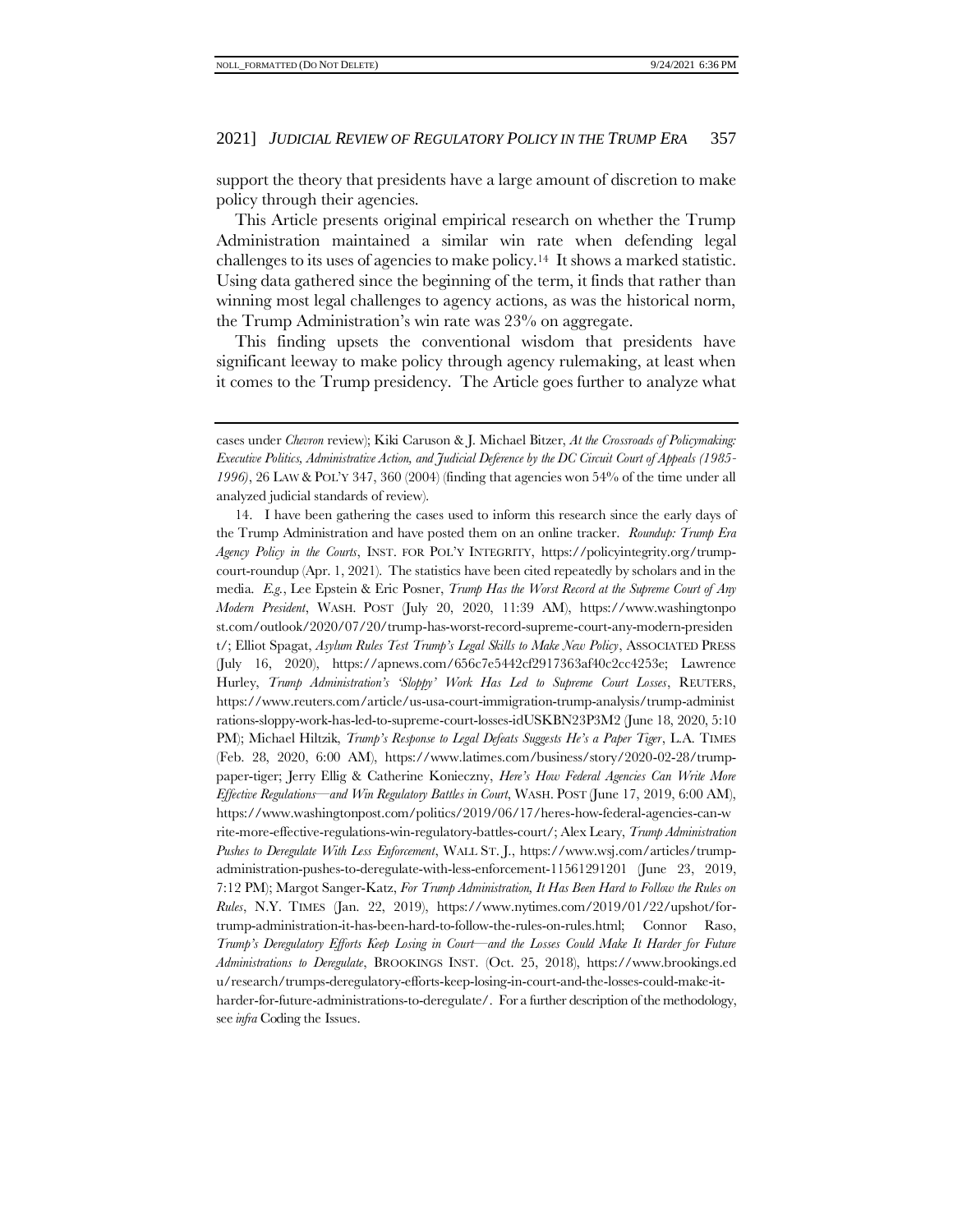support the theory that presidents have a large amount of discretion to make policy through their agencies.

This Article presents original empirical research on whether the Trump Administration maintained a similar win rate when defending legal challenges to its uses of agencies to make policy.[14] It shows a marked statistic. Using data gathered since the beginning of the term, it finds that rather than winning most legal challenges to agency actions, as was the historical norm, the Trump Administration's win rate was 23% on aggregate.

This finding upsets the conventional wisdom that presidents have significant leeway to make policy through agency rulemaking, at least when it comes to the Trump presidency. The Article goes further to analyze what

---

cases under *Chevron* review); Kiki Caruson & J. Michael Bitzer, *At the Crossroads of Policymaking: Executive Politics, Administrative Action, and Judicial Deference by the DC Circuit Court of Appeals (1985-1996)*, 26 LAW & POL'Y 347, 360 (2004) (finding that agencies won 54% of the time under all analyzed judicial standards of review).

14. I have been gathering the cases used to inform this research since the early days of the Trump Administration and have posted them on an online tracker. *Roundup: Trump Era Agency Policy in the Courts*, INST. FOR POL'Y INTEGRITY, https://policyintegrity.org/trump-court-roundup (Apr. 1, 2021). The statistics have been cited repeatedly by scholars and in the media. *E.g.*, Lee Epstein & Eric Posner, *Trump Has the Worst Record at the Supreme Court of Any Modern President*, WASH. POST (July 20, 2020, 11:39 AM), https://www.washingtonpost.com/outlook/2020/07/20/trump-has-worst-record-supreme-court-any-modern-president/; Elliot Spagat, *Asylum Rules Test Trump's Legal Skills to Make New Policy*, ASSOCIATED PRESS (July 16, 2020), https://apnews.com/656c7e5442cf2917363af40c2cc4253e; Lawrence Hurley, *Trump Administration's 'Sloppy' Work Has Led to Supreme Court Losses*, REUTERS, https://www.reuters.com/article/us-usa-court-immigration-trump-analysis/trump-administrations-sloppy-work-has-led-to-supreme-court-losses-idUSKBN23P3M2 (June 18, 2020, 5:10 PM); Michael Hiltzik, *Trump's Response to Legal Defeats Suggests He's a Paper Tiger*, L.A. TIMES (Feb. 28, 2020, 6:00 AM), https://www.latimes.com/business/story/2020-02-28/trump-paper-tiger; Jerry Ellig & Catherine Konieczny, *Here's How Federal Agencies Can Write More Effective Regulations—and Win Regulatory Battles in Court*, WASH. POST (June 17, 2019, 6:00 AM), https://www.washingtonpost.com/politics/2019/06/17/heres-how-federal-agencies-can-write-more-effective-regulations-win-regulatory-battles-court/; Alex Leary, *Trump Administration Pushes to Deregulate With Less Enforcement*, WALL ST. J., https://www.wsj.com/articles/trump-administration-pushes-to-deregulate-with-less-enforcement-11561291201 (June 23, 2019, 7:12 PM); Margot Sanger-Katz, *For Trump Administration, It Has Been Hard to Follow the Rules on Rules*, N.Y. TIMES (Jan. 22, 2019), https://www.nytimes.com/2019/01/22/upshot/for-trump-administration-it-has-been-hard-to-follow-the-rules-on-rules.html; Connor Raso, *Trump's Deregulatory Efforts Keep Losing in Court—and the Losses Could Make It Harder for Future Administrations to Deregulate*, BROOKINGS INST. (Oct. 25, 2018), https://www.brookings.edu/research/trumps-deregulatory-efforts-keep-losing-in-court-and-the-losses-could-make-it-harder-for-future-administrations-to-deregulate/. For a further description of the methodology, see *infra* Coding the Issues.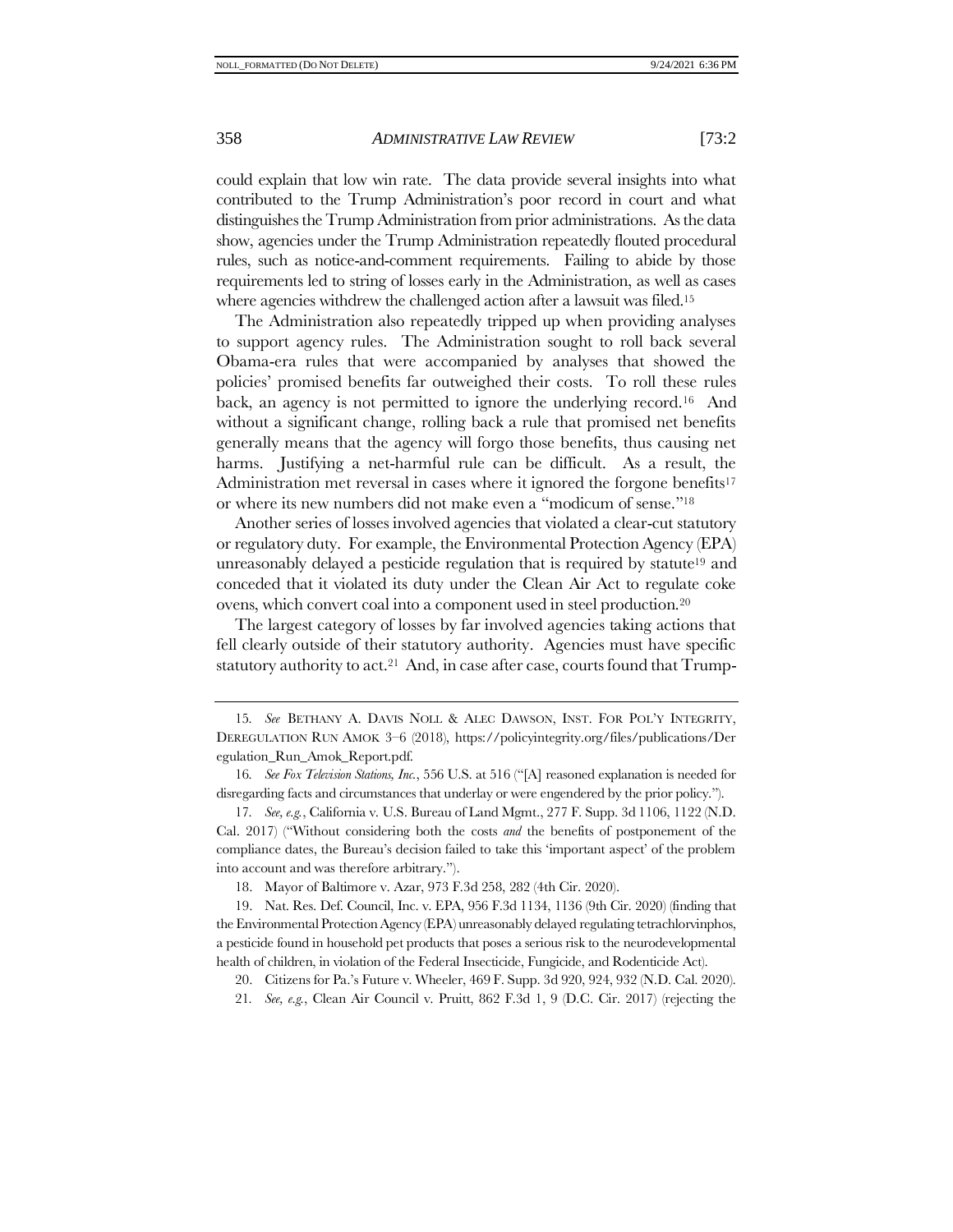could explain that low win rate. The data provide several insights into what contributed to the Trump Administration's poor record in court and what distinguishes the Trump Administration from prior administrations. As the data show, agencies under the Trump Administration repeatedly flouted procedural rules, such as notice-and-comment requirements. Failing to abide by those requirements led to string of losses early in the Administration, as well as cases where agencies withdrew the challenged action after a lawsuit was filed.[15]

The Administration also repeatedly tripped up when providing analyses to support agency rules. The Administration sought to roll back several Obama-era rules that were accompanied by analyses that showed the policies' promised benefits far outweighed their costs. To roll these rules back, an agency is not permitted to ignore the underlying record.[16] And without a significant change, rolling back a rule that promised net benefits generally means that the agency will forgo those benefits, thus causing net harms. Justifying a net-harmful rule can be difficult. As a result, the Administration met reversal in cases where it ignored the forgone benefits[17] or where its new numbers did not make even a "modicum of sense."[18]

Another series of losses involved agencies that violated a clear-cut statutory or regulatory duty. For example, the Environmental Protection Agency (EPA) unreasonably delayed a pesticide regulation that is required by statute[19] and conceded that it violated its duty under the Clean Air Act to regulate coke ovens, which convert coal into a component used in steel production.[20]

The largest category of losses by far involved agencies taking actions that fell clearly outside of their statutory authority. Agencies must have specific statutory authority to act.[21] And, in case after case, courts found that Trump-

---

15. *See* BETHANY A. DAVIS NOLL & ALEC DAWSON, INST. FOR POL'Y INTEGRITY, DEREGULATION RUN AMOK 3–6 (2018), https://policyintegrity.org/files/publications/Deregulation_Run_Amok_Report.pdf.

16. *See Fox Television Stations, Inc.*, 556 U.S. at 516 ("[A] reasoned explanation is needed for disregarding facts and circumstances that underlay or were engendered by the prior policy.").

17. *See, e.g.*, California v. U.S. Bureau of Land Mgmt., 277 F. Supp. 3d 1106, 1122 (N.D. Cal. 2017) ("Without considering both the costs *and* the benefits of postponement of the compliance dates, the Bureau's decision failed to take this 'important aspect' of the problem into account and was therefore arbitrary.").

18. Mayor of Baltimore v. Azar, 973 F.3d 258, 282 (4th Cir. 2020).

19. Nat. Res. Def. Council, Inc. v. EPA, 956 F.3d 1134, 1136 (9th Cir. 2020) (finding that the Environmental Protection Agency (EPA) unreasonably delayed regulating tetrachlorvinphos, a pesticide found in household pet products that poses a serious risk to the neurodevelopmental health of children, in violation of the Federal Insecticide, Fungicide, and Rodenticide Act).

20. Citizens for Pa.'s Future v. Wheeler, 469 F. Supp. 3d 920, 924, 932 (N.D. Cal. 2020).

21. *See, e.g.*, Clean Air Council v. Pruitt, 862 F.3d 1, 9 (D.C. Cir. 2017) (rejecting the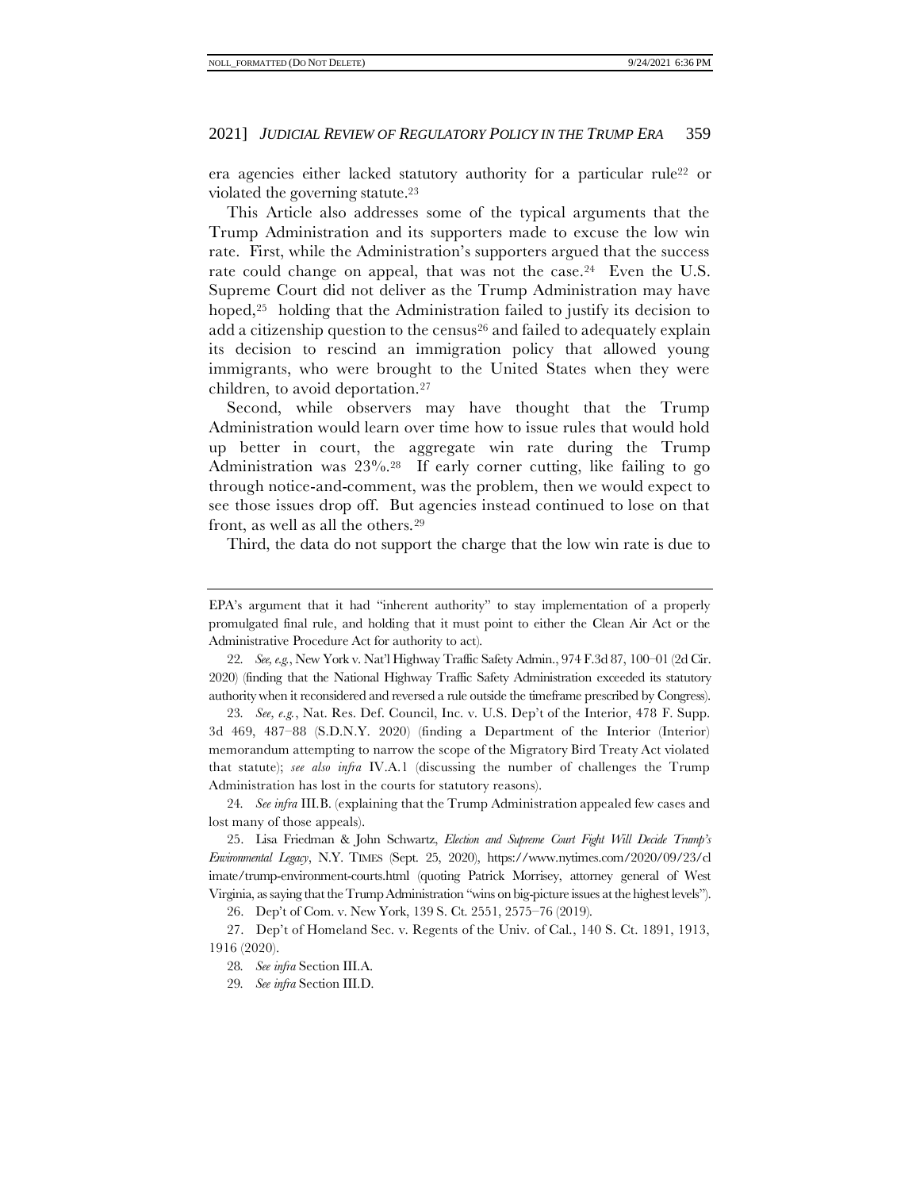era agencies either lacked statutory authority for a particular rule[22] or violated the governing statute.[23]

This Article also addresses some of the typical arguments that the Trump Administration and its supporters made to excuse the low win rate. First, while the Administration's supporters argued that the success rate could change on appeal, that was not the case.[24] Even the U.S. Supreme Court did not deliver as the Trump Administration may have hoped,[25] holding that the Administration failed to justify its decision to add a citizenship question to the census[26] and failed to adequately explain its decision to rescind an immigration policy that allowed young immigrants, who were brought to the United States when they were children, to avoid deportation.[27]

Second, while observers may have thought that the Trump Administration would learn over time how to issue rules that would hold up better in court, the aggregate win rate during the Trump Administration was 23%.[28] If early corner cutting, like failing to go through notice-and-comment, was the problem, then we would expect to see those issues drop off. But agencies instead continued to lose on that front, as well as all the others.[29]

Third, the data do not support the charge that the low win rate is due to

---

EPA's argument that it had "inherent authority" to stay implementation of a properly promulgated final rule, and holding that it must point to either the Clean Air Act or the Administrative Procedure Act for authority to act).

22. *See, e.g.*, New York v. Nat'l Highway Traffic Safety Admin., 974 F.3d 87, 100–01 (2d Cir. 2020) (finding that the National Highway Traffic Safety Administration exceeded its statutory authority when it reconsidered and reversed a rule outside the timeframe prescribed by Congress).

23. *See, e.g.*, Nat. Res. Def. Council, Inc. v. U.S. Dep't of the Interior, 478 F. Supp. 3d 469, 487–88 (S.D.N.Y. 2020) (finding a Department of the Interior (Interior) memorandum attempting to narrow the scope of the Migratory Bird Treaty Act violated that statute); *see also infra* IV.A.1 (discussing the number of challenges the Trump Administration has lost in the courts for statutory reasons).

24. *See infra* III.B. (explaining that the Trump Administration appealed few cases and lost many of those appeals).

25. Lisa Friedman & John Schwartz, *Election and Supreme Court Fight Will Decide Trump's Environmental Legacy*, N.Y. TIMES (Sept. 25, 2020), https://www.nytimes.com/2020/09/23/climate/trump-environment-courts.html (quoting Patrick Morrisey, attorney general of West Virginia, as saying that the Trump Administration "wins on big-picture issues at the highest levels").

26. Dep't of Com. v. New York, 139 S. Ct. 2551, 2575–76 (2019).

27. Dep't of Homeland Sec. v. Regents of the Univ. of Cal., 140 S. Ct. 1891, 1913, 1916 (2020).

28. *See infra* Section III.A.

29. *See infra* Section III.D.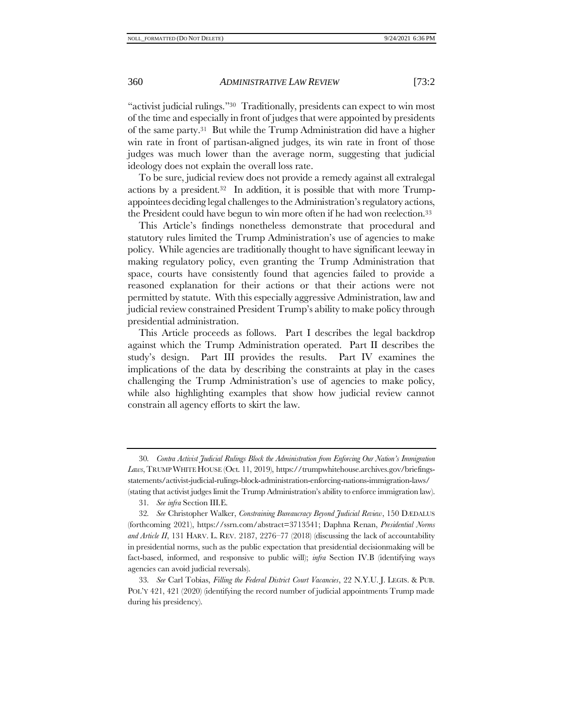"activist judicial rulings."[30] Traditionally, presidents can expect to win most of the time and especially in front of judges that were appointed by presidents of the same party.[31] But while the Trump Administration did have a higher win rate in front of partisan-aligned judges, its win rate in front of those judges was much lower than the average norm, suggesting that judicial ideology does not explain the overall loss rate.

To be sure, judicial review does not provide a remedy against all extralegal actions by a president.[32] In addition, it is possible that with more Trump-appointees deciding legal challenges to the Administration's regulatory actions, the President could have begun to win more often if he had won reelection.[33]

This Article's findings nonetheless demonstrate that procedural and statutory rules limited the Trump Administration's use of agencies to make policy. While agencies are traditionally thought to have significant leeway in making regulatory policy, even granting the Trump Administration that space, courts have consistently found that agencies failed to provide a reasoned explanation for their actions or that their actions were not permitted by statute. With this especially aggressive Administration, law and judicial review constrained President Trump's ability to make policy through presidential administration.

This Article proceeds as follows. Part I describes the legal backdrop against which the Trump Administration operated. Part II describes the study's design. Part III provides the results. Part IV examines the implications of the data by describing the constraints at play in the cases challenging the Trump Administration's use of agencies to make policy, while also highlighting examples that show how judicial review cannot constrain all agency efforts to skirt the law.

---

30. *Contra Activist Judicial Rulings Block the Administration from Enforcing Our Nation's Immigration Laws*, TRUMP WHITE HOUSE (Oct. 11, 2019), https://trumpwhitehouse.archives.gov/briefings-statements/activist-judicial-rulings-block-administration-enforcing-nations-immigration-laws/ (stating that activist judges limit the Trump Administration's ability to enforce immigration law).

31. *See infra* Section III.E.

32. *See* Christopher Walker, *Constraining Bureaucracy Beyond Judicial Review*, 150 DÆDALUS (forthcoming 2021), https://ssrn.com/abstract=3713541; Daphna Renan, *Presidential Norms and Article II*, 131 HARV. L. REV. 2187, 2276–77 (2018) (discussing the lack of accountability in presidential norms, such as the public expectation that presidential decisionmaking will be fact-based, informed, and responsive to public will); *infra* Section IV.B (identifying ways agencies can avoid judicial reversals).

33. *See* Carl Tobias, *Filling the Federal District Court Vacancies*, 22 N.Y.U. J. LEGIS. & PUB. POL'Y 421, 421 (2020) (identifying the record number of judicial appointments Trump made during his presidency).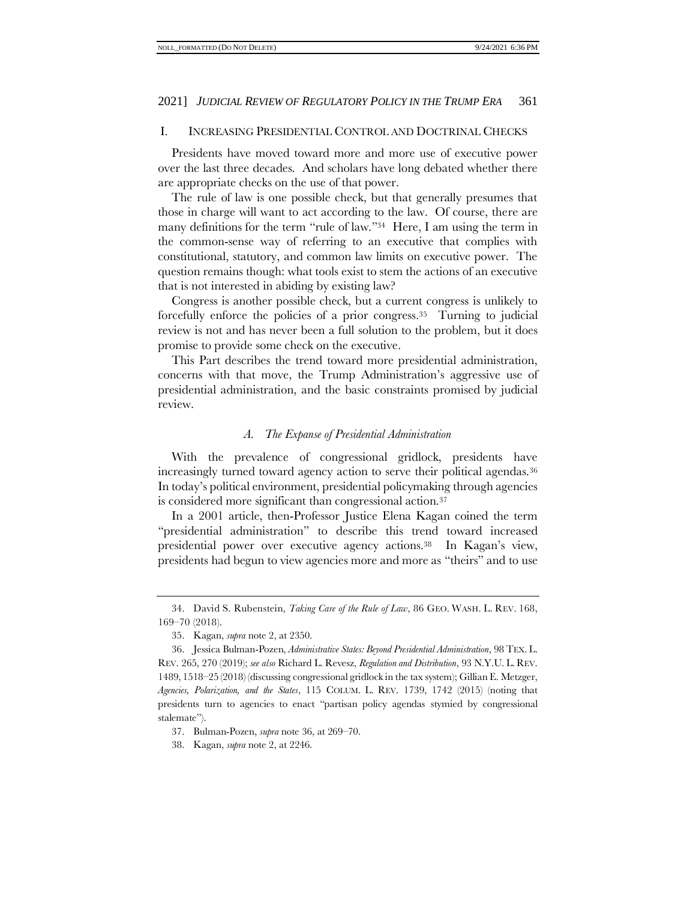## I. INCREASING PRESIDENTIAL CONTROL AND DOCTRINAL CHECKS

Presidents have moved toward more and more use of executive power over the last three decades. And scholars have long debated whether there are appropriate checks on the use of that power.

The rule of law is one possible check, but that generally presumes that those in charge will want to act according to the law. Of course, there are many definitions for the term "rule of law."[34] Here, I am using the term in the common-sense way of referring to an executive that complies with constitutional, statutory, and common law limits on executive power. The question remains though: what tools exist to stem the actions of an executive that is not interested in abiding by existing law?

Congress is another possible check, but a current congress is unlikely to forcefully enforce the policies of a prior congress.[35] Turning to judicial review is not and has never been a full solution to the problem, but it does promise to provide some check on the executive.

This Part describes the trend toward more presidential administration, concerns with that move, the Trump Administration's aggressive use of presidential administration, and the basic constraints promised by judicial review.

### *A. The Expanse of Presidential Administration*

With the prevalence of congressional gridlock, presidents have increasingly turned toward agency action to serve their political agendas.[36] In today's political environment, presidential policymaking through agencies is considered more significant than congressional action.[37]

In a 2001 article, then-Professor Justice Elena Kagan coined the term "presidential administration" to describe this trend toward increased presidential power over executive agency actions.[38] In Kagan's view, presidents had begun to view agencies more and more as "theirs" and to use

---

34. David S. Rubenstein, *Taking Care of the Rule of Law*, 86 GEO. WASH. L. REV. 168, 169–70 (2018).

35. Kagan, *supra* note 2, at 2350.

36. Jessica Bulman-Pozen, *Administrative States: Beyond Presidential Administration*, 98 TEX. L. REV. 265, 270 (2019); *see also* Richard L. Revesz, *Regulation and Distribution*, 93 N.Y.U. L. REV. 1489, 1518–25 (2018) (discussing congressional gridlock in the tax system); Gillian E. Metzger, *Agencies, Polarization, and the States*, 115 COLUM. L. REV. 1739, 1742 (2015) (noting that presidents turn to agencies to enact "partisan policy agendas stymied by congressional stalemate").

37. Bulman-Pozen, *supra* note 36, at 269–70.

38. Kagan, *supra* note 2, at 2246.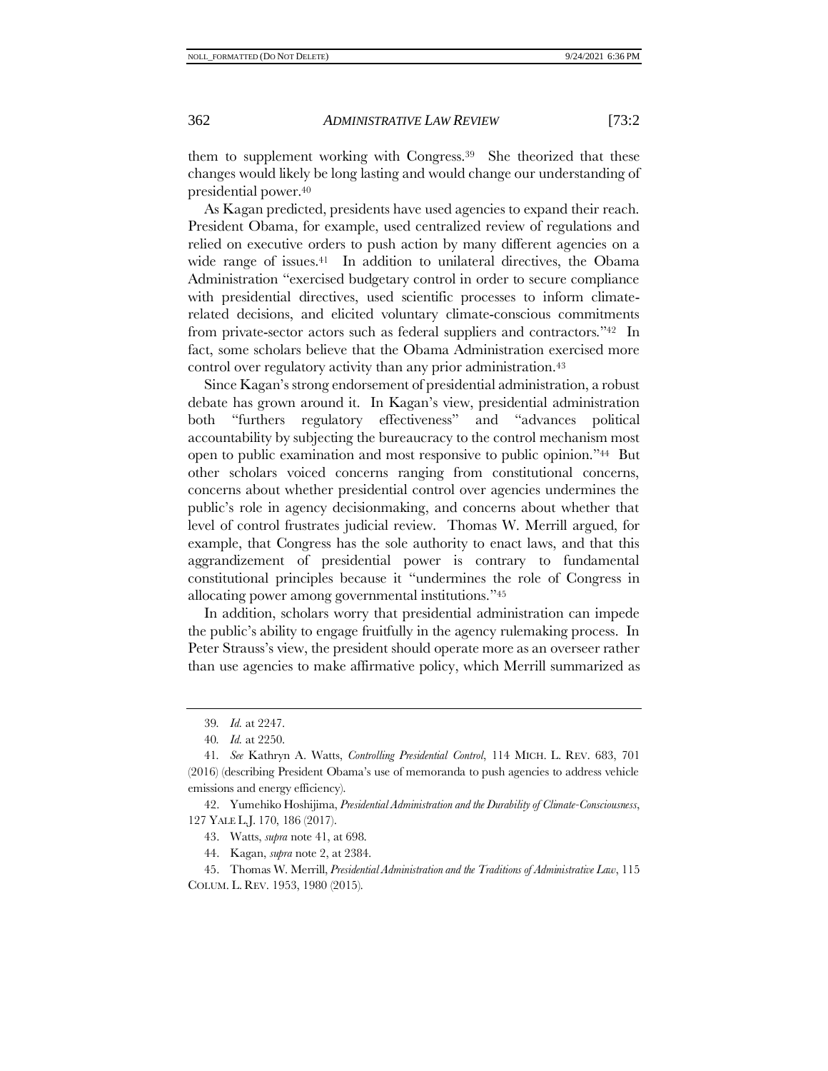them to supplement working with Congress.[39] She theorized that these changes would likely be long lasting and would change our understanding of presidential power.[40]

As Kagan predicted, presidents have used agencies to expand their reach. President Obama, for example, used centralized review of regulations and relied on executive orders to push action by many different agencies on a wide range of issues.[41] In addition to unilateral directives, the Obama Administration "exercised budgetary control in order to secure compliance with presidential directives, used scientific processes to inform climate-related decisions, and elicited voluntary climate-conscious commitments from private-sector actors such as federal suppliers and contractors."[42] In fact, some scholars believe that the Obama Administration exercised more control over regulatory activity than any prior administration.[43]

Since Kagan's strong endorsement of presidential administration, a robust debate has grown around it. In Kagan's view, presidential administration both "furthers regulatory effectiveness" and "advances political accountability by subjecting the bureaucracy to the control mechanism most open to public examination and most responsive to public opinion."[44] But other scholars voiced concerns ranging from constitutional concerns, concerns about whether presidential control over agencies undermines the public's role in agency decisionmaking, and concerns about whether that level of control frustrates judicial review. Thomas W. Merrill argued, for example, that Congress has the sole authority to enact laws, and that this aggrandizement of presidential power is contrary to fundamental constitutional principles because it "undermines the role of Congress in allocating power among governmental institutions."[45]

In addition, scholars worry that presidential administration can impede the public's ability to engage fruitfully in the agency rulemaking process. In Peter Strauss's view, the president should operate more as an overseer rather than use agencies to make affirmative policy, which Merrill summarized as

---

39. *Id.* at 2247.

40. *Id.* at 2250.

41. *See* Kathryn A. Watts, *Controlling Presidential Control*, 114 MICH. L. REV. 683, 701 (2016) (describing President Obama's use of memoranda to push agencies to address vehicle emissions and energy efficiency).

42. Yumehiko Hoshijima, *Presidential Administration and the Durability of Climate-Consciousness*, 127 YALE L.J. 170, 186 (2017).

43. Watts, *supra* note 41, at 698.

44. Kagan, *supra* note 2, at 2384.

45. Thomas W. Merrill, *Presidential Administration and the Traditions of Administrative Law*, 115 COLUM. L. REV. 1953, 1980 (2015).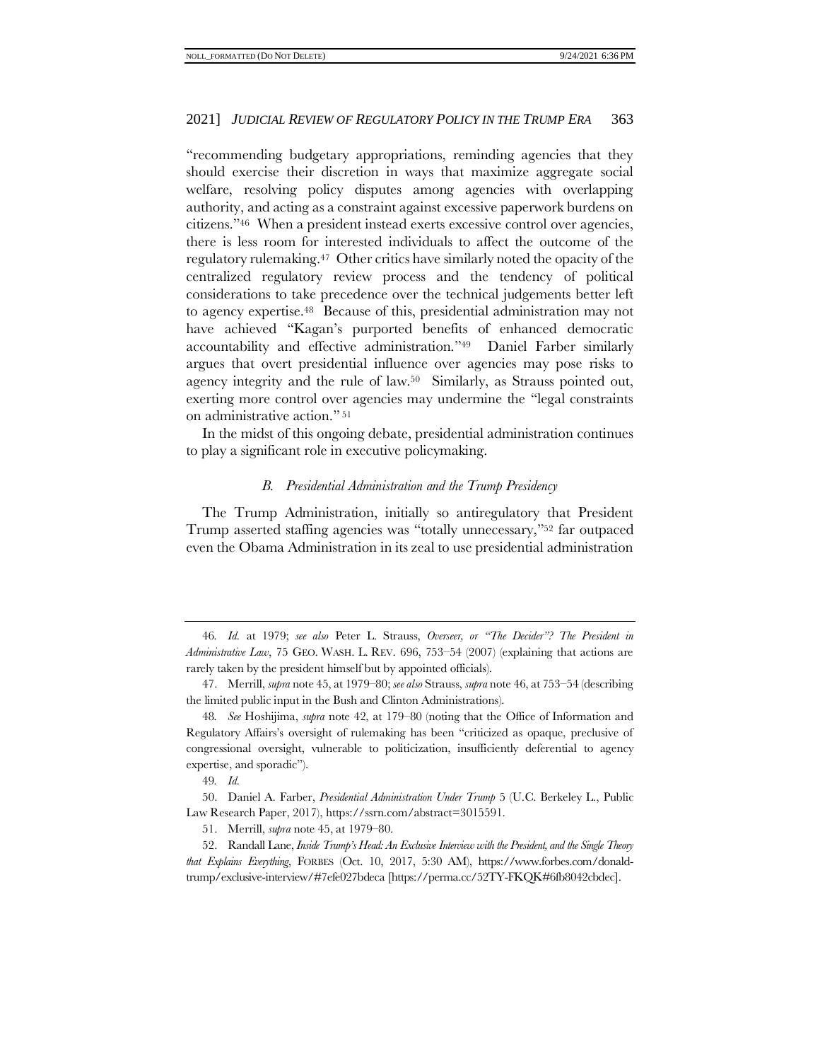"recommending budgetary appropriations, reminding agencies that they should exercise their discretion in ways that maximize aggregate social welfare, resolving policy disputes among agencies with overlapping authority, and acting as a constraint against excessive paperwork burdens on citizens."[46] When a president instead exerts excessive control over agencies, there is less room for interested individuals to affect the outcome of the regulatory rulemaking.[47] Other critics have similarly noted the opacity of the centralized regulatory review process and the tendency of political considerations to take precedence over the technical judgements better left to agency expertise.[48] Because of this, presidential administration may not have achieved "Kagan's purported benefits of enhanced democratic accountability and effective administration."[49] Daniel Farber similarly argues that overt presidential influence over agencies may pose risks to agency integrity and the rule of law.[50] Similarly, as Strauss pointed out, exerting more control over agencies may undermine the "legal constraints on administrative action."[51]

In the midst of this ongoing debate, presidential administration continues to play a significant role in executive policymaking.

### *B. Presidential Administration and the Trump Presidency*

The Trump Administration, initially so antiregulatory that President Trump asserted staffing agencies was "totally unnecessary,"[52] far outpaced even the Obama Administration in its zeal to use presidential administration

---

46. *Id.* at 1979; *see also* Peter L. Strauss, *Overseer, or "The Decider"? The President in Administrative Law*, 75 GEO. WASH. L. REV. 696, 753–54 (2007) (explaining that actions are rarely taken by the president himself but by appointed officials).

47. Merrill, *supra* note 45, at 1979–80; *see also* Strauss, *supra* note 46, at 753–54 (describing the limited public input in the Bush and Clinton Administrations).

48. *See* Hoshijima, *supra* note 42, at 179–80 (noting that the Office of Information and Regulatory Affairs's oversight of rulemaking has been "criticized as opaque, preclusive of congressional oversight, vulnerable to politicization, insufficiently deferential to agency expertise, and sporadic").

49. *Id.*

50. Daniel A. Farber, *Presidential Administration Under Trump* 5 (U.C. Berkeley L., Public Law Research Paper, 2017), https://ssrn.com/abstract=3015591.

51. Merrill, *supra* note 45, at 1979–80.

52. Randall Lane, *Inside Trump's Head: An Exclusive Interview with the President, and the Single Theory that Explains Everything*, FORBES (Oct. 10, 2017, 5:30 AM), https://www.forbes.com/donald-trump/exclusive-interview/#7efe027bdeca [https://perma.cc/52TY-FKQK#6fb8042cbdec].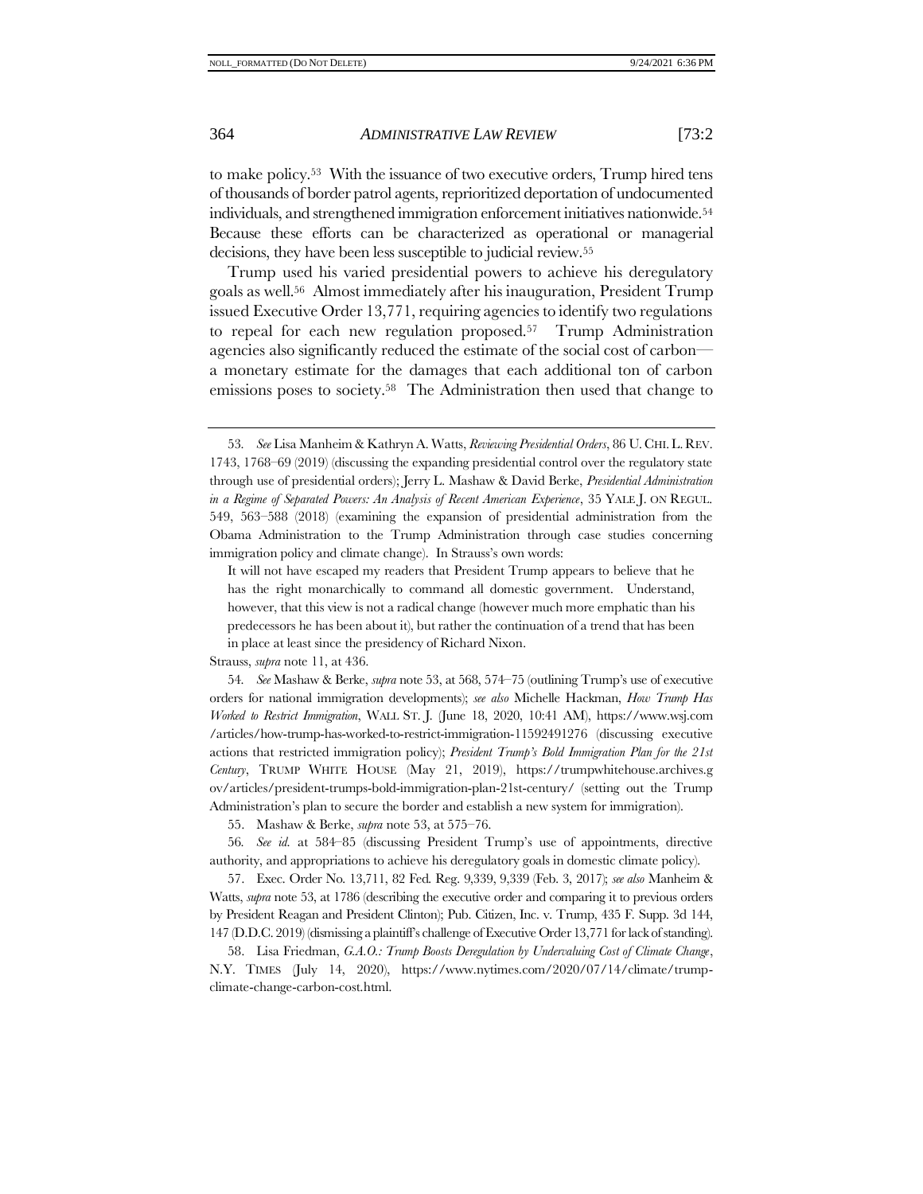to make policy.[53] With the issuance of two executive orders, Trump hired tens of thousands of border patrol agents, reprioritized deportation of undocumented individuals, and strengthened immigration enforcement initiatives nationwide.[54] Because these efforts can be characterized as operational or managerial decisions, they have been less susceptible to judicial review.[55]

Trump used his varied presidential powers to achieve his deregulatory goals as well.[56] Almost immediately after his inauguration, President Trump issued Executive Order 13,771, requiring agencies to identify two regulations to repeal for each new regulation proposed.[57] Trump Administration agencies also significantly reduced the estimate of the social cost of carbon—a monetary estimate for the damages that each additional ton of carbon emissions poses to society.[58] The Administration then used that change to

---

53. *See* Lisa Manheim & Kathryn A. Watts, *Reviewing Presidential Orders*, 86 U. CHI. L. REV. 1743, 1768–69 (2019) (discussing the expanding presidential control over the regulatory state through use of presidential orders); Jerry L. Mashaw & David Berke, *Presidential Administration in a Regime of Separated Powers: An Analysis of Recent American Experience*, 35 YALE J. ON REGUL. 549, 563–588 (2018) (examining the expansion of presidential administration from the Obama Administration to the Trump Administration through case studies concerning immigration policy and climate change). In Strauss's own words:

> It will not have escaped my readers that President Trump appears to believe that he has the right monarchically to command all domestic government. Understand, however, that this view is not a radical change (however much more emphatic than his predecessors he has been about it), but rather the continuation of a trend that has been in place at least since the presidency of Richard Nixon.

Strauss, *supra* note 11, at 436.

54. *See* Mashaw & Berke, *supra* note 53, at 568, 574–75 (outlining Trump's use of executive orders for national immigration developments); *see also* Michelle Hackman, *How Trump Has Worked to Restrict Immigration*, WALL ST. J. (June 18, 2020, 10:41 AM), https://www.wsj.com/articles/how-trump-has-worked-to-restrict-immigration-11592491276 (discussing executive actions that restricted immigration policy); *President Trump's Bold Immigration Plan for the 21st Century*, TRUMP WHITE HOUSE (May 21, 2019), https://trumpwhitehouse.archives.gov/articles/president-trumps-bold-immigration-plan-21st-century/ (setting out the Trump Administration's plan to secure the border and establish a new system for immigration).

55. Mashaw & Berke, *supra* note 53, at 575–76.

56. *See id.* at 584–85 (discussing President Trump's use of appointments, directive authority, and appropriations to achieve his deregulatory goals in domestic climate policy).

57. Exec. Order No. 13,711, 82 Fed. Reg. 9,339, 9,339 (Feb. 3, 2017); *see also* Manheim & Watts, *supra* note 53, at 1786 (describing the executive order and comparing it to previous orders by President Reagan and President Clinton); Pub. Citizen, Inc. v. Trump, 435 F. Supp. 3d 144, 147 (D.D.C. 2019) (dismissing a plaintiff's challenge of Executive Order 13,771 for lack of standing).

58. Lisa Friedman, *G.A.O.: Trump Boosts Deregulation by Undervaluing Cost of Climate Change*, N.Y. TIMES (July 14, 2020), https://www.nytimes.com/2020/07/14/climate/trump-climate-change-carbon-cost.html.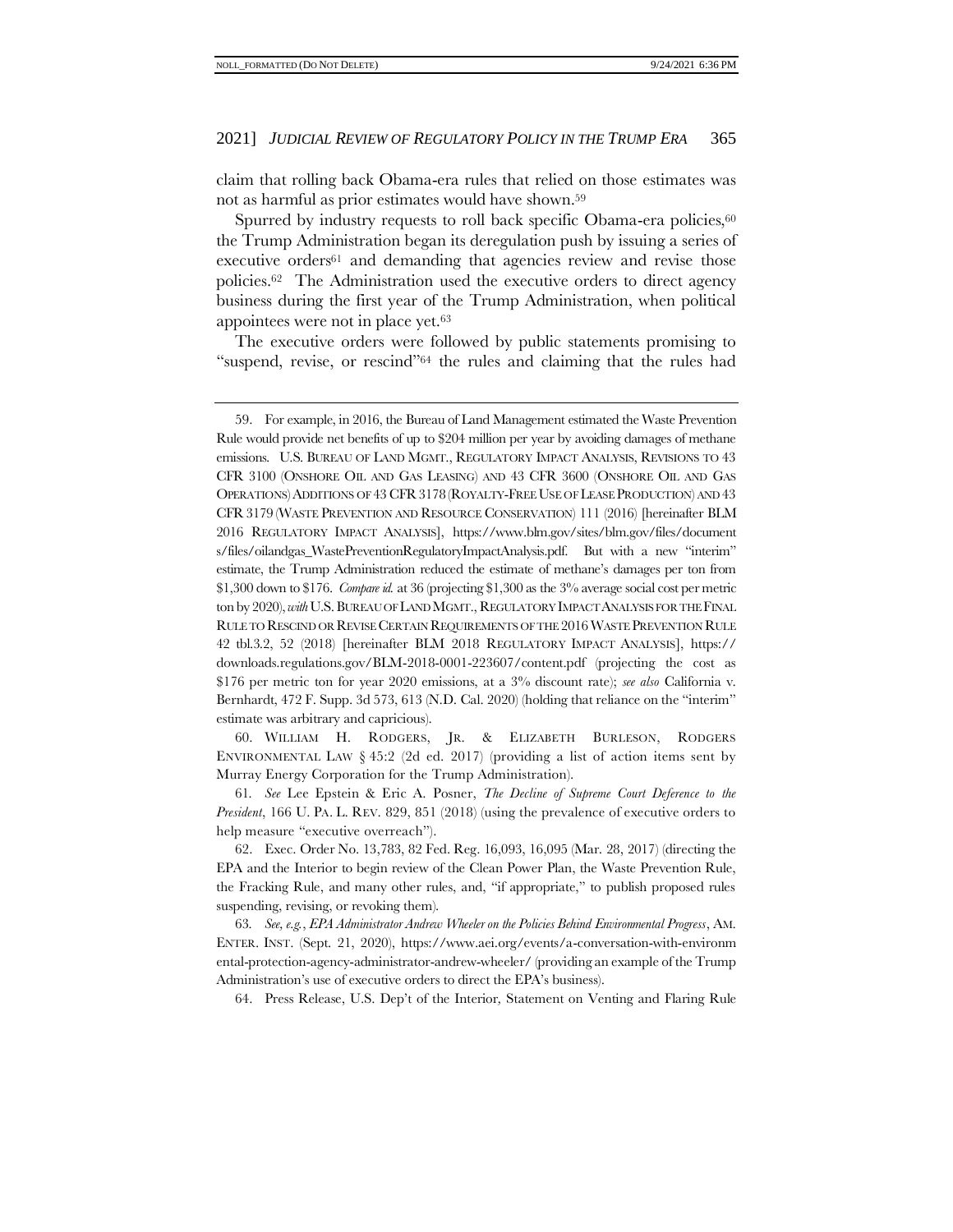claim that rolling back Obama-era rules that relied on those estimates was not as harmful as prior estimates would have shown.[59]

Spurred by industry requests to roll back specific Obama-era policies,[60] the Trump Administration began its deregulation push by issuing a series of executive orders[61] and demanding that agencies review and revise those policies.[62] The Administration used the executive orders to direct agency business during the first year of the Trump Administration, when political appointees were not in place yet.[63]

The executive orders were followed by public statements promising to "suspend, revise, or rescind"[64] the rules and claiming that the rules had

---

59. For example, in 2016, the Bureau of Land Management estimated the Waste Prevention Rule would provide net benefits of up to $204 million per year by avoiding damages of methane emissions. U.S. BUREAU OF LAND MGMT., REGULATORY IMPACT ANALYSIS, REVISIONS TO 43 CFR 3100 (ONSHORE OIL AND GAS LEASING) AND 43 CFR 3600 (ONSHORE OIL AND GAS OPERATIONS) ADDITIONS OF 43 CFR 3178 (ROYALTY-FREE USE OF LEASE PRODUCTION) AND 43 CFR 3179 (WASTE PREVENTION AND RESOURCE CONSERVATION) 111 (2016) [hereinafter BLM 2016 REGULATORY IMPACT ANALYSIS], https://www.blm.gov/sites/blm.gov/files/documents/files/oilandgas_WastePreventionRegulatoryImpactAnalysis.pdf. But with a new "interim" estimate, the Trump Administration reduced the estimate of methane's damages per ton from $1,300 down to $176. *Compare id.* at 36 (projecting $1,300 as the 3% average social cost per metric ton by 2020), *with* U.S. BUREAU OF LAND MGMT., REGULATORY IMPACT ANALYSIS FOR THE FINAL RULE TO RESCIND OR REVISE CERTAIN REQUIREMENTS OF THE 2016 WASTE PREVENTION RULE 42 tbl.3.2, 52 (2018) [hereinafter BLM 2018 REGULATORY IMPACT ANALYSIS], https://downloads.regulations.gov/BLM-2018-0001-223607/content.pdf (projecting the cost as $176 per metric ton for year 2020 emissions, at a 3% discount rate); *see also* California v. Bernhardt, 472 F. Supp. 3d 573, 613 (N.D. Cal. 2020) (holding that reliance on the "interim" estimate was arbitrary and capricious).

60. WILLIAM H. RODGERS, JR. & ELIZABETH BURLESON, RODGERS ENVIRONMENTAL LAW § 45:2 (2d ed. 2017) (providing a list of action items sent by Murray Energy Corporation for the Trump Administration).

61. *See* Lee Epstein & Eric A. Posner, *The Decline of Supreme Court Deference to the President*, 166 U. PA. L. REV. 829, 851 (2018) (using the prevalence of executive orders to help measure "executive overreach").

62. Exec. Order No. 13,783, 82 Fed. Reg. 16,093, 16,095 (Mar. 28, 2017) (directing the EPA and the Interior to begin review of the Clean Power Plan, the Waste Prevention Rule, the Fracking Rule, and many other rules, and, "if appropriate," to publish proposed rules suspending, revising, or revoking them).

63. *See, e.g.*, *EPA Administrator Andrew Wheeler on the Policies Behind Environmental Progress*, AM. ENTER. INST. (Sept. 21, 2020), https://www.aei.org/events/a-conversation-with-environmental-protection-agency-administrator-andrew-wheeler/ (providing an example of the Trump Administration's use of executive orders to direct the EPA's business).

64. Press Release, U.S. Dep't of the Interior, Statement on Venting and Flaring Rule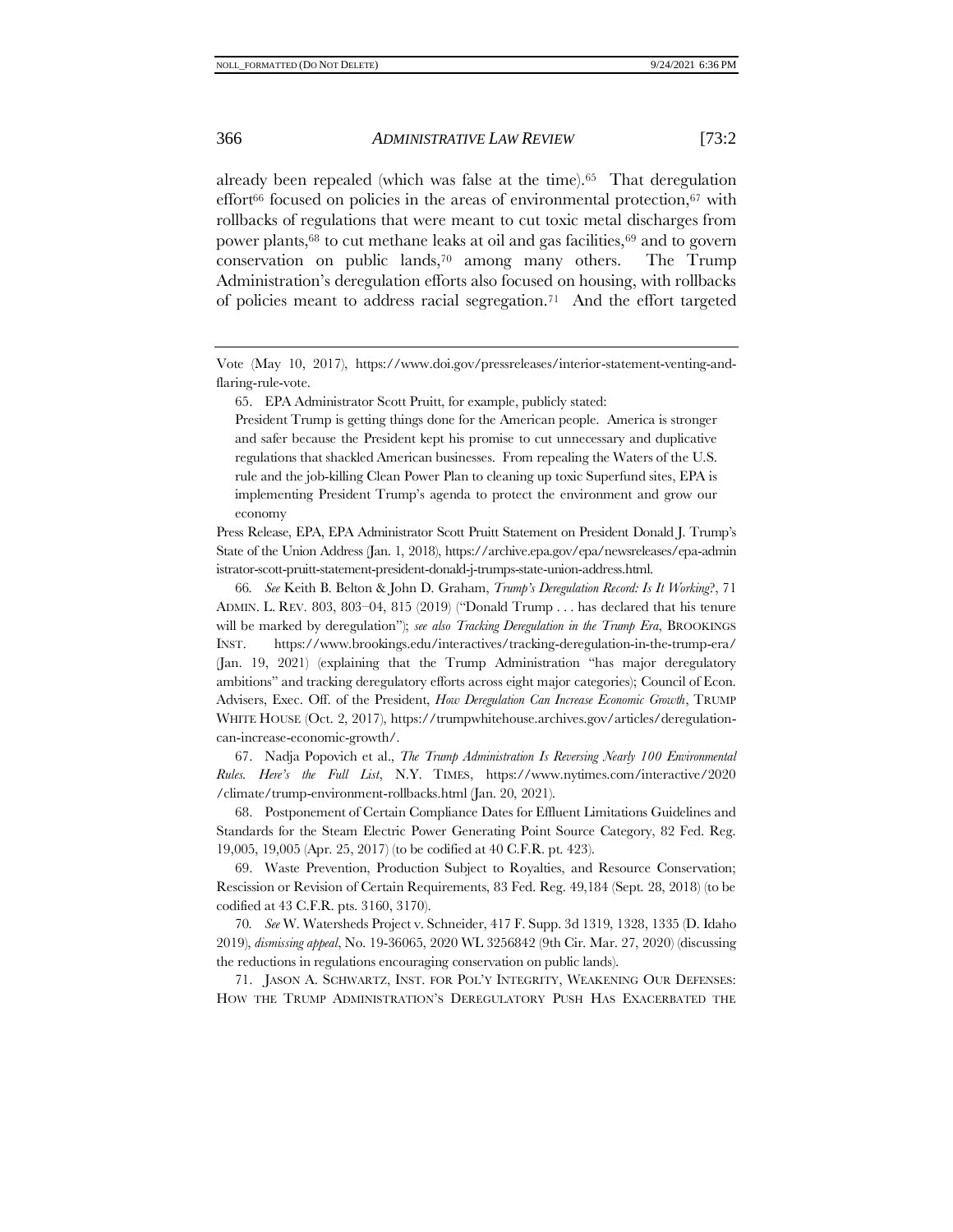already been repealed (which was false at the time).[65] That deregulation effort[66] focused on policies in the areas of environmental protection,[67] with rollbacks of regulations that were meant to cut toxic metal discharges from power plants,[68] to cut methane leaks at oil and gas facilities,[69] and to govern conservation on public lands,[70] among many others. The Trump Administration's deregulation efforts also focused on housing, with rollbacks of policies meant to address racial segregation.[71] And the effort targeted

---

Vote (May 10, 2017), https://www.doi.gov/pressreleases/interior-statement-venting-and-flaring-rule-vote.

65. EPA Administrator Scott Pruitt, for example, publicly stated:

> President Trump is getting things done for the American people. America is stronger and safer because the President kept his promise to cut unnecessary and duplicative regulations that shackled American businesses. From repealing the Waters of the U.S. rule and the job-killing Clean Power Plan to cleaning up toxic Superfund sites, EPA is implementing President Trump's agenda to protect the environment and grow our economy

Press Release, EPA, EPA Administrator Scott Pruitt Statement on President Donald J. Trump's State of the Union Address (Jan. 1, 2018), https://archive.epa.gov/epa/newsreleases/epa-administrator-scott-pruitt-statement-president-donald-j-trumps-state-union-address.html.

66. *See* Keith B. Belton & John D. Graham, *Trump's Deregulation Record: Is It Working?*, 71 ADMIN. L. REV. 803, 803–04, 815 (2019) ("Donald Trump . . . has declared that his tenure will be marked by deregulation"); *see also Tracking Deregulation in the Trump Era*, BROOKINGS INST. https://www.brookings.edu/interactives/tracking-deregulation-in-the-trump-era/ (Jan. 19, 2021) (explaining that the Trump Administration "has major deregulatory ambitions" and tracking deregulatory efforts across eight major categories); Council of Econ. Advisers, Exec. Off. of the President, *How Deregulation Can Increase Economic Growth*, TRUMP WHITE HOUSE (Oct. 2, 2017), https://trumpwhitehouse.archives.gov/articles/deregulation-can-increase-economic-growth/.

67. Nadja Popovich et al., *The Trump Administration Is Reversing Nearly 100 Environmental Rules. Here's the Full List*, N.Y. TIMES, https://www.nytimes.com/interactive/2020/climate/trump-environment-rollbacks.html (Jan. 20, 2021).

68. Postponement of Certain Compliance Dates for Effluent Limitations Guidelines and Standards for the Steam Electric Power Generating Point Source Category, 82 Fed. Reg. 19,005, 19,005 (Apr. 25, 2017) (to be codified at 40 C.F.R. pt. 423).

69. Waste Prevention, Production Subject to Royalties, and Resource Conservation; Rescission or Revision of Certain Requirements, 83 Fed. Reg. 49,184 (Sept. 28, 2018) (to be codified at 43 C.F.R. pts. 3160, 3170).

70. *See* W. Watersheds Project v. Schneider, 417 F. Supp. 3d 1319, 1328, 1335 (D. Idaho 2019), *dismissing appeal*, No. 19-36065, 2020 WL 3256842 (9th Cir. Mar. 27, 2020) (discussing the reductions in regulations encouraging conservation on public lands).

71. JASON A. SCHWARTZ, INST. FOR POL'Y INTEGRITY, WEAKENING OUR DEFENSES: HOW THE TRUMP ADMINISTRATION'S DEREGULATORY PUSH HAS EXACERBATED THE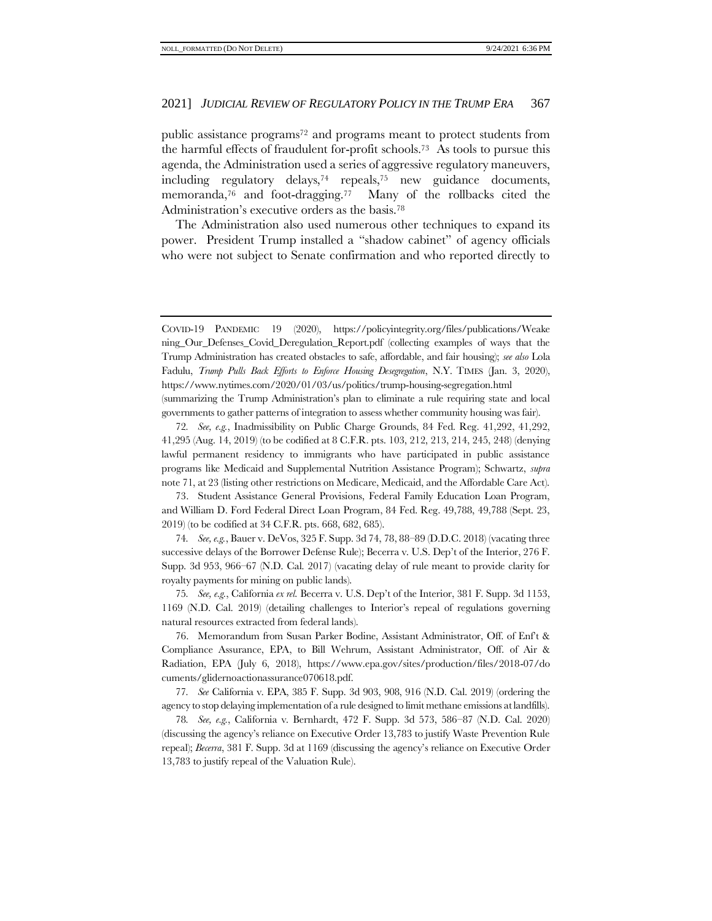public assistance programs[72] and programs meant to protect students from the harmful effects of fraudulent for-profit schools.[73] As tools to pursue this agenda, the Administration used a series of aggressive regulatory maneuvers, including regulatory delays,[74] repeals,[75] new guidance documents, memoranda,[76] and foot-dragging.[77] Many of the rollbacks cited the Administration's executive orders as the basis.[78]

The Administration also used numerous other techniques to expand its power. President Trump installed a "shadow cabinet" of agency officials who were not subject to Senate confirmation and who reported directly to

---

COVID-19 PANDEMIC 19 (2020), https://policyintegrity.org/files/publications/Weakening_Our_Defenses_Covid_Deregulation_Report.pdf (collecting examples of ways that the Trump Administration has created obstacles to safe, affordable, and fair housing); *see also* Lola Fadulu, *Trump Pulls Back Efforts to Enforce Housing Desegregation*, N.Y. TIMES (Jan. 3, 2020), https://www.nytimes.com/2020/01/03/us/politics/trump-housing-segregation.html (summarizing the Trump Administration's plan to eliminate a rule requiring state and local governments to gather patterns of integration to assess whether community housing was fair).

72. *See, e.g.*, Inadmissibility on Public Charge Grounds, 84 Fed. Reg. 41,292, 41,292, 41,295 (Aug. 14, 2019) (to be codified at 8 C.F.R. pts. 103, 212, 213, 214, 245, 248) (denying lawful permanent residency to immigrants who have participated in public assistance programs like Medicaid and Supplemental Nutrition Assistance Program); Schwartz, *supra* note 71, at 23 (listing other restrictions on Medicare, Medicaid, and the Affordable Care Act).

73. Student Assistance General Provisions, Federal Family Education Loan Program, and William D. Ford Federal Direct Loan Program, 84 Fed. Reg. 49,788, 49,788 (Sept. 23, 2019) (to be codified at 34 C.F.R. pts. 668, 682, 685).

74. *See, e.g.*, Bauer v. DeVos, 325 F. Supp. 3d 74, 78, 88–89 (D.D.C. 2018) (vacating three successive delays of the Borrower Defense Rule); Becerra v. U.S. Dep't of the Interior, 276 F. Supp. 3d 953, 966–67 (N.D. Cal. 2017) (vacating delay of rule meant to provide clarity for royalty payments for mining on public lands).

75. *See, e.g.*, California *ex rel.* Becerra v. U.S. Dep't of the Interior, 381 F. Supp. 3d 1153, 1169 (N.D. Cal. 2019) (detailing challenges to Interior's repeal of regulations governing natural resources extracted from federal lands).

76. Memorandum from Susan Parker Bodine, Assistant Administrator, Off. of Enf't & Compliance Assurance, EPA, to Bill Wehrum, Assistant Administrator, Off. of Air & Radiation, EPA (July 6, 2018), https://www.epa.gov/sites/production/files/2018-07/documents/glidernoactionassurance070618.pdf.

77. *See* California v. EPA, 385 F. Supp. 3d 903, 908, 916 (N.D. Cal. 2019) (ordering the agency to stop delaying implementation of a rule designed to limit methane emissions at landfills).

78. *See, e.g.*, California v. Bernhardt, 472 F. Supp. 3d 573, 586–87 (N.D. Cal. 2020) (discussing the agency's reliance on Executive Order 13,783 to justify Waste Prevention Rule repeal); *Becerra*, 381 F. Supp. 3d at 1169 (discussing the agency's reliance on Executive Order 13,783 to justify repeal of the Valuation Rule).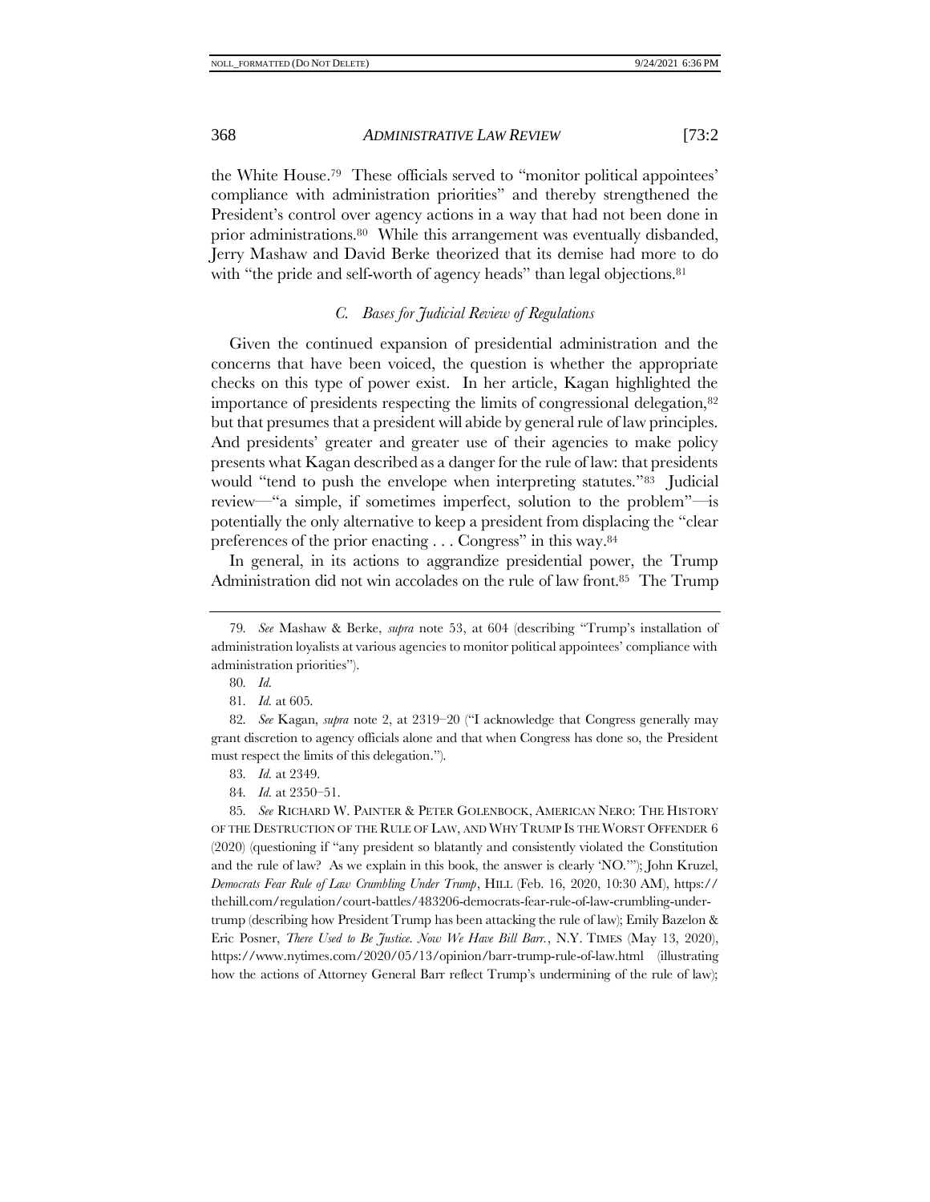the White House.[79] These officials served to "monitor political appointees' compliance with administration priorities" and thereby strengthened the President's control over agency actions in a way that had not been done in prior administrations.[80] While this arrangement was eventually disbanded, Jerry Mashaw and David Berke theorized that its demise had more to do with "the pride and self-worth of agency heads" than legal objections.[81]

### *C. Bases for Judicial Review of Regulations*

Given the continued expansion of presidential administration and the concerns that have been voiced, the question is whether the appropriate checks on this type of power exist. In her article, Kagan highlighted the importance of presidents respecting the limits of congressional delegation,[82] but that presumes that a president will abide by general rule of law principles. And presidents' greater and greater use of their agencies to make policy presents what Kagan described as a danger for the rule of law: that presidents would "tend to push the envelope when interpreting statutes."[83] Judicial review—"a simple, if sometimes imperfect, solution to the problem"—is potentially the only alternative to keep a president from displacing the "clear preferences of the prior enacting . . . Congress" in this way.[84]

In general, in its actions to aggrandize presidential power, the Trump Administration did not win accolades on the rule of law front.[85] The Trump

---

79. *See* Mashaw & Berke, *supra* note 53, at 604 (describing "Trump's installation of administration loyalists at various agencies to monitor political appointees' compliance with administration priorities").

80. *Id.*

81. *Id.* at 605.

82. *See* Kagan, *supra* note 2, at 2319–20 ("I acknowledge that Congress generally may grant discretion to agency officials alone and that when Congress has done so, the President must respect the limits of this delegation.").

83. *Id.* at 2349.

84. *Id.* at 2350–51.

85. *See* RICHARD W. PAINTER & PETER GOLENBOCK, AMERICAN NERO: THE HISTORY OF THE DESTRUCTION OF THE RULE OF LAW, AND WHY TRUMP IS THE WORST OFFENDER 6 (2020) (questioning if "any president so blatantly and consistently violated the Constitution and the rule of law? As we explain in this book, the answer is clearly 'NO.'"); John Kruzel, *Democrats Fear Rule of Law Crumbling Under Trump*, HILL (Feb. 16, 2020, 10:30 AM), https://thehill.com/regulation/court-battles/483206-democrats-fear-rule-of-law-crumbling-under-trump (describing how President Trump has been attacking the rule of law); Emily Bazelon & Eric Posner, *There Used to Be Justice. Now We Have Bill Barr.*, N.Y. TIMES (May 13, 2020), https://www.nytimes.com/2020/05/13/opinion/barr-trump-rule-of-law.html (illustrating how the actions of Attorney General Barr reflect Trump's undermining of the rule of law);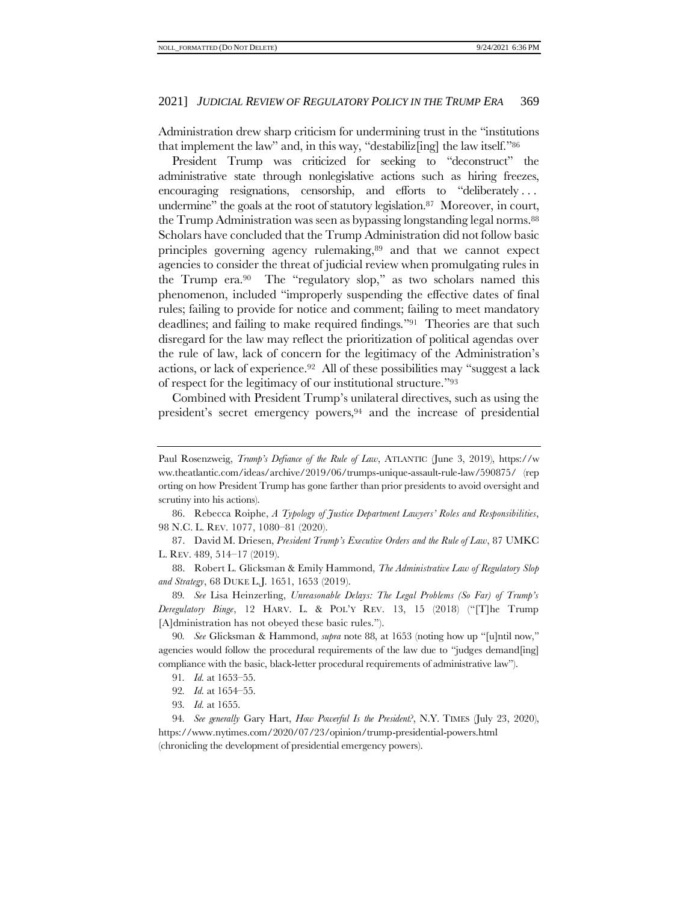Administration drew sharp criticism for undermining trust in the "institutions that implement the law" and, in this way, "destabiliz[ing] the law itself."[86]

President Trump was criticized for seeking to "deconstruct" the administrative state through nonlegislative actions such as hiring freezes, encouraging resignations, censorship, and efforts to "deliberately . . . undermine" the goals at the root of statutory legislation.[87] Moreover, in court, the Trump Administration was seen as bypassing longstanding legal norms.[88] Scholars have concluded that the Trump Administration did not follow basic principles governing agency rulemaking,[89] and that we cannot expect agencies to consider the threat of judicial review when promulgating rules in the Trump era.[90] The "regulatory slop," as two scholars named this phenomenon, included "improperly suspending the effective dates of final rules; failing to provide for notice and comment; failing to meet mandatory deadlines; and failing to make required findings."[91] Theories are that such disregard for the law may reflect the prioritization of political agendas over the rule of law, lack of concern for the legitimacy of the Administration's actions, or lack of experience.[92] All of these possibilities may "suggest a lack of respect for the legitimacy of our institutional structure."[93]

Combined with President Trump's unilateral directives, such as using the president's secret emergency powers,[94] and the increase of presidential

---

Paul Rosenzweig, *Trump's Defiance of the Rule of Law*, ATLANTIC (June 3, 2019), https://www.theatlantic.com/ideas/archive/2019/06/trumps-unique-assault-rule-law/590875/ (reporting on how President Trump has gone farther than prior presidents to avoid oversight and scrutiny into his actions).

86. Rebecca Roiphe, *A Typology of Justice Department Lawyers' Roles and Responsibilities*, 98 N.C. L. REV. 1077, 1080–81 (2020).

87. David M. Driesen, *President Trump's Executive Orders and the Rule of Law*, 87 UMKC L. REV. 489, 514–17 (2019).

88. Robert L. Glicksman & Emily Hammond, *The Administrative Law of Regulatory Slop and Strategy*, 68 DUKE L.J. 1651, 1653 (2019).

89. *See* Lisa Heinzerling, *Unreasonable Delays: The Legal Problems (So Far) of Trump's Deregulatory Binge*, 12 HARV. L. & POL'Y REV. 13, 15 (2018) ("[T]he Trump [A]dministration has not obeyed these basic rules.").

90. *See* Glicksman & Hammond, *supra* note 88, at 1653 (noting how up "[u]ntil now," agencies would follow the procedural requirements of the law due to "judges demand[ing] compliance with the basic, black-letter procedural requirements of administrative law").

91. *Id.* at 1653–55.

92. *Id.* at 1654–55.

93. *Id.* at 1655.

94. *See generally* Gary Hart, *How Powerful Is the President?*, N.Y. TIMES (July 23, 2020), https://www.nytimes.com/2020/07/23/opinion/trump-presidential-powers.html (chronicling the development of presidential emergency powers).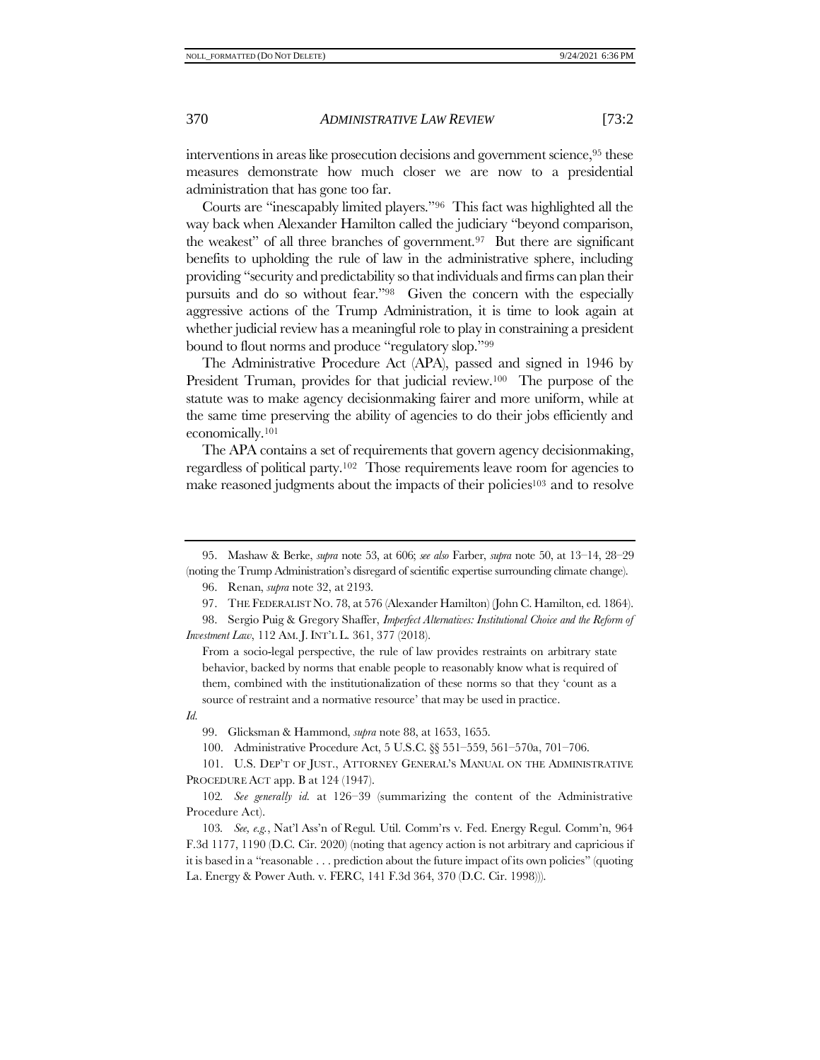interventions in areas like prosecution decisions and government science,[95] these measures demonstrate how much closer we are now to a presidential administration that has gone too far.

Courts are "inescapably limited players."[96] This fact was highlighted all the way back when Alexander Hamilton called the judiciary "beyond comparison, the weakest" of all three branches of government.[97] But there are significant benefits to upholding the rule of law in the administrative sphere, including providing "security and predictability so that individuals and firms can plan their pursuits and do so without fear."[98] Given the concern with the especially aggressive actions of the Trump Administration, it is time to look again at whether judicial review has a meaningful role to play in constraining a president bound to flout norms and produce "regulatory slop."[99]

The Administrative Procedure Act (APA), passed and signed in 1946 by President Truman, provides for that judicial review.[100] The purpose of the statute was to make agency decisionmaking fairer and more uniform, while at the same time preserving the ability of agencies to do their jobs efficiently and economically.[101]

The APA contains a set of requirements that govern agency decisionmaking, regardless of political party.[102] Those requirements leave room for agencies to make reasoned judgments about the impacts of their policies[103] and to resolve

---

95. Mashaw & Berke, *supra* note 53, at 606; *see also* Farber, *supra* note 50, at 13–14, 28–29 (noting the Trump Administration's disregard of scientific expertise surrounding climate change).

96. Renan, *supra* note 32, at 2193.

97. THE FEDERALIST NO. 78, at 576 (Alexander Hamilton) (John C. Hamilton, ed. 1864).

98. Sergio Puig & Gregory Shaffer, *Imperfect Alternatives: Institutional Choice and the Reform of Investment Law*, 112 AM. J. INT'L L. 361, 377 (2018).

> From a socio-legal perspective, the rule of law provides restraints on arbitrary state behavior, backed by norms that enable people to reasonably know what is required of them, combined with the institutionalization of these norms so that they 'count as a source of restraint and a normative resource' that may be used in practice.

*Id.*

99. Glicksman & Hammond, *supra* note 88, at 1653, 1655.

100. Administrative Procedure Act, 5 U.S.C. §§ 551–559, 561–570a, 701–706.

101. U.S. DEP'T OF JUST., ATTORNEY GENERAL'S MANUAL ON THE ADMINISTRATIVE PROCEDURE ACT app. B at 124 (1947).

102. *See generally id.* at 126–39 (summarizing the content of the Administrative Procedure Act).

103. *See, e.g.*, Nat'l Ass'n of Regul. Util. Comm'rs v. Fed. Energy Regul. Comm'n, 964 F.3d 1177, 1190 (D.C. Cir. 2020) (noting that agency action is not arbitrary and capricious if it is based in a "reasonable . . . prediction about the future impact of its own policies" (quoting La. Energy & Power Auth. v. FERC, 141 F.3d 364, 370 (D.C. Cir. 1998))).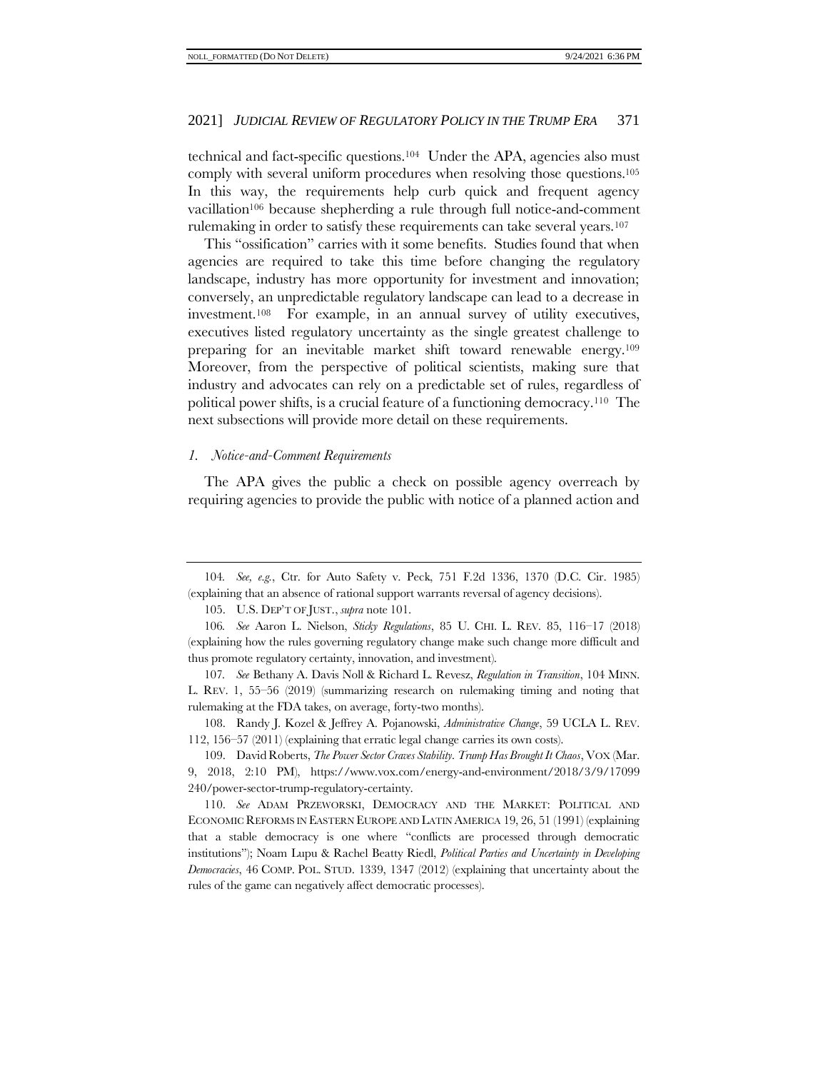technical and fact-specific questions.[104] Under the APA, agencies also must comply with several uniform procedures when resolving those questions.[105] In this way, the requirements help curb quick and frequent agency vacillation[106] because shepherding a rule through full notice-and-comment rulemaking in order to satisfy these requirements can take several years.[107]

This "ossification" carries with it some benefits. Studies found that when agencies are required to take this time before changing the regulatory landscape, industry has more opportunity for investment and innovation; conversely, an unpredictable regulatory landscape can lead to a decrease in investment.[108] For example, in an annual survey of utility executives, executives listed regulatory uncertainty as the single greatest challenge to preparing for an inevitable market shift toward renewable energy.[109] Moreover, from the perspective of political scientists, making sure that industry and advocates can rely on a predictable set of rules, regardless of political power shifts, is a crucial feature of a functioning democracy.[110] The next subsections will provide more detail on these requirements.

### *1. Notice-and-Comment Requirements*

The APA gives the public a check on possible agency overreach by requiring agencies to provide the public with notice of a planned action and

---

104. *See, e.g.*, Ctr. for Auto Safety v. Peck, 751 F.2d 1336, 1370 (D.C. Cir. 1985) (explaining that an absence of rational support warrants reversal of agency decisions).

105. U.S. DEP'T OF JUST., *supra* note 101.

106. *See* Aaron L. Nielson, *Sticky Regulations*, 85 U. CHI. L. REV. 85, 116–17 (2018) (explaining how the rules governing regulatory change make such change more difficult and thus promote regulatory certainty, innovation, and investment).

107. *See* Bethany A. Davis Noll & Richard L. Revesz, *Regulation in Transition*, 104 MINN. L. REV. 1, 55–56 (2019) (summarizing research on rulemaking timing and noting that rulemaking at the FDA takes, on average, forty-two months).

108. Randy J. Kozel & Jeffrey A. Pojanowski, *Administrative Change*, 59 UCLA L. REV. 112, 156–57 (2011) (explaining that erratic legal change carries its own costs).

109. David Roberts, *The Power Sector Craves Stability. Trump Has Brought It Chaos*, VOX (Mar. 9, 2018, 2:10 PM), https://www.vox.com/energy-and-environment/2018/3/9/17099240/power-sector-trump-regulatory-certainty.

110. *See* ADAM PRZEWORSKI, DEMOCRACY AND THE MARKET: POLITICAL AND ECONOMIC REFORMS IN EASTERN EUROPE AND LATIN AMERICA 19, 26, 51 (1991) (explaining that a stable democracy is one where "conflicts are processed through democratic institutions"); Noam Lupu & Rachel Beatty Riedl, *Political Parties and Uncertainty in Developing Democracies*, 46 COMP. POL. STUD. 1339, 1347 (2012) (explaining that uncertainty about the rules of the game can negatively affect democratic processes).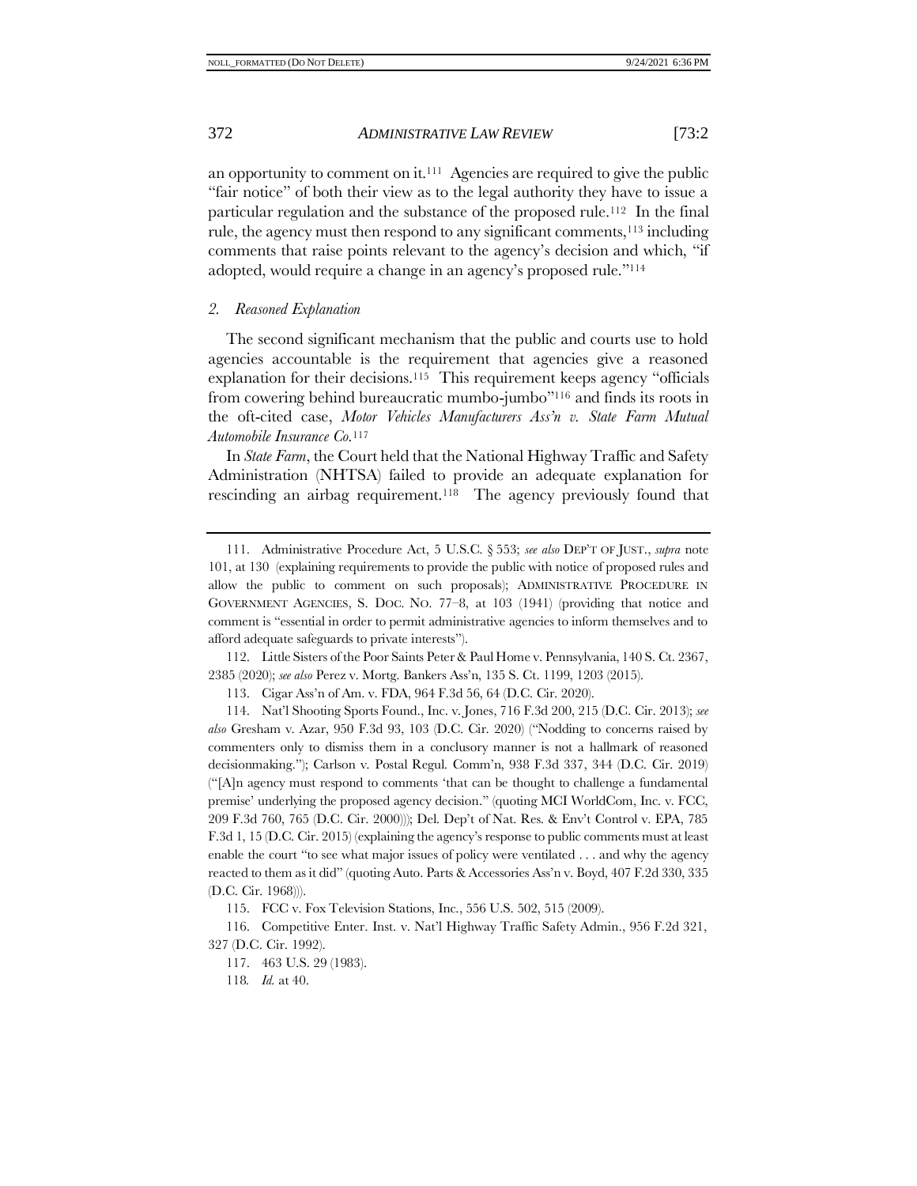an opportunity to comment on it.[111] Agencies are required to give the public "fair notice" of both their view as to the legal authority they have to issue a particular regulation and the substance of the proposed rule.[112] In the final rule, the agency must then respond to any significant comments,[113] including comments that raise points relevant to the agency's decision and which, "if adopted, would require a change in an agency's proposed rule."[114]

### 2. *Reasoned Explanation*

The second significant mechanism that the public and courts use to hold agencies accountable is the requirement that agencies give a reasoned explanation for their decisions.[115] This requirement keeps agency "officials from cowering behind bureaucratic mumbo-jumbo"[116] and finds its roots in the oft-cited case, *Motor Vehicles Manufacturers Ass'n v. State Farm Mutual Automobile Insurance Co.*[117]

In *State Farm*, the Court held that the National Highway Traffic and Safety Administration (NHTSA) failed to provide an adequate explanation for rescinding an airbag requirement.[118] The agency previously found that

---

111. Administrative Procedure Act, 5 U.S.C. § 553; *see also* DEP'T OF JUST., *supra* note 101, at 130 (explaining requirements to provide the public with notice of proposed rules and allow the public to comment on such proposals); ADMINISTRATIVE PROCEDURE IN GOVERNMENT AGENCIES, S. DOC. NO. 77–8, at 103 (1941) (providing that notice and comment is "essential in order to permit administrative agencies to inform themselves and to afford adequate safeguards to private interests").

112. Little Sisters of the Poor Saints Peter & Paul Home v. Pennsylvania, 140 S. Ct. 2367, 2385 (2020); *see also* Perez v. Mortg. Bankers Ass'n, 135 S. Ct. 1199, 1203 (2015).

113. Cigar Ass'n of Am. v. FDA, 964 F.3d 56, 64 (D.C. Cir. 2020).

114. Nat'l Shooting Sports Found., Inc. v. Jones, 716 F.3d 200, 215 (D.C. Cir. 2013); *see also* Gresham v. Azar, 950 F.3d 93, 103 (D.C. Cir. 2020) ("Nodding to concerns raised by commenters only to dismiss them in a conclusory manner is not a hallmark of reasoned decisionmaking."); Carlson v. Postal Regul. Comm'n, 938 F.3d 337, 344 (D.C. Cir. 2019) ("[A]n agency must respond to comments 'that can be thought to challenge a fundamental premise' underlying the proposed agency decision." (quoting MCI WorldCom, Inc. v. FCC, 209 F.3d 760, 765 (D.C. Cir. 2000))); Del. Dep't of Nat. Res. & Env't Control v. EPA, 785 F.3d 1, 15 (D.C. Cir. 2015) (explaining the agency's response to public comments must at least enable the court "to see what major issues of policy were ventilated . . . and why the agency reacted to them as it did" (quoting Auto. Parts & Accessories Ass'n v. Boyd, 407 F.2d 330, 335 (D.C. Cir. 1968))).

115. FCC v. Fox Television Stations, Inc., 556 U.S. 502, 515 (2009).

116. Competitive Enter. Inst. v. Nat'l Highway Traffic Safety Admin., 956 F.2d 321, 327 (D.C. Cir. 1992).

117. 463 U.S. 29 (1983).

118. *Id.* at 40.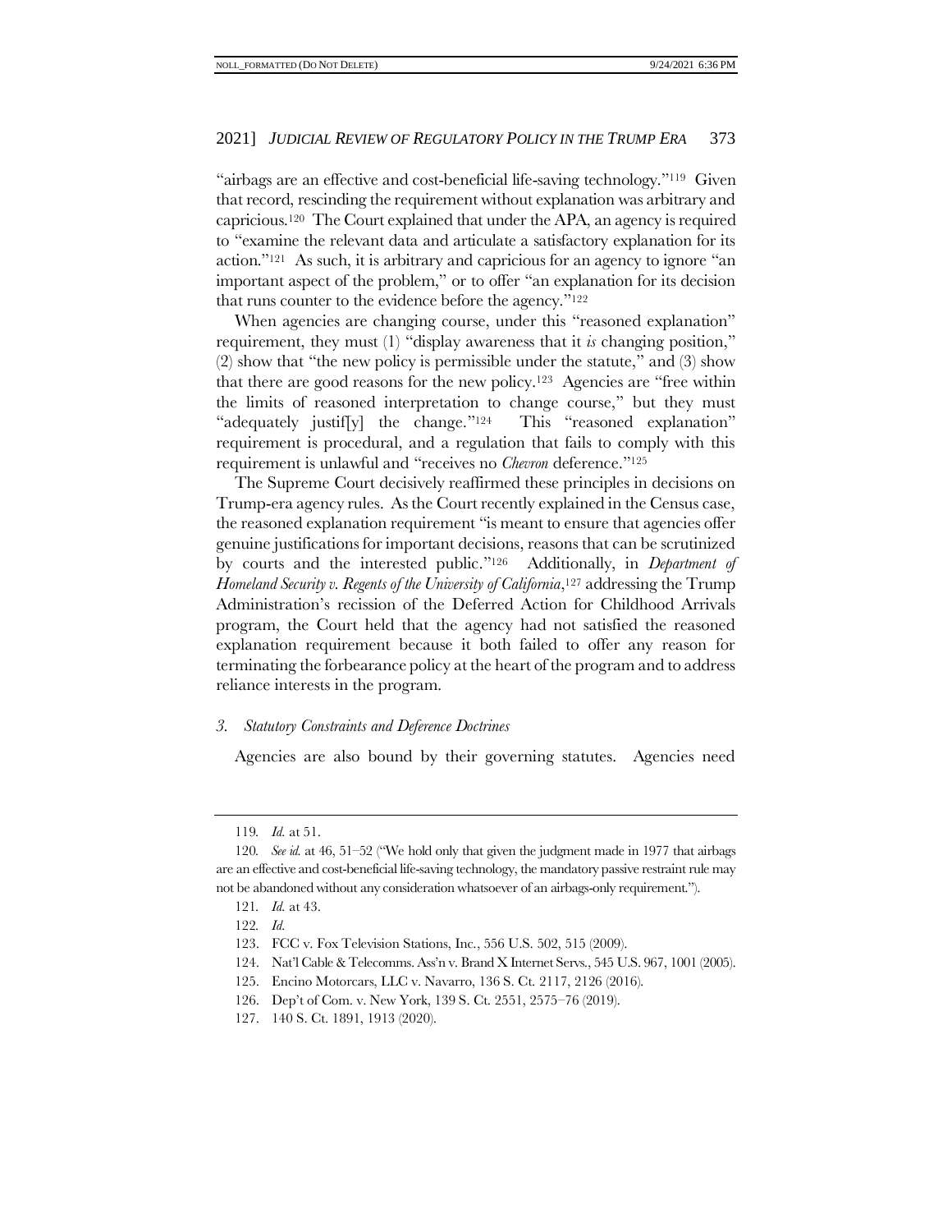"airbags are an effective and cost-beneficial life-saving technology."[119] Given that record, rescinding the requirement without explanation was arbitrary and capricious.[120] The Court explained that under the APA, an agency is required to "examine the relevant data and articulate a satisfactory explanation for its action."[121] As such, it is arbitrary and capricious for an agency to ignore "an important aspect of the problem," or to offer "an explanation for its decision that runs counter to the evidence before the agency."[122]

When agencies are changing course, under this "reasoned explanation" requirement, they must (1) "display awareness that it *is* changing position," (2) show that "the new policy is permissible under the statute," and (3) show that there are good reasons for the new policy.[123] Agencies are "free within the limits of reasoned interpretation to change course," but they must "adequately justif[y] the change."[124] This "reasoned explanation" requirement is procedural, and a regulation that fails to comply with this requirement is unlawful and "receives no *Chevron* deference."[125]

The Supreme Court decisively reaffirmed these principles in decisions on Trump-era agency rules. As the Court recently explained in the Census case, the reasoned explanation requirement "is meant to ensure that agencies offer genuine justifications for important decisions, reasons that can be scrutinized by courts and the interested public."[126] Additionally, in *Department of Homeland Security v. Regents of the University of California*,[127] addressing the Trump Administration's recission of the Deferred Action for Childhood Arrivals program, the Court held that the agency had not satisfied the reasoned explanation requirement because it both failed to offer any reason for terminating the forbearance policy at the heart of the program and to address reliance interests in the program.

### *3. Statutory Constraints and Deference Doctrines*

Agencies are also bound by their governing statutes. Agencies need

---

119. *Id.* at 51.

120. *See id.* at 46, 51–52 ("We hold only that given the judgment made in 1977 that airbags are an effective and cost-beneficial life-saving technology, the mandatory passive restraint rule may not be abandoned without any consideration whatsoever of an airbags-only requirement.").

121. *Id.* at 43.

122. *Id.*

123. FCC v. Fox Television Stations, Inc., 556 U.S. 502, 515 (2009).

124. Nat'l Cable & Telecomms. Ass'n v. Brand X Internet Servs., 545 U.S. 967, 1001 (2005).

125. Encino Motorcars, LLC v. Navarro, 136 S. Ct. 2117, 2126 (2016).

126. Dep't of Com. v. New York, 139 S. Ct. 2551, 2575–76 (2019).

127. 140 S. Ct. 1891, 1913 (2020).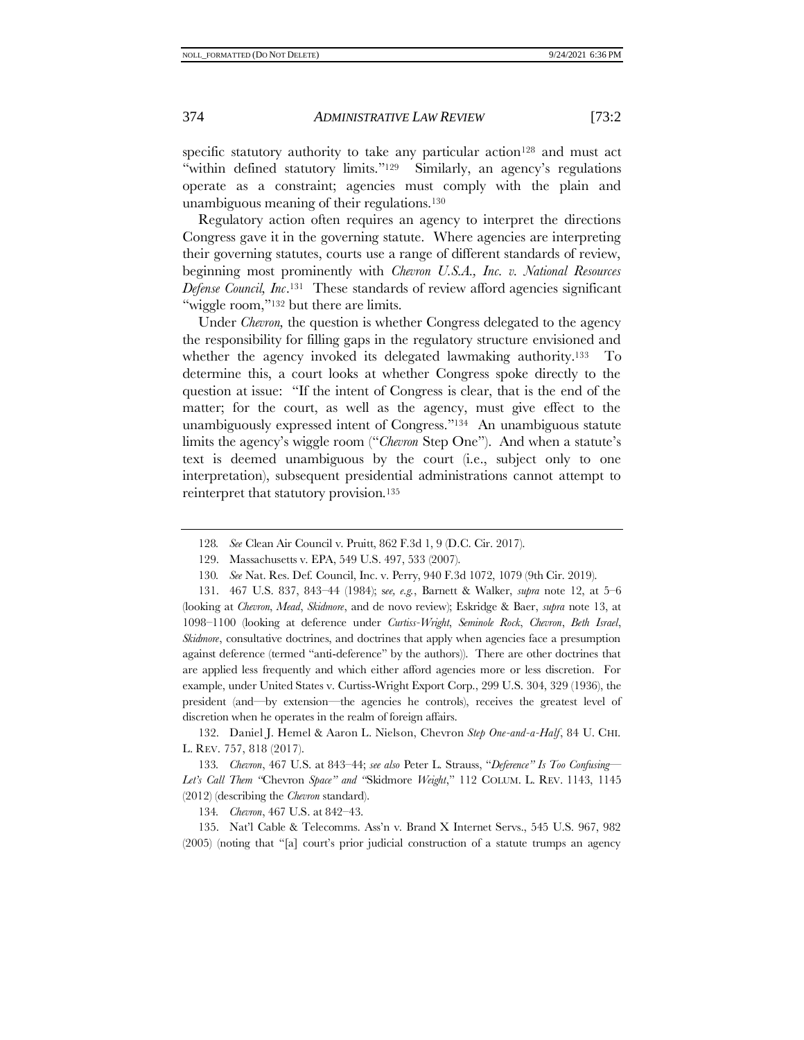specific statutory authority to take any particular action[128] and must act "within defined statutory limits."[129] Similarly, an agency's regulations operate as a constraint; agencies must comply with the plain and unambiguous meaning of their regulations.[130]

Regulatory action often requires an agency to interpret the directions Congress gave it in the governing statute. Where agencies are interpreting their governing statutes, courts use a range of different standards of review, beginning most prominently with *Chevron U.S.A., Inc. v. National Resources Defense Council, Inc*.[131] These standards of review afford agencies significant "wiggle room,"[132] but there are limits.

Under *Chevron,* the question is whether Congress delegated to the agency the responsibility for filling gaps in the regulatory structure envisioned and whether the agency invoked its delegated lawmaking authority.[133] To determine this, a court looks at whether Congress spoke directly to the question at issue: "If the intent of Congress is clear, that is the end of the matter; for the court, as well as the agency, must give effect to the unambiguously expressed intent of Congress."[134] An unambiguous statute limits the agency's wiggle room ("*Chevron* Step One"). And when a statute's text is deemed unambiguous by the court (i.e., subject only to one interpretation), subsequent presidential administrations cannot attempt to reinterpret that statutory provision.[135]

---

128. *See* Clean Air Council v. Pruitt, 862 F.3d 1, 9 (D.C. Cir. 2017).

129. Massachusetts v. EPA, 549 U.S. 497, 533 (2007).

130. *See* Nat. Res. Def. Council, Inc. v. Perry, 940 F.3d 1072, 1079 (9th Cir. 2019).

131. 467 U.S. 837, 843–44 (1984); s*ee, e.g.*, Barnett & Walker, *supra* note 12, at 5–6 (looking at *Chevron*, *Mead*, *Skidmore*, and de novo review); Eskridge & Baer, *supra* note 13, at 1098–1100 (looking at deference under *Curtiss-Wright*, *Seminole Rock*, *Chevron*, *Beth Israel*, *Skidmore*, consultative doctrines, and doctrines that apply when agencies face a presumption against deference (termed "anti-deference" by the authors)). There are other doctrines that are applied less frequently and which either afford agencies more or less discretion. For example, under United States v. Curtiss-Wright Export Corp., 299 U.S. 304, 329 (1936), the president (and—by extension—the agencies he controls), receives the greatest level of discretion when he operates in the realm of foreign affairs.

132. Daniel J. Hemel & Aaron L. Nielson, Chevron *Step One-and-a-Half*, 84 U. CHI. L. REV. 757, 818 (2017).

133. *Chevron*, 467 U.S. at 843–44; *see also* Peter L. Strauss, "*Deference" Is Too Confusing—Let's Call Them "*Chevron *Space" and "*Skidmore *Weight*," 112 COLUM. L. REV. 1143, 1145 (2012) (describing the *Chevron* standard).

134. *Chevron*, 467 U.S. at 842–43.

135. Nat'l Cable & Telecomms. Ass'n v. Brand X Internet Servs., 545 U.S. 967, 982 (2005) (noting that "[a] court's prior judicial construction of a statute trumps an agency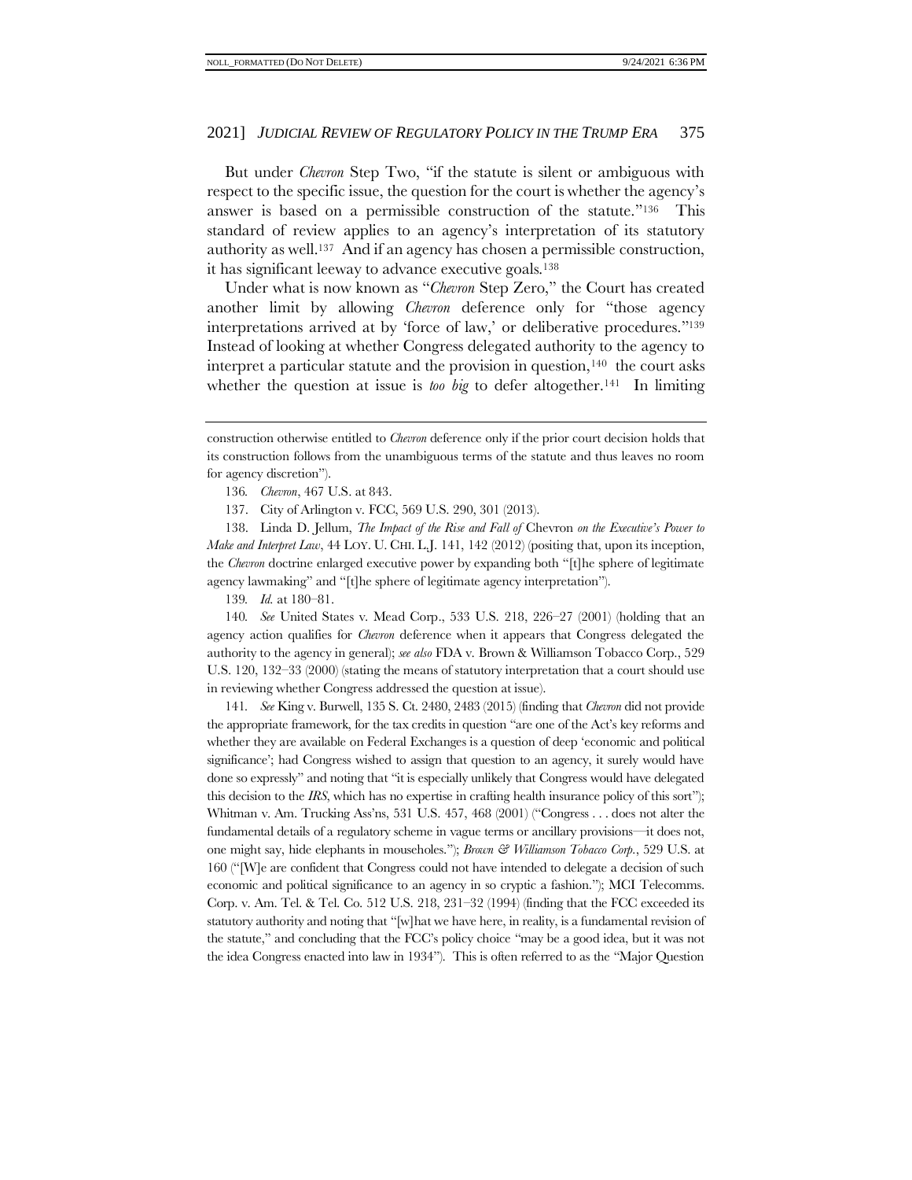But under *Chevron* Step Two, "if the statute is silent or ambiguous with respect to the specific issue, the question for the court is whether the agency's answer is based on a permissible construction of the statute."[136] This standard of review applies to an agency's interpretation of its statutory authority as well.[137] And if an agency has chosen a permissible construction, it has significant leeway to advance executive goals.[138]

Under what is now known as "*Chevron* Step Zero," the Court has created another limit by allowing *Chevron* deference only for "those agency interpretations arrived at by 'force of law,' or deliberative procedures."[139] Instead of looking at whether Congress delegated authority to the agency to interpret a particular statute and the provision in question,[140] the court asks whether the question at issue is *too big* to defer altogether.[141] In limiting

---

construction otherwise entitled to *Chevron* deference only if the prior court decision holds that its construction follows from the unambiguous terms of the statute and thus leaves no room for agency discretion").

136. *Chevron*, 467 U.S. at 843.

137. City of Arlington v. FCC, 569 U.S. 290, 301 (2013).

138. Linda D. Jellum, *The Impact of the Rise and Fall of* Chevron *on the Executive's Power to Make and Interpret Law*, 44 LOY. U. CHI. L.J. 141, 142 (2012) (positing that, upon its inception, the *Chevron* doctrine enlarged executive power by expanding both "[t]he sphere of legitimate agency lawmaking" and "[t]he sphere of legitimate agency interpretation").

139. *Id.* at 180–81.

140. *See* United States v. Mead Corp., 533 U.S. 218, 226–27 (2001) (holding that an agency action qualifies for *Chevron* deference when it appears that Congress delegated the authority to the agency in general); *see also* FDA v. Brown & Williamson Tobacco Corp., 529 U.S. 120, 132–33 (2000) (stating the means of statutory interpretation that a court should use in reviewing whether Congress addressed the question at issue).

141. *See* King v. Burwell, 135 S. Ct. 2480, 2483 (2015) (finding that *Chevron* did not provide the appropriate framework, for the tax credits in question "are one of the Act's key reforms and whether they are available on Federal Exchanges is a question of deep 'economic and political significance'; had Congress wished to assign that question to an agency, it surely would have done so expressly" and noting that "it is especially unlikely that Congress would have delegated this decision to the *IRS*, which has no expertise in crafting health insurance policy of this sort"); Whitman v. Am. Trucking Ass'ns, 531 U.S. 457, 468 (2001) ("Congress . . . does not alter the fundamental details of a regulatory scheme in vague terms or ancillary provisions—it does not, one might say, hide elephants in mouseholes."); *Brown & Williamson Tobacco Corp.*, 529 U.S. at 160 ("[W]e are confident that Congress could not have intended to delegate a decision of such economic and political significance to an agency in so cryptic a fashion."); MCI Telecomms. Corp. v. Am. Tel. & Tel. Co. 512 U.S. 218, 231–32 (1994) (finding that the FCC exceeded its statutory authority and noting that "[w]hat we have here, in reality, is a fundamental revision of the statute," and concluding that the FCC's policy choice "may be a good idea, but it was not the idea Congress enacted into law in 1934"). This is often referred to as the "Major Question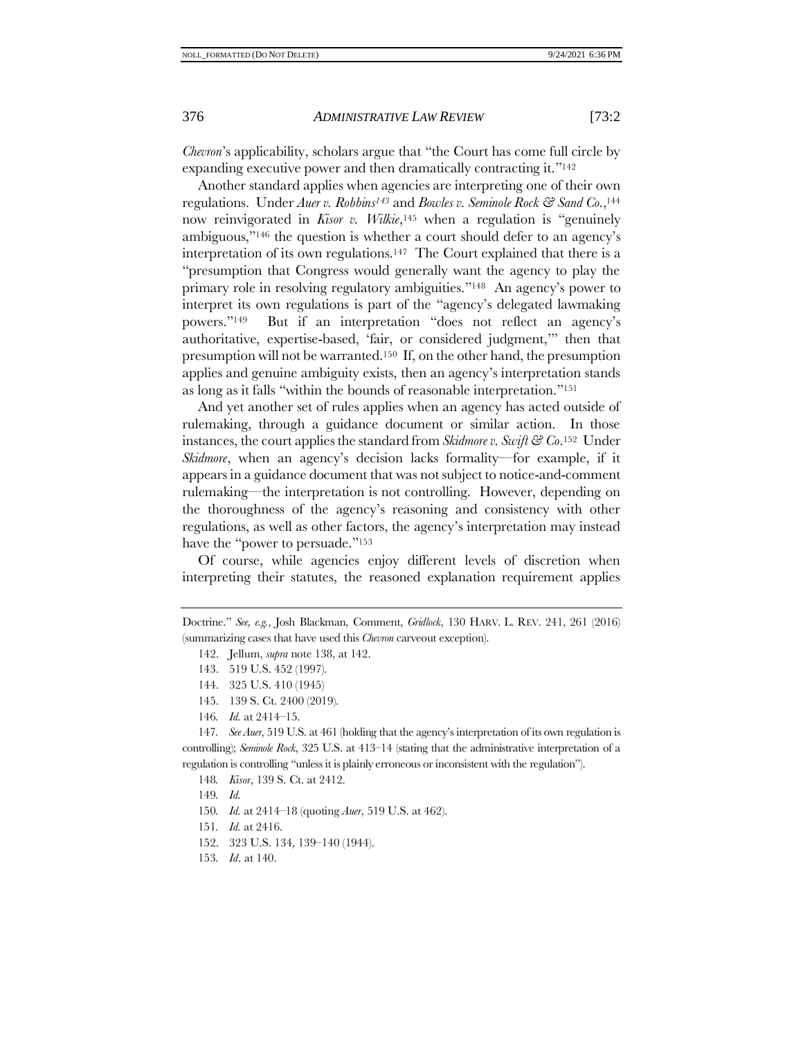*Chevron*'s applicability, scholars argue that "the Court has come full circle by expanding executive power and then dramatically contracting it."[142]

Another standard applies when agencies are interpreting one of their own regulations. Under *Auer v. Robbins*[143] and *Bowles v. Seminole Rock & Sand Co.*,[144] now reinvigorated in *Kisor v. Wilkie*,[145] when a regulation is "genuinely ambiguous,"[146] the question is whether a court should defer to an agency's interpretation of its own regulations.[147] The Court explained that there is a "presumption that Congress would generally want the agency to play the primary role in resolving regulatory ambiguities."[148] An agency's power to interpret its own regulations is part of the "agency's delegated lawmaking powers."[149] But if an interpretation "does not reflect an agency's authoritative, expertise-based, 'fair, or considered judgment,'" then that presumption will not be warranted.[150] If, on the other hand, the presumption applies and genuine ambiguity exists, then an agency's interpretation stands as long as it falls "within the bounds of reasonable interpretation."[151]

And yet another set of rules applies when an agency has acted outside of rulemaking, through a guidance document or similar action. In those instances, the court applies the standard from *Skidmore v. Swift & Co*.[152] Under *Skidmore*, when an agency's decision lacks formality—for example, if it appears in a guidance document that was not subject to notice-and-comment rulemaking—the interpretation is not controlling. However, depending on the thoroughness of the agency's reasoning and consistency with other regulations, as well as other factors, the agency's interpretation may instead have the "power to persuade."[153]

Of course, while agencies enjoy different levels of discretion when interpreting their statutes, the reasoned explanation requirement applies

---

Doctrine." *See, e.g.*, Josh Blackman, Comment, *Gridlock*, 130 HARV. L. REV. 241, 261 (2016) (summarizing cases that have used this *Chevron* carveout exception).

142. Jellum, *supra* note 138, at 142.

143. 519 U.S. 452 (1997).

144. 325 U.S. 410 (1945)

145. 139 S. Ct. 2400 (2019).

146. *Id.* at 2414–15.

147. *See Auer*, 519 U.S. at 461 (holding that the agency's interpretation of its own regulation is controlling); *Seminole Rock*, 325 U.S. at 413–14 (stating that the administrative interpretation of a regulation is controlling "unless it is plainly erroneous or inconsistent with the regulation").

148. *Kisor*, 139 S. Ct. at 2412.

149. *Id.*

150. *Id.* at 2414–18 (quoting *Auer*, 519 U.S. at 462).

151. *Id.* at 2416.

152. 323 U.S. 134, 139–140 (1944).

153. *Id*. at 140.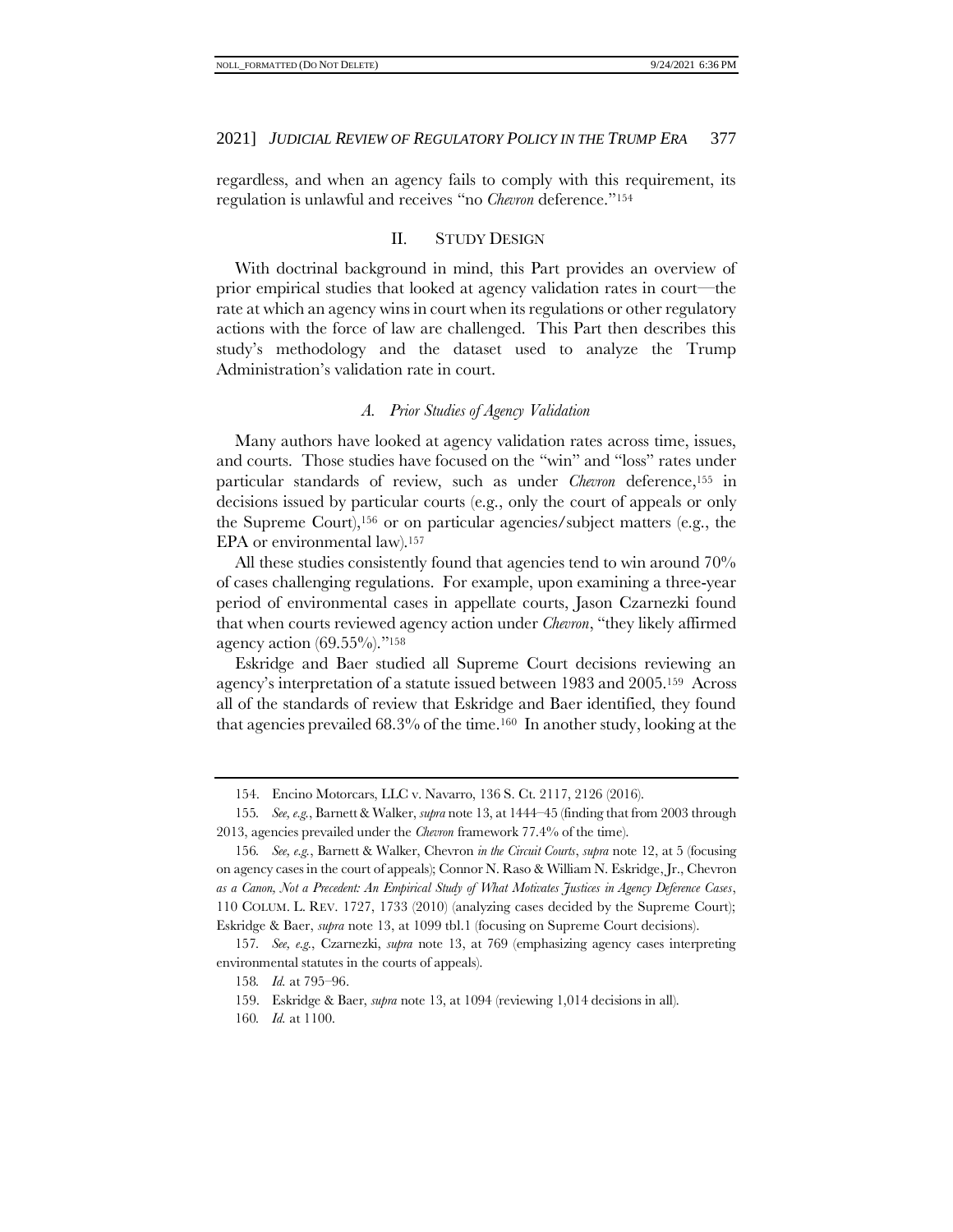regardless, and when an agency fails to comply with this requirement, its regulation is unlawful and receives "no *Chevron* deference."[154]

## II. STUDY DESIGN

With doctrinal background in mind, this Part provides an overview of prior empirical studies that looked at agency validation rates in court—the rate at which an agency wins in court when its regulations or other regulatory actions with the force of law are challenged. This Part then describes this study's methodology and the dataset used to analyze the Trump Administration's validation rate in court.

### *A. Prior Studies of Agency Validation*

Many authors have looked at agency validation rates across time, issues, and courts. Those studies have focused on the "win" and "loss" rates under particular standards of review, such as under *Chevron* deference,[155] in decisions issued by particular courts (e.g., only the court of appeals or only the Supreme Court),[156] or on particular agencies/subject matters (e.g., the EPA or environmental law).[157]

All these studies consistently found that agencies tend to win around 70% of cases challenging regulations. For example, upon examining a three-year period of environmental cases in appellate courts, Jason Czarnezki found that when courts reviewed agency action under *Chevron*, "they likely affirmed agency action (69.55%)."[158]

Eskridge and Baer studied all Supreme Court decisions reviewing an agency's interpretation of a statute issued between 1983 and 2005.[159] Across all of the standards of review that Eskridge and Baer identified, they found that agencies prevailed 68.3% of the time.[160] In another study, looking at the

---

154. Encino Motorcars, LLC v. Navarro, 136 S. Ct. 2117, 2126 (2016).

155. *See, e.g.*, Barnett & Walker, *supra* note 13, at 1444–45 (finding that from 2003 through 2013, agencies prevailed under the *Chevron* framework 77.4% of the time).

156. *See, e.g.*, Barnett & Walker, Chevron *in the Circuit Courts*, *supra* note 12, at 5 (focusing on agency cases in the court of appeals); Connor N. Raso & William N. Eskridge, Jr., Chevron *as a Canon, Not a Precedent: An Empirical Study of What Motivates Justices in Agency Deference Cases*, 110 COLUM. L. REV. 1727, 1733 (2010) (analyzing cases decided by the Supreme Court); Eskridge & Baer, *supra* note 13, at 1099 tbl.1 (focusing on Supreme Court decisions).

157. *See, e.g.*, Czarnezki, *supra* note 13, at 769 (emphasizing agency cases interpreting environmental statutes in the courts of appeals).

158. *Id.* at 795–96.

159. Eskridge & Baer, *supra* note 13, at 1094 (reviewing 1,014 decisions in all).

160. *Id.* at 1100.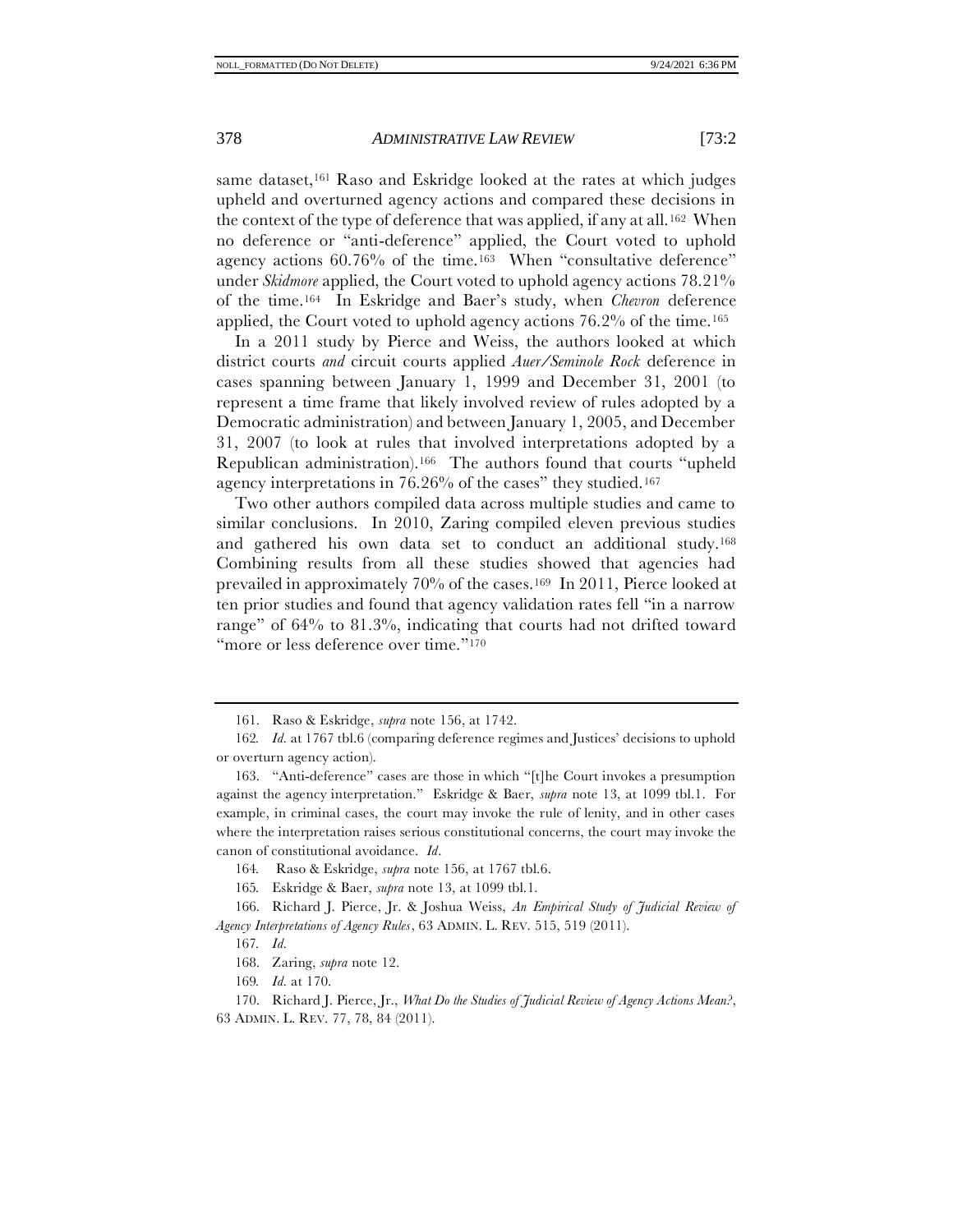same dataset,[161] Raso and Eskridge looked at the rates at which judges upheld and overturned agency actions and compared these decisions in the context of the type of deference that was applied, if any at all.[162] When no deference or "anti-deference" applied, the Court voted to uphold agency actions 60.76% of the time.[163] When "consultative deference" under *Skidmore* applied, the Court voted to uphold agency actions 78.21% of the time.[164] In Eskridge and Baer's study, when *Chevron* deference applied, the Court voted to uphold agency actions 76.2% of the time.[165]

In a 2011 study by Pierce and Weiss, the authors looked at which district courts *and* circuit courts applied *Auer/Seminole Rock* deference in cases spanning between January 1, 1999 and December 31, 2001 (to represent a time frame that likely involved review of rules adopted by a Democratic administration) and between January 1, 2005, and December 31, 2007 (to look at rules that involved interpretations adopted by a Republican administration).[166] The authors found that courts "upheld agency interpretations in 76.26% of the cases" they studied.[167]

Two other authors compiled data across multiple studies and came to similar conclusions. In 2010, Zaring compiled eleven previous studies and gathered his own data set to conduct an additional study.[168] Combining results from all these studies showed that agencies had prevailed in approximately 70% of the cases.[169] In 2011, Pierce looked at ten prior studies and found that agency validation rates fell "in a narrow range" of 64% to 81.3%, indicating that courts had not drifted toward "more or less deference over time."[170]

---

161. Raso & Eskridge, *supra* note 156, at 1742.

162. *Id.* at 1767 tbl.6 (comparing deference regimes and Justices' decisions to uphold or overturn agency action).

163. "Anti-deference" cases are those in which "[t]he Court invokes a presumption against the agency interpretation." Eskridge & Baer, *supra* note 13, at 1099 tbl.1. For example, in criminal cases, the court may invoke the rule of lenity, and in other cases where the interpretation raises serious constitutional concerns, the court may invoke the canon of constitutional avoidance. *Id*.

164. Raso & Eskridge, *supra* note 156, at 1767 tbl.6.

165. Eskridge & Baer, *supra* note 13, at 1099 tbl.1.

166. Richard J. Pierce, Jr. & Joshua Weiss, *An Empirical Study of Judicial Review of Agency Interpretations of Agency Rules*, 63 ADMIN. L. REV. 515, 519 (2011).

167. *Id.*

168. Zaring, *supra* note 12.

169. *Id.* at 170.

170. Richard J. Pierce, Jr., *What Do the Studies of Judicial Review of Agency Actions Mean?*, 63 ADMIN. L. REV. 77, 78, 84 (2011).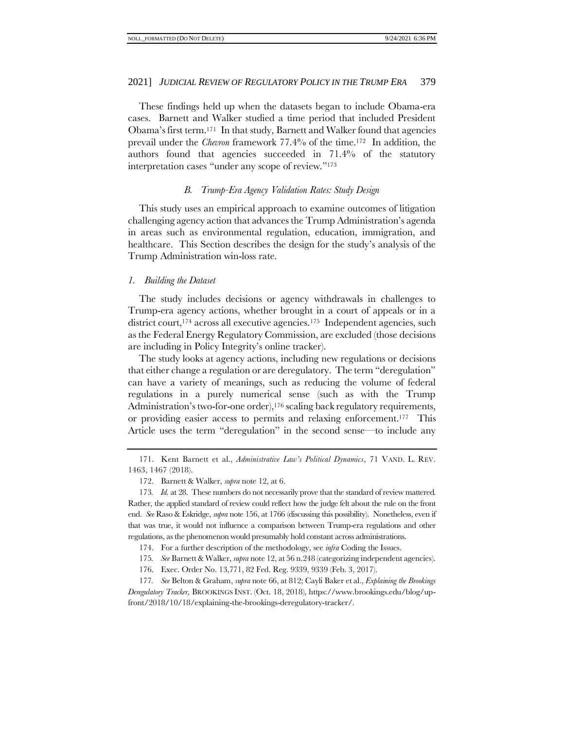These findings held up when the datasets began to include Obama-era cases. Barnett and Walker studied a time period that included President Obama's first term.[171] In that study, Barnett and Walker found that agencies prevail under the *Chevron* framework 77.4% of the time.[172] In addition, the authors found that agencies succeeded in 71.4% of the statutory interpretation cases "under any scope of review."[173]

### *B. Trump-Era Agency Validation Rates: Study Design*

This study uses an empirical approach to examine outcomes of litigation challenging agency action that advances the Trump Administration's agenda in areas such as environmental regulation, education, immigration, and healthcare. This Section describes the design for the study's analysis of the Trump Administration win-loss rate.

#### *1. Building the Dataset*

The study includes decisions or agency withdrawals in challenges to Trump-era agency actions, whether brought in a court of appeals or in a district court,[174] across all executive agencies.[175] Independent agencies, such as the Federal Energy Regulatory Commission, are excluded (those decisions are including in Policy Integrity's online tracker).

The study looks at agency actions, including new regulations or decisions that either change a regulation or are deregulatory. The term "deregulation" can have a variety of meanings, such as reducing the volume of federal regulations in a purely numerical sense (such as with the Trump Administration's two-for-one order),[176] scaling back regulatory requirements, or providing easier access to permits and relaxing enforcement.[177] This Article uses the term "deregulation" in the second sense—to include any

---

171. Kent Barnett et al., *Administrative Law's Political Dynamics*, 71 VAND. L. REV. 1463, 1467 (2018).

172. Barnett & Walker, *supra* note 12, at 6.

173. *Id.* at 28. These numbers do not necessarily prove that the standard of review mattered. Rather, the applied standard of review could reflect how the judge felt about the rule on the front end. *See* Raso & Eskridge, *supra* note 156, at 1766 (discussing this possibility). Nonetheless, even if that was true, it would not influence a comparison between Trump-era regulations and other regulations, as the phenomenon would presumably hold constant across administrations.

174. For a further description of the methodology, see *infra* Coding the Issues.

175. *See* Barnett & Walker, *supra* note 12, at 56 n.248 (categorizing independent agencies).

176. Exec. Order No. 13,771, 82 Fed. Reg. 9339, 9339 (Feb. 3, 2017).

177. *See* Belton & Graham, *supra* note 66, at 812; Cayli Baker et al., *Explaining the Brookings Deregulatory Tracker,* BROOKINGS INST. (Oct. 18, 2018), https://www.brookings.edu/blog/up-front/2018/10/18/explaining-the-brookings-deregulatory-tracker/.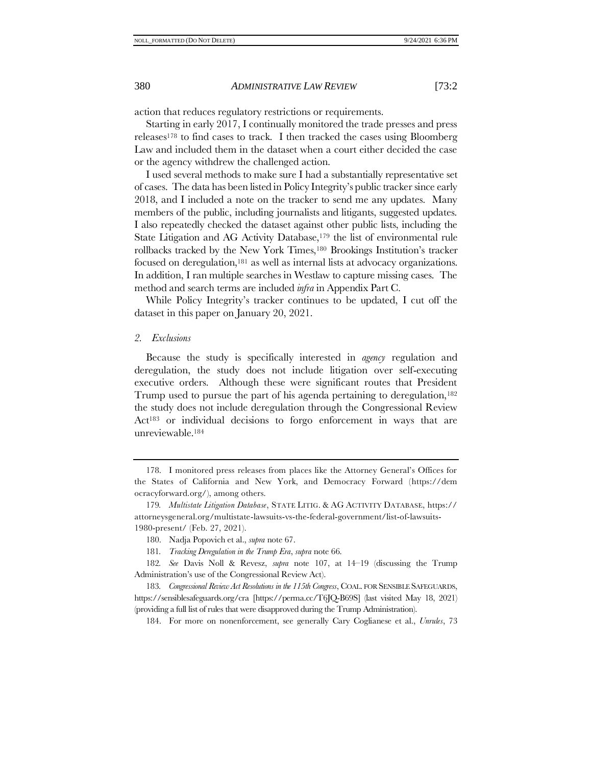action that reduces regulatory restrictions or requirements.

Starting in early 2017, I continually monitored the trade presses and press releases[178] to find cases to track. I then tracked the cases using Bloomberg Law and included them in the dataset when a court either decided the case or the agency withdrew the challenged action.

I used several methods to make sure I had a substantially representative set of cases. The data has been listed in Policy Integrity's public tracker since early 2018, and I included a note on the tracker to send me any updates. Many members of the public, including journalists and litigants, suggested updates. I also repeatedly checked the dataset against other public lists, including the State Litigation and AG Activity Database,[179] the list of environmental rule rollbacks tracked by the New York Times,[180] Brookings Institution's tracker focused on deregulation,[181] as well as internal lists at advocacy organizations. In addition, I ran multiple searches in Westlaw to capture missing cases. The method and search terms are included *infra* in Appendix Part C.

While Policy Integrity's tracker continues to be updated, I cut off the dataset in this paper on January 20, 2021.

### *2. Exclusions*

Because the study is specifically interested in *agency* regulation and deregulation, the study does not include litigation over self-executing executive orders. Although these were significant routes that President Trump used to pursue the part of his agenda pertaining to deregulation,[182] the study does not include deregulation through the Congressional Review Act[183] or individual decisions to forgo enforcement in ways that are unreviewable.[184]

---

178. I monitored press releases from places like the Attorney General's Offices for the States of California and New York, and Democracy Forward (https://democracyforward.org/), among others.

179. *Multistate Litigation Database*, STATE LITIG. & AG ACTIVITY DATABASE, https://attorneysgeneral.org/multistate-lawsuits-vs-the-federal-government/list-of-lawsuits-1980-present/ (Feb. 27, 2021).

180. Nadja Popovich et al., *supra* note 67.

181. *Tracking Deregulation in the Trump Era*, *supra* note 66.

182. *See* Davis Noll & Revesz, *supra* note 107, at 14–19 (discussing the Trump Administration's use of the Congressional Review Act).

183. *Congressional Review Act Resolutions in the 115th Congress*, COAL. FOR SENSIBLE SAFEGUARDS, https://sensiblesafeguards.org/cra [https://perma.cc/T6JQ-B69S] (last visited May 18, 2021) (providing a full list of rules that were disapproved during the Trump Administration).

184. For more on nonenforcement, see generally Cary Coglianese et al., *Unrules*, 73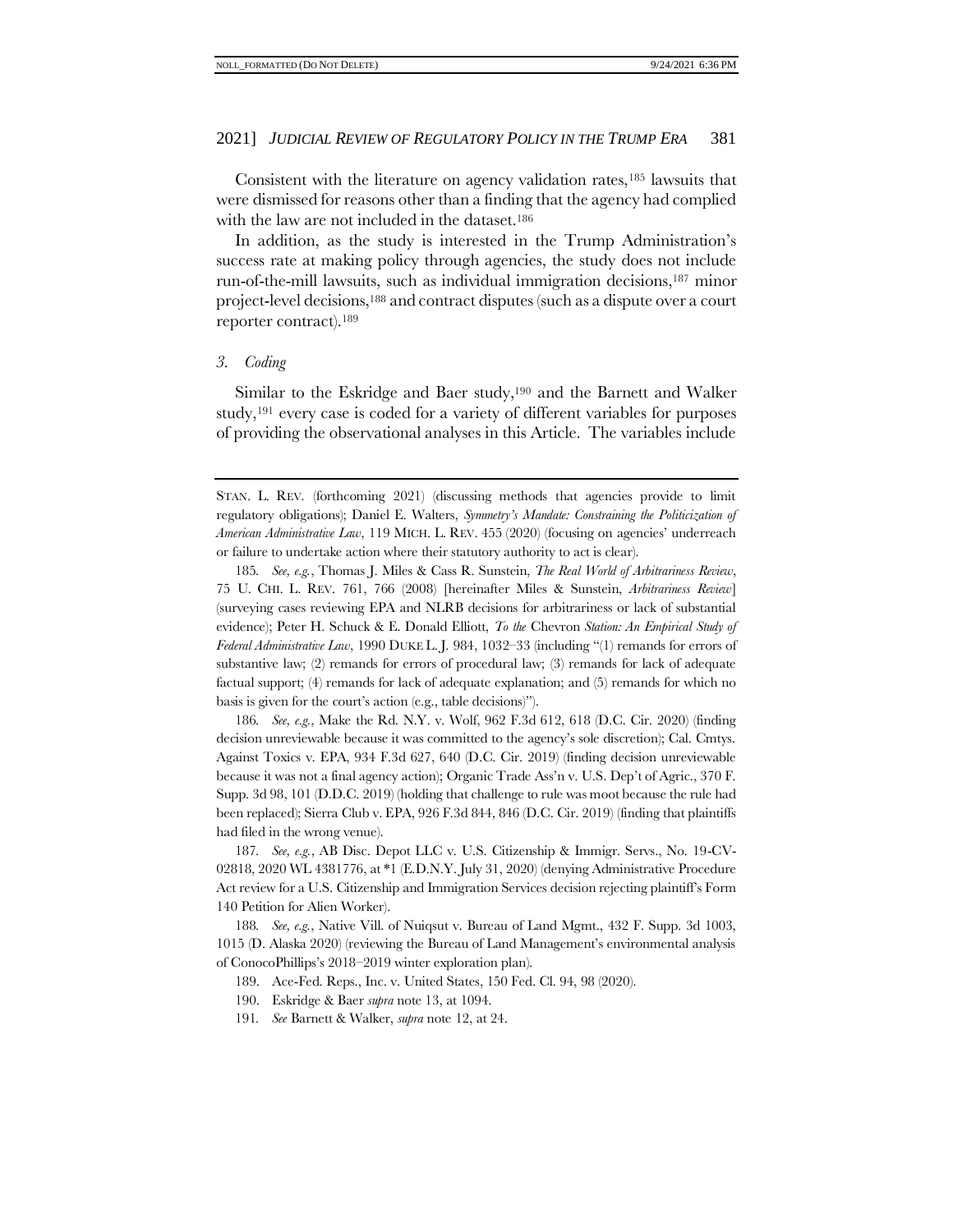Consistent with the literature on agency validation rates,[185] lawsuits that were dismissed for reasons other than a finding that the agency had complied with the law are not included in the dataset.[186]

In addition, as the study is interested in the Trump Administration's success rate at making policy through agencies, the study does not include run-of-the-mill lawsuits, such as individual immigration decisions,[187] minor project-level decisions,[188] and contract disputes (such as a dispute over a court reporter contract).[189]

### *3. Coding*

Similar to the Eskridge and Baer study,[190] and the Barnett and Walker study,[191] every case is coded for a variety of different variables for purposes of providing the observational analyses in this Article. The variables include

---

STAN. L. REV. (forthcoming 2021) (discussing methods that agencies provide to limit regulatory obligations); Daniel E. Walters, *Symmetry's Mandate: Constraining the Politicization of American Administrative Law*, 119 MICH. L. REV. 455 (2020) (focusing on agencies' underreach or failure to undertake action where their statutory authority to act is clear).

185. *See, e.g.*, Thomas J. Miles & Cass R. Sunstein, *The Real World of Arbitrariness Review*, 75 U. CHI. L. REV. 761, 766 (2008) [hereinafter Miles & Sunstein, *Arbitrariness Review*] (surveying cases reviewing EPA and NLRB decisions for arbitrariness or lack of substantial evidence); Peter H. Schuck & E. Donald Elliott, *To the* Chevron *Station: An Empirical Study of Federal Administrative Law*, 1990 DUKE L. J. 984, 1032–33 (including "(1) remands for errors of substantive law; (2) remands for errors of procedural law; (3) remands for lack of adequate factual support; (4) remands for lack of adequate explanation; and (5) remands for which no basis is given for the court's action (e.g., table decisions)").

186. *See, e.g.*, Make the Rd. N.Y. v. Wolf, 962 F.3d 612, 618 (D.C. Cir. 2020) (finding decision unreviewable because it was committed to the agency's sole discretion); Cal. Cmtys. Against Toxics v. EPA, 934 F.3d 627, 640 (D.C. Cir. 2019) (finding decision unreviewable because it was not a final agency action); Organic Trade Ass'n v. U.S. Dep't of Agric., 370 F. Supp. 3d 98, 101 (D.D.C. 2019) (holding that challenge to rule was moot because the rule had been replaced); Sierra Club v. EPA, 926 F.3d 844, 846 (D.C. Cir. 2019) (finding that plaintiffs had filed in the wrong venue).

187. *See, e.g.*, AB Disc. Depot LLC v. U.S. Citizenship & Immigr. Servs., No. 19-CV-02818, 2020 WL 4381776, at *1 (E.D.N.Y. July 31, 2020) (denying Administrative Procedure Act review for a U.S. Citizenship and Immigration Services decision rejecting plaintiff's Form 140 Petition for Alien Worker).

188. *See, e.g.*, Native Vill. of Nuiqsut v. Bureau of Land Mgmt., 432 F. Supp. 3d 1003, 1015 (D. Alaska 2020) (reviewing the Bureau of Land Management's environmental analysis of ConocoPhillips's 2018–2019 winter exploration plan).

189. Ace-Fed. Reps., Inc. v. United States, 150 Fed. Cl. 94, 98 (2020).

190. Eskridge & Baer *supra* note 13, at 1094.

191. *See* Barnett & Walker, *supra* note 12, at 24.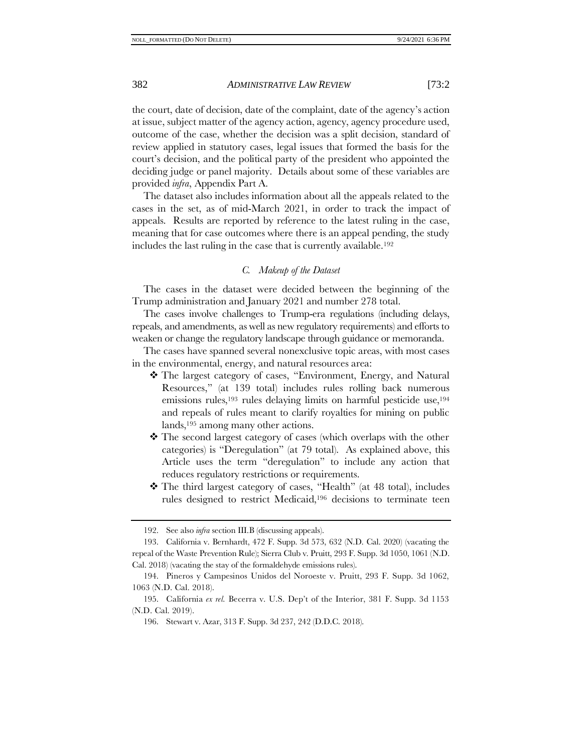the court, date of decision, date of the complaint, date of the agency's action at issue, subject matter of the agency action, agency, agency procedure used, outcome of the case, whether the decision was a split decision, standard of review applied in statutory cases, legal issues that formed the basis for the court's decision, and the political party of the president who appointed the deciding judge or panel majority. Details about some of these variables are provided *infra*, Appendix Part A.

The dataset also includes information about all the appeals related to the cases in the set, as of mid-March 2021, in order to track the impact of appeals. Results are reported by reference to the latest ruling in the case, meaning that for case outcomes where there is an appeal pending, the study includes the last ruling in the case that is currently available.[192]

### *C. Makeup of the Dataset*

The cases in the dataset were decided between the beginning of the Trump administration and January 2021 and number 278 total.

The cases involve challenges to Trump-era regulations (including delays, repeals, and amendments, as well as new regulatory requirements) and efforts to weaken or change the regulatory landscape through guidance or memoranda.

The cases have spanned several nonexclusive topic areas, with most cases in the environmental, energy, and natural resources area:

- ❖ The largest category of cases, "Environment, Energy, and Natural Resources," (at 139 total) includes rules rolling back numerous emissions rules,[193] rules delaying limits on harmful pesticide use,[194] and repeals of rules meant to clarify royalties for mining on public lands,[195] among many other actions.
- ❖ The second largest category of cases (which overlaps with the other categories) is "Deregulation" (at 79 total). As explained above, this Article uses the term "deregulation" to include any action that reduces regulatory restrictions or requirements.
- ❖ The third largest category of cases, "Health" (at 48 total), includes rules designed to restrict Medicaid,[196] decisions to terminate teen

---

192. See also *infra* section III.B (discussing appeals).

193. California v. Bernhardt, 472 F. Supp. 3d 573, 632 (N.D. Cal. 2020) (vacating the repeal of the Waste Prevention Rule); Sierra Club v. Pruitt, 293 F. Supp. 3d 1050, 1061 (N.D. Cal. 2018) (vacating the stay of the formaldehyde emissions rules).

194. Pineros y Campesinos Unidos del Noroeste v. Pruitt, 293 F. Supp. 3d 1062, 1063 (N.D. Cal. 2018).

195. California *ex rel.* Becerra v. U.S. Dep't of the Interior, 381 F. Supp. 3d 1153 (N.D. Cal. 2019).

196. Stewart v. Azar, 313 F. Supp. 3d 237, 242 (D.D.C. 2018).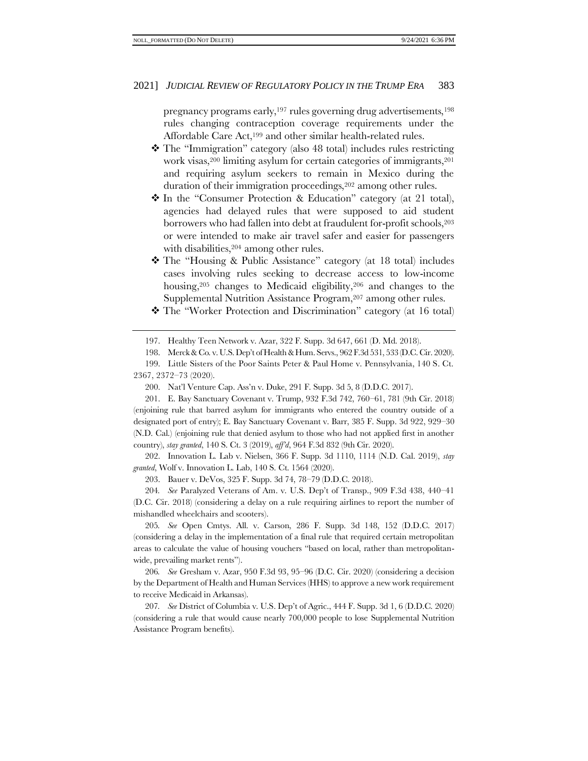pregnancy programs early,[197] rules governing drug advertisements,[198] rules changing contraception coverage requirements under the Affordable Care Act,[199] and other similar health-related rules.

- ❖ The "Immigration" category (also 48 total) includes rules restricting work visas,[200] limiting asylum for certain categories of immigrants,[201] and requiring asylum seekers to remain in Mexico during the duration of their immigration proceedings,[202] among other rules.
- ❖ In the "Consumer Protection & Education" category (at 21 total), agencies had delayed rules that were supposed to aid student borrowers who had fallen into debt at fraudulent for-profit schools,[203] or were intended to make air travel safer and easier for passengers with disabilities,[204] among other rules.
- ❖ The "Housing & Public Assistance" category (at 18 total) includes cases involving rules seeking to decrease access to low-income housing,[205] changes to Medicaid eligibility,[206] and changes to the Supplemental Nutrition Assistance Program,[207] among other rules.
- ❖ The "Worker Protection and Discrimination" category (at 16 total)

---

197. Healthy Teen Network v. Azar, 322 F. Supp. 3d 647, 661 (D. Md. 2018).

198. Merck & Co. v. U.S. Dep't of Health & Hum. Servs., 962 F.3d 531, 533 (D.C. Cir. 2020).

199. Little Sisters of the Poor Saints Peter & Paul Home v. Pennsylvania, 140 S. Ct. 2367, 2372–73 (2020).

200. Nat'l Venture Cap. Ass'n v. Duke, 291 F. Supp. 3d 5, 8 (D.D.C. 2017).

201. E. Bay Sanctuary Covenant v. Trump, 932 F.3d 742, 760–61, 781 (9th Cir. 2018) (enjoining rule that barred asylum for immigrants who entered the country outside of a designated port of entry); E. Bay Sanctuary Covenant v. Barr, 385 F. Supp. 3d 922, 929–30 (N.D. Cal.) (enjoining rule that denied asylum to those who had not applied first in another country), *stay granted*, 140 S. Ct. 3 (2019), *aff'd*, 964 F.3d 832 (9th Cir. 2020).

202. Innovation L. Lab v. Nielsen, 366 F. Supp. 3d 1110, 1114 (N.D. Cal. 2019), *stay granted*, Wolf v. Innovation L. Lab, 140 S. Ct. 1564 (2020).

203. Bauer v. DeVos, 325 F. Supp. 3d 74, 78–79 (D.D.C. 2018).

204. *See* Paralyzed Veterans of Am. v. U.S. Dep't of Transp., 909 F.3d 438, 440–41 (D.C. Cir. 2018) (considering a delay on a rule requiring airlines to report the number of mishandled wheelchairs and scooters).

205. *See* Open Cmtys. All. v. Carson, 286 F. Supp. 3d 148, 152 (D.D.C. 2017) (considering a delay in the implementation of a final rule that required certain metropolitan areas to calculate the value of housing vouchers "based on local, rather than metropolitan-wide, prevailing market rents").

206. *See* Gresham v. Azar, 950 F.3d 93, 95–96 (D.C. Cir. 2020) (considering a decision by the Department of Health and Human Services (HHS) to approve a new work requirement to receive Medicaid in Arkansas).

207. *See* District of Columbia v. U.S. Dep't of Agric., 444 F. Supp. 3d 1, 6 (D.D.C. 2020) (considering a rule that would cause nearly 700,000 people to lose Supplemental Nutrition Assistance Program benefits).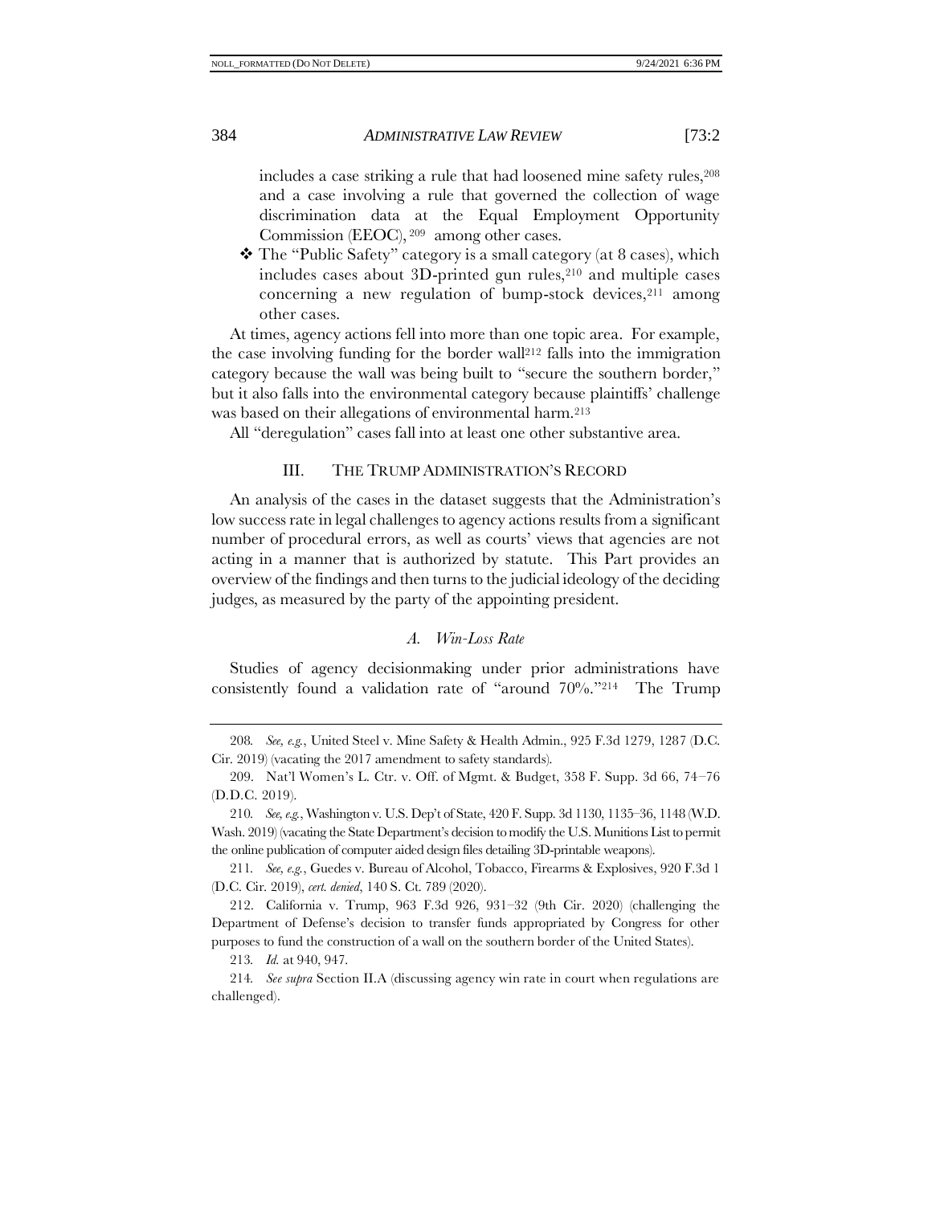includes a case striking a rule that had loosened mine safety rules,[208] and a case involving a rule that governed the collection of wage discrimination data at the Equal Employment Opportunity Commission (EEOC),[209] among other cases.

- The "Public Safety" category is a small category (at 8 cases), which includes cases about 3D-printed gun rules,[210] and multiple cases concerning a new regulation of bump-stock devices,[211] among other cases.

At times, agency actions fell into more than one topic area. For example, the case involving funding for the border wall[212] falls into the immigration category because the wall was being built to "secure the southern border," but it also falls into the environmental category because plaintiffs' challenge was based on their allegations of environmental harm.[213]

All "deregulation" cases fall into at least one other substantive area.

## III. THE TRUMP ADMINISTRATION'S RECORD

An analysis of the cases in the dataset suggests that the Administration's low success rate in legal challenges to agency actions results from a significant number of procedural errors, as well as courts' views that agencies are not acting in a manner that is authorized by statute. This Part provides an overview of the findings and then turns to the judicial ideology of the deciding judges, as measured by the party of the appointing president.

### *A. Win-Loss Rate*

Studies of agency decisionmaking under prior administrations have consistently found a validation rate of "around 70%."[214] The Trump

---

208. *See, e.g.*, United Steel v. Mine Safety & Health Admin., 925 F.3d 1279, 1287 (D.C. Cir. 2019) (vacating the 2017 amendment to safety standards).

209. Nat'l Women's L. Ctr. v. Off. of Mgmt. & Budget, 358 F. Supp. 3d 66, 74–76 (D.D.C. 2019).

210. *See, e.g.*, Washington v. U.S. Dep't of State, 420 F. Supp. 3d 1130, 1135–36, 1148 (W.D. Wash. 2019) (vacating the State Department's decision to modify the U.S. Munitions List to permit the online publication of computer aided design files detailing 3D-printable weapons).

211. *See, e.g.*, Guedes v. Bureau of Alcohol, Tobacco, Firearms & Explosives, 920 F.3d 1 (D.C. Cir. 2019), *cert. denied*, 140 S. Ct. 789 (2020).

212. California v. Trump, 963 F.3d 926, 931–32 (9th Cir. 2020) (challenging the Department of Defense's decision to transfer funds appropriated by Congress for other purposes to fund the construction of a wall on the southern border of the United States).

213. *Id.* at 940, 947.

214. *See supra* Section II.A (discussing agency win rate in court when regulations are challenged).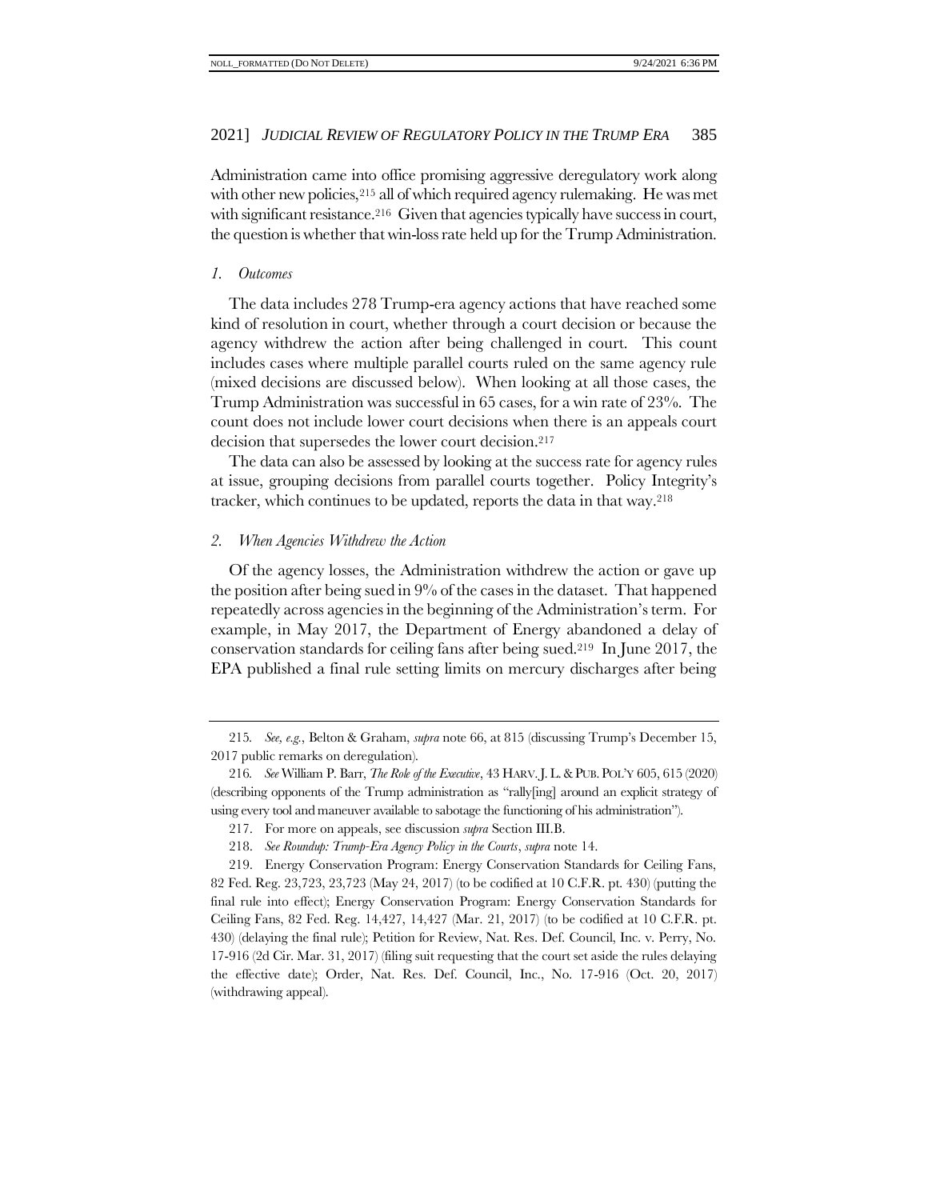Administration came into office promising aggressive deregulatory work along with other new policies,[215] all of which required agency rulemaking. He was met with significant resistance.[216] Given that agencies typically have success in court, the question is whether that win-loss rate held up for the Trump Administration.

### *1. Outcomes*

The data includes 278 Trump-era agency actions that have reached some kind of resolution in court, whether through a court decision or because the agency withdrew the action after being challenged in court. This count includes cases where multiple parallel courts ruled on the same agency rule (mixed decisions are discussed below). When looking at all those cases, the Trump Administration was successful in 65 cases, for a win rate of 23%. The count does not include lower court decisions when there is an appeals court decision that supersedes the lower court decision.[217]

The data can also be assessed by looking at the success rate for agency rules at issue, grouping decisions from parallel courts together. Policy Integrity's tracker, which continues to be updated, reports the data in that way.[218]

### *2. When Agencies Withdrew the Action*

Of the agency losses, the Administration withdrew the action or gave up the position after being sued in 9% of the cases in the dataset. That happened repeatedly across agencies in the beginning of the Administration's term. For example, in May 2017, the Department of Energy abandoned a delay of conservation standards for ceiling fans after being sued.[219] In June 2017, the EPA published a final rule setting limits on mercury discharges after being

---

215. *See, e.g.*, Belton & Graham, *supra* note 66, at 815 (discussing Trump's December 15, 2017 public remarks on deregulation).

216. *See* William P. Barr, *The Role of the Executive*, 43 HARV. J. L. & PUB. POL'Y 605, 615 (2020) (describing opponents of the Trump administration as "rally[ing] around an explicit strategy of using every tool and maneuver available to sabotage the functioning of his administration").

217. For more on appeals, see discussion *supra* Section III.B.

218. *See Roundup: Trump-Era Agency Policy in the Courts*, *supra* note 14.

219. Energy Conservation Program: Energy Conservation Standards for Ceiling Fans, 82 Fed. Reg. 23,723, 23,723 (May 24, 2017) (to be codified at 10 C.F.R. pt. 430) (putting the final rule into effect); Energy Conservation Program: Energy Conservation Standards for Ceiling Fans, 82 Fed. Reg. 14,427, 14,427 (Mar. 21, 2017) (to be codified at 10 C.F.R. pt. 430) (delaying the final rule); Petition for Review, Nat. Res. Def. Council, Inc. v. Perry, No. 17-916 (2d Cir. Mar. 31, 2017) (filing suit requesting that the court set aside the rules delaying the effective date); Order, Nat. Res. Def. Council, Inc., No. 17-916 (Oct. 20, 2017) (withdrawing appeal).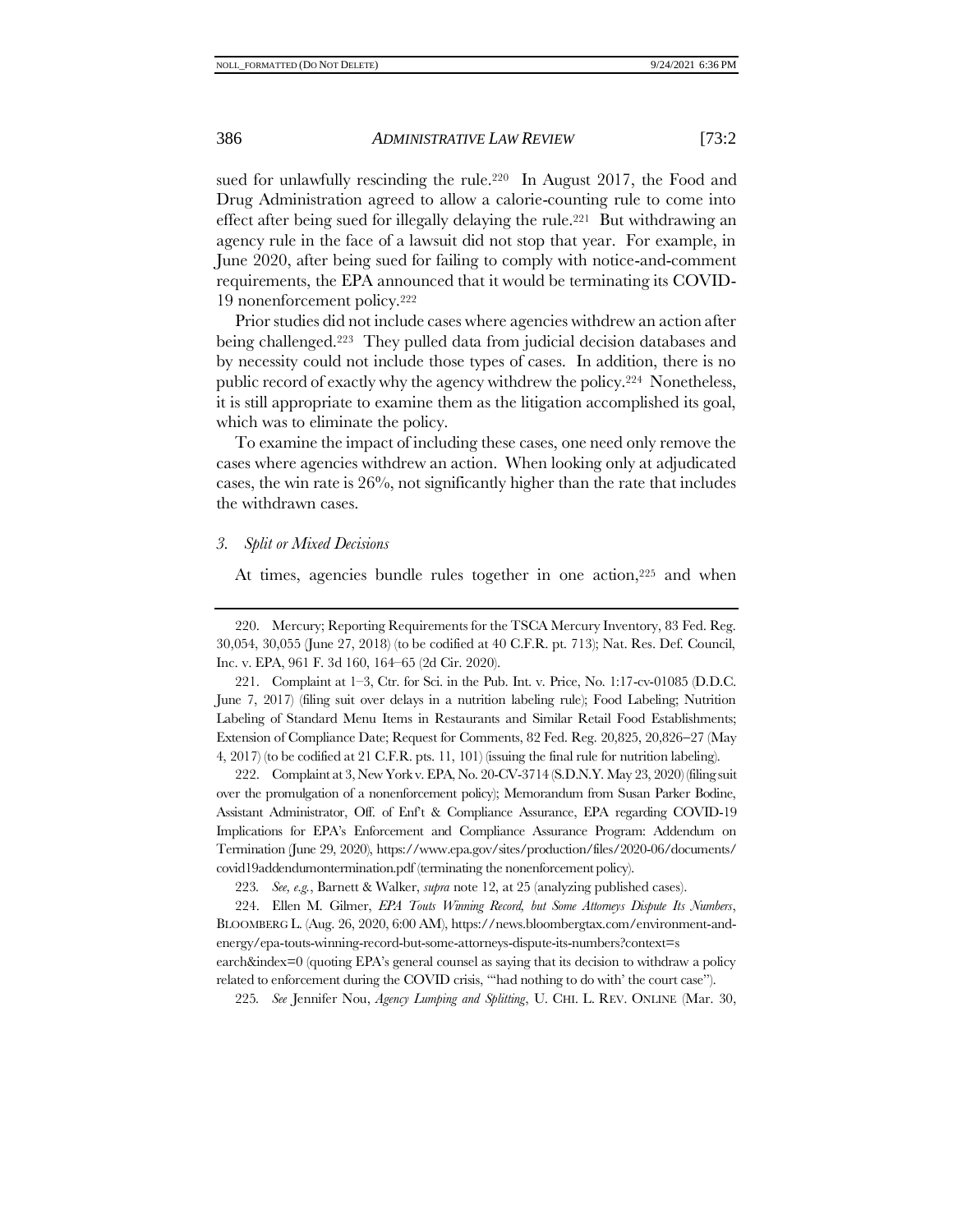sued for unlawfully rescinding the rule.[220] In August 2017, the Food and Drug Administration agreed to allow a calorie-counting rule to come into effect after being sued for illegally delaying the rule.[221] But withdrawing an agency rule in the face of a lawsuit did not stop that year. For example, in June 2020, after being sued for failing to comply with notice-and-comment requirements, the EPA announced that it would be terminating its COVID-19 nonenforcement policy.[222]

Prior studies did not include cases where agencies withdrew an action after being challenged.[223] They pulled data from judicial decision databases and by necessity could not include those types of cases. In addition, there is no public record of exactly why the agency withdrew the policy.[224] Nonetheless, it is still appropriate to examine them as the litigation accomplished its goal, which was to eliminate the policy.

To examine the impact of including these cases, one need only remove the cases where agencies withdrew an action. When looking only at adjudicated cases, the win rate is 26%, not significantly higher than the rate that includes the withdrawn cases.

### *3. Split or Mixed Decisions*

At times, agencies bundle rules together in one action,[225] and when

---

220. Mercury; Reporting Requirements for the TSCA Mercury Inventory, 83 Fed. Reg. 30,054, 30,055 (June 27, 2018) (to be codified at 40 C.F.R. pt. 713); Nat. Res. Def. Council, Inc. v. EPA, 961 F. 3d 160, 164–65 (2d Cir. 2020).

221. Complaint at 1–3, Ctr. for Sci. in the Pub. Int. v. Price, No. 1:17-cv-01085 (D.D.C. June 7, 2017) (filing suit over delays in a nutrition labeling rule); Food Labeling; Nutrition Labeling of Standard Menu Items in Restaurants and Similar Retail Food Establishments; Extension of Compliance Date; Request for Comments, 82 Fed. Reg. 20,825, 20,826–27 (May 4, 2017) (to be codified at 21 C.F.R. pts. 11, 101) (issuing the final rule for nutrition labeling).

222. Complaint at 3, New York v. EPA, No. 20-CV-3714 (S.D.N.Y. May 23, 2020) (filing suit over the promulgation of a nonenforcement policy); Memorandum from Susan Parker Bodine, Assistant Administrator, Off. of Enf't & Compliance Assurance, EPA regarding COVID-19 Implications for EPA's Enforcement and Compliance Assurance Program: Addendum on Termination (June 29, 2020), https://www.epa.gov/sites/production/files/2020-06/documents/covid19addendumontermination.pdf (terminating the nonenforcement policy).

223. *See, e.g.*, Barnett & Walker, *supra* note 12, at 25 (analyzing published cases).

224. Ellen M. Gilmer, *EPA Touts Winning Record, but Some Attorneys Dispute Its Numbers*, BLOOMBERG L. (Aug. 26, 2020, 6:00 AM), https://news.bloombergtax.com/environment-and-energy/epa-touts-winning-record-but-some-attorneys-dispute-its-numbers?context=search&index=0 (quoting EPA's general counsel as saying that its decision to withdraw a policy related to enforcement during the COVID crisis, "'had nothing to do with' the court case").

225. *See* Jennifer Nou, *Agency Lumping and Splitting*, U. CHI. L. REV. ONLINE (Mar. 30,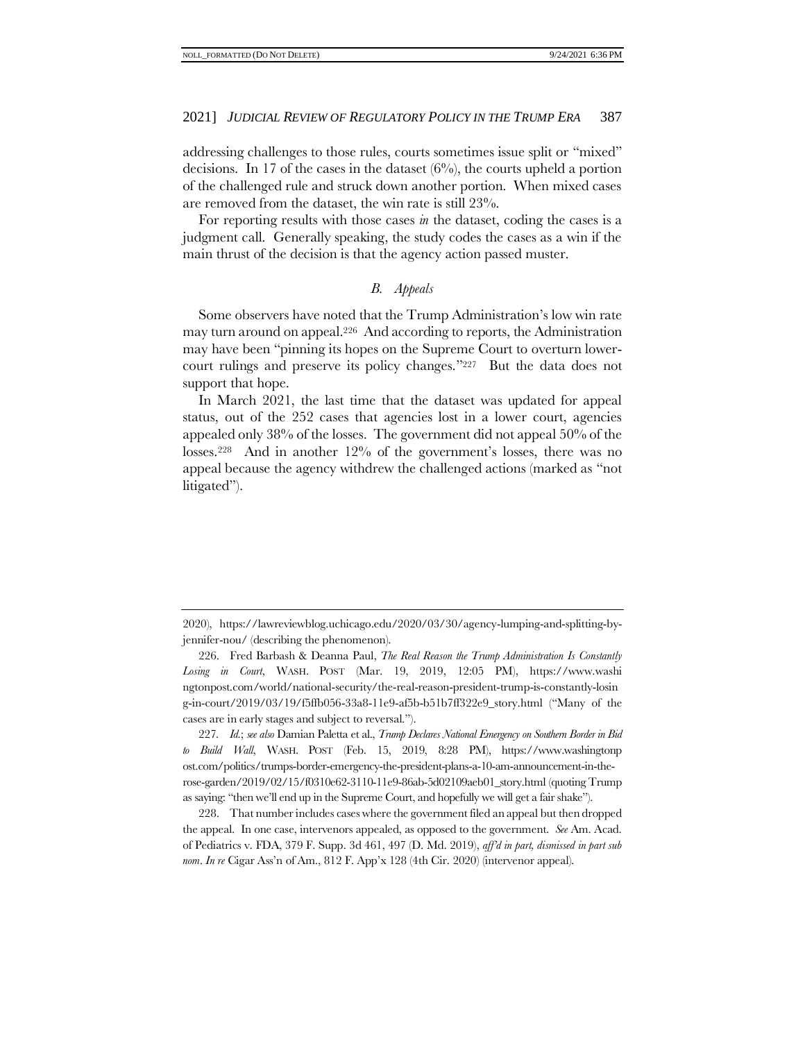addressing challenges to those rules, courts sometimes issue split or "mixed" decisions. In 17 of the cases in the dataset (6%), the courts upheld a portion of the challenged rule and struck down another portion. When mixed cases are removed from the dataset, the win rate is still 23%.

For reporting results with those cases *in* the dataset, coding the cases is a judgment call. Generally speaking, the study codes the cases as a win if the main thrust of the decision is that the agency action passed muster.

### *B. Appeals*

Some observers have noted that the Trump Administration's low win rate may turn around on appeal.[226] And according to reports, the Administration may have been "pinning its hopes on the Supreme Court to overturn lower-court rulings and preserve its policy changes."[227] But the data does not support that hope.

In March 2021, the last time that the dataset was updated for appeal status, out of the 252 cases that agencies lost in a lower court, agencies appealed only 38% of the losses. The government did not appeal 50% of the losses.[228] And in another 12% of the government's losses, there was no appeal because the agency withdrew the challenged actions (marked as "not litigated").

---

2020), https://lawreviewblog.uchicago.edu/2020/03/30/agency-lumping-and-splitting-by-jennifer-nou/ (describing the phenomenon).

226. Fred Barbash & Deanna Paul, *The Real Reason the Trump Administration Is Constantly Losing in Court*, WASH. POST (Mar. 19, 2019, 12:05 PM), https://www.washingtonpost.com/world/national-security/the-real-reason-president-trump-is-constantly-losing-in-court/2019/03/19/f5ffb056-33a8-11e9-af5b-b51b7ff322e9_story.html ("Many of the cases are in early stages and subject to reversal.").

227. *Id.*; *see also* Damian Paletta et al., *Trump Declares National Emergency on Southern Border in Bid to Build Wall*, WASH. POST (Feb. 15, 2019, 8:28 PM), https://www.washingtonpost.com/politics/trumps-border-emergency-the-president-plans-a-10-am-announcement-in-the-rose-garden/2019/02/15/f0310e62-3110-11e9-86ab-5d02109aeb01_story.html (quoting Trump as saying: "then we'll end up in the Supreme Court, and hopefully we will get a fair shake").

228. That number includes cases where the government filed an appeal but then dropped the appeal. In one case, intervenors appealed, as opposed to the government. *See* Am. Acad. of Pediatrics v. FDA, 379 F. Supp. 3d 461, 497 (D. Md. 2019), *aff'd in part, dismissed in part sub nom. In re* Cigar Ass'n of Am., 812 F. App'x 128 (4th Cir. 2020) (intervenor appeal).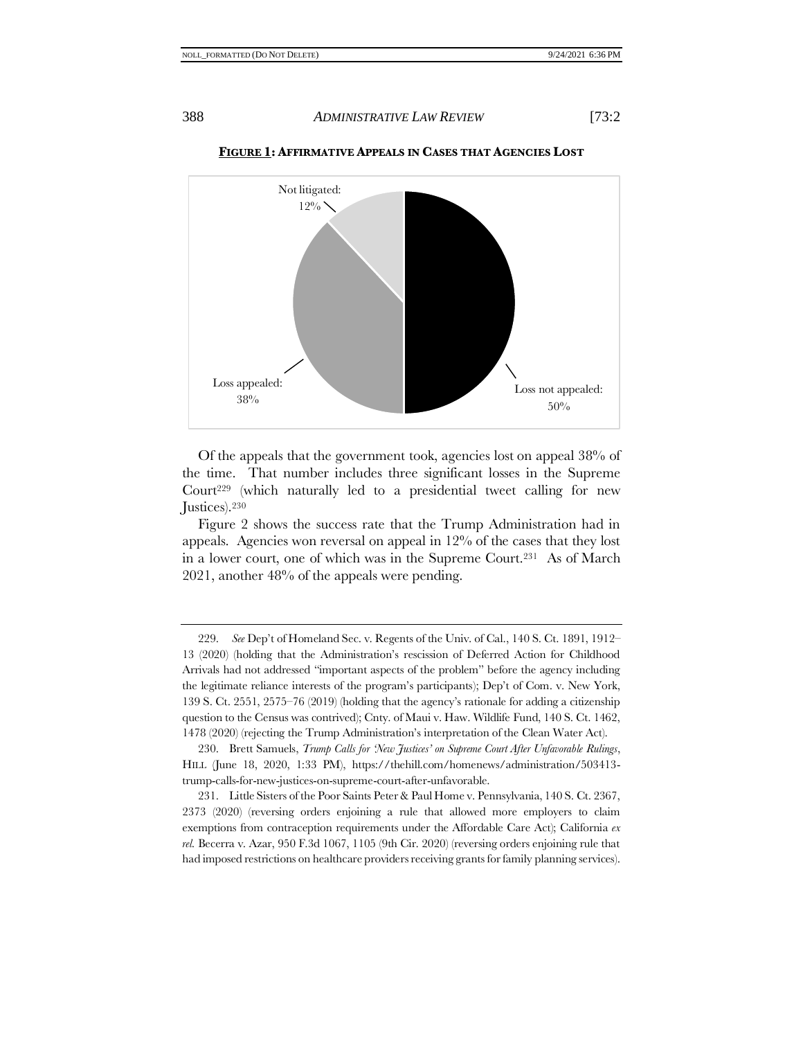**FIGURE 1: AFFIRMATIVE APPEALS IN CASES THAT AGENCIES LOST**

Not litigated: 12%

Loss appealed: 38%

Loss not appealed: 50%

Of the appeals that the government took, agencies lost on appeal 38% of the time. That number includes three significant losses in the Supreme Court[229] (which naturally led to a presidential tweet calling for new Justices).[230]

Figure 2 shows the success rate that the Trump Administration had in appeals. Agencies won reversal on appeal in 12% of the cases that they lost in a lower court, one of which was in the Supreme Court.[231] As of March 2021, another 48% of the appeals were pending.

---

229. *See* Dep't of Homeland Sec. v. Regents of the Univ. of Cal., 140 S. Ct. 1891, 1912–13 (2020) (holding that the Administration's rescission of Deferred Action for Childhood Arrivals had not addressed "important aspects of the problem" before the agency including the legitimate reliance interests of the program's participants); Dep't of Com. v. New York, 139 S. Ct. 2551, 2575–76 (2019) (holding that the agency's rationale for adding a citizenship question to the Census was contrived); Cnty. of Maui v. Haw. Wildlife Fund, 140 S. Ct. 1462, 1478 (2020) (rejecting the Trump Administration's interpretation of the Clean Water Act).

230. Brett Samuels, *Trump Calls for 'New Justices' on Supreme Court After Unfavorable Rulings*, HILL (June 18, 2020, 1:33 PM), https://thehill.com/homenews/administration/503413-trump-calls-for-new-justices-on-supreme-court-after-unfavorable.

231. Little Sisters of the Poor Saints Peter & Paul Home v. Pennsylvania, 140 S. Ct. 2367, 2373 (2020) (reversing orders enjoining a rule that allowed more employers to claim exemptions from contraception requirements under the Affordable Care Act); California *ex rel.* Becerra v. Azar, 950 F.3d 1067, 1105 (9th Cir. 2020) (reversing orders enjoining rule that had imposed restrictions on healthcare providers receiving grants for family planning services).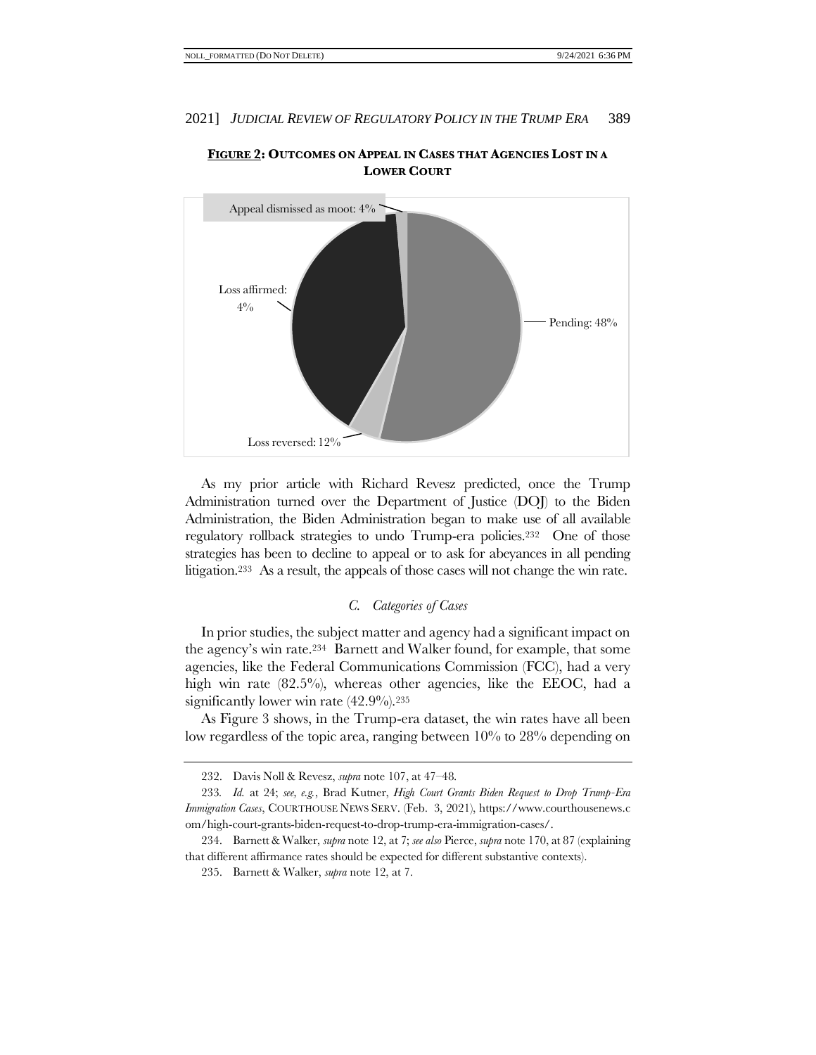**FIGURE 2: OUTCOMES ON APPEAL IN CASES THAT AGENCIES LOST IN A LOWER COURT**

Appeal dismissed as moot: 4%

Loss affirmed: 4%

Pending: 48%

Loss reversed: 12%

As my prior article with Richard Revesz predicted, once the Trump Administration turned over the Department of Justice (DOJ) to the Biden Administration, the Biden Administration began to make use of all available regulatory rollback strategies to undo Trump-era policies.[232] One of those strategies has been to decline to appeal or to ask for abeyances in all pending litigation.[233] As a result, the appeals of those cases will not change the win rate.

### *C. Categories of Cases*

In prior studies, the subject matter and agency had a significant impact on the agency's win rate.[234] Barnett and Walker found, for example, that some agencies, like the Federal Communications Commission (FCC), had a very high win rate (82.5%), whereas other agencies, like the EEOC, had a significantly lower win rate (42.9%).[235]

As Figure 3 shows, in the Trump-era dataset, the win rates have all been low regardless of the topic area, ranging between 10% to 28% depending on

---

232. Davis Noll & Revesz, *supra* note 107, at 47–48.

233. *Id.* at 24; *see, e.g.*, Brad Kutner, *High Court Grants Biden Request to Drop Trump-Era Immigration Cases*, COURTHOUSE NEWS SERV. (Feb. 3, 2021), https://www.courthousenews.com/high-court-grants-biden-request-to-drop-trump-era-immigration-cases/.

234. Barnett & Walker, *supra* note 12, at 7; *see also* Pierce, *supra* note 170, at 87 (explaining that different affirmance rates should be expected for different substantive contexts).

235. Barnett & Walker, *supra* note 12, at 7.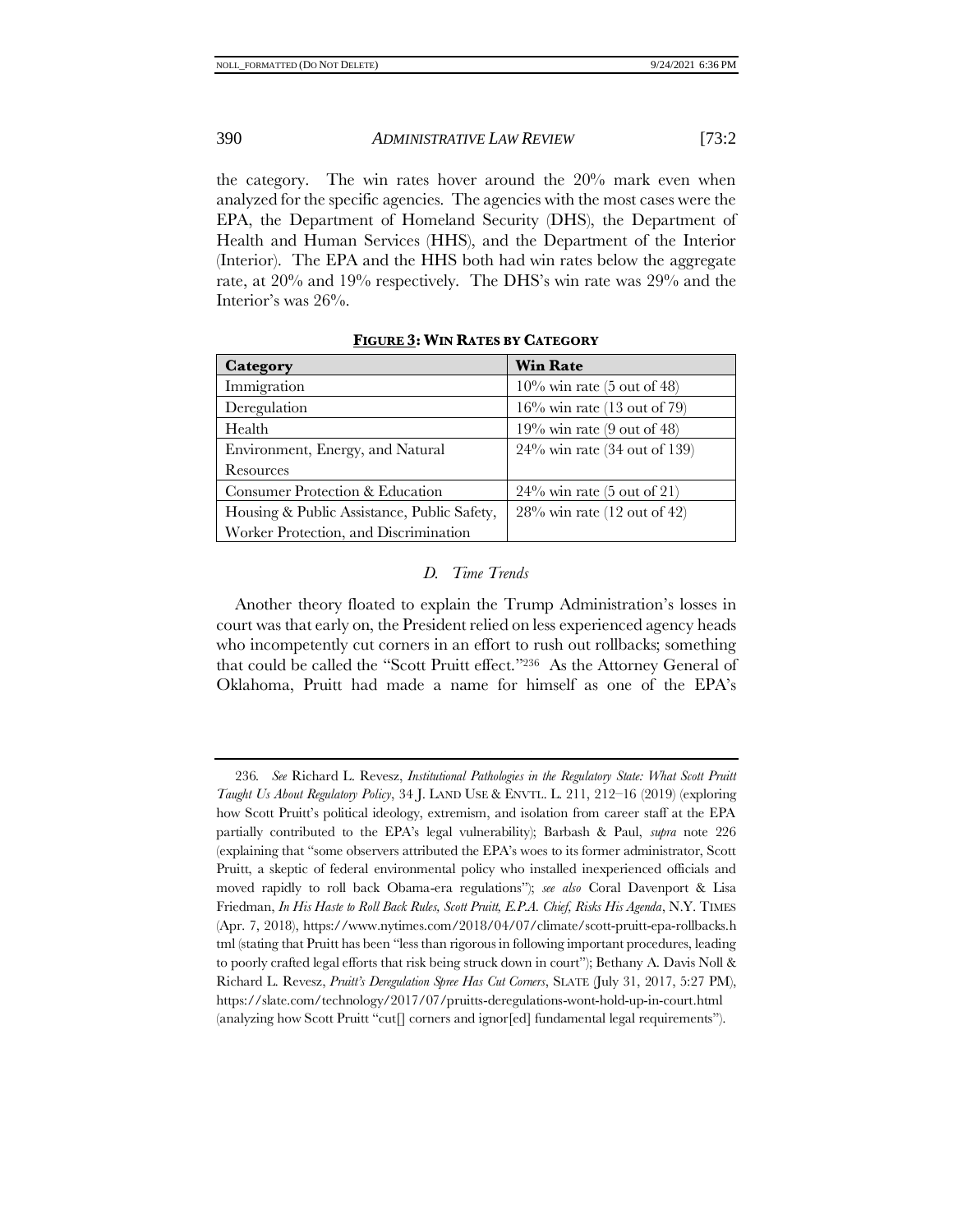the category. The win rates hover around the 20% mark even when analyzed for the specific agencies. The agencies with the most cases were the EPA, the Department of Homeland Security (DHS), the Department of Health and Human Services (HHS), and the Department of the Interior (Interior). The EPA and the HHS both had win rates below the aggregate rate, at 20% and 19% respectively. The DHS's win rate was 29% and the Interior's was 26%.

**FIGURE 3: WIN RATES BY CATEGORY**

| Category | Win Rate |
| --- | --- |
| Immigration | 10% win rate (5 out of 48) |
| Deregulation | 16% win rate (13 out of 79) |
| Health | 19% win rate (9 out of 48) |
| Environment, Energy, and Natural Resources | 24% win rate (34 out of 139) |
| Consumer Protection & Education | 24% win rate (5 out of 21) |
| Housing & Public Assistance, Public Safety, Worker Protection, and Discrimination | 28% win rate (12 out of 42) |

### *D. Time Trends*

Another theory floated to explain the Trump Administration's losses in court was that early on, the President relied on less experienced agency heads who incompetently cut corners in an effort to rush out rollbacks; something that could be called the "Scott Pruitt effect."[236] As the Attorney General of Oklahoma, Pruitt had made a name for himself as one of the EPA's

---

236. *See* Richard L. Revesz, *Institutional Pathologies in the Regulatory State: What Scott Pruitt Taught Us About Regulatory Policy*, 34 J. LAND USE & ENVTL. L. 211, 212–16 (2019) (exploring how Scott Pruitt's political ideology, extremism, and isolation from career staff at the EPA partially contributed to the EPA's legal vulnerability); Barbash & Paul, *supra* note 226 (explaining that "some observers attributed the EPA's woes to its former administrator, Scott Pruitt, a skeptic of federal environmental policy who installed inexperienced officials and moved rapidly to roll back Obama-era regulations"); *see also* Coral Davenport & Lisa Friedman, *In His Haste to Roll Back Rules, Scott Pruitt, E.P.A. Chief, Risks His Agenda*, N.Y. TIMES (Apr. 7, 2018), https://www.nytimes.com/2018/04/07/climate/scott-pruitt-epa-rollbacks.html (stating that Pruitt has been "less than rigorous in following important procedures, leading to poorly crafted legal efforts that risk being struck down in court"); Bethany A. Davis Noll & Richard L. Revesz, *Pruitt's Deregulation Spree Has Cut Corners*, SLATE (July 31, 2017, 5:27 PM), https://slate.com/technology/2017/07/pruitts-deregulations-wont-hold-up-in-court.html (analyzing how Scott Pruitt "cut[] corners and ignor[ed] fundamental legal requirements").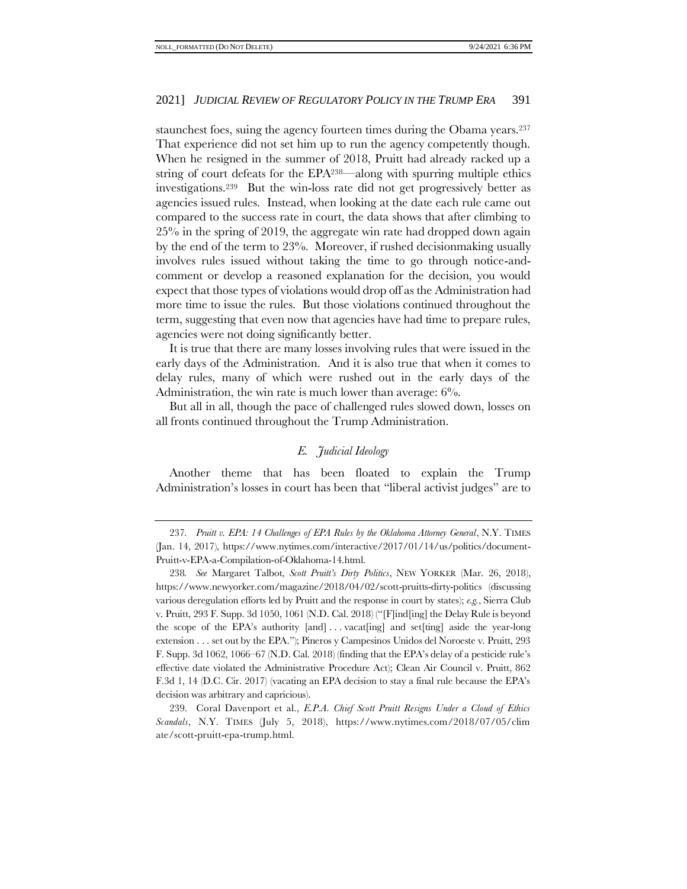staunchest foes, suing the agency fourteen times during the Obama years.[237] That experience did not set him up to run the agency competently though. When he resigned in the summer of 2018, Pruitt had already racked up a string of court defeats for the EPA[238]—along with spurring multiple ethics investigations.[239] But the win-loss rate did not get progressively better as agencies issued rules. Instead, when looking at the date each rule came out compared to the success rate in court, the data shows that after climbing to 25% in the spring of 2019, the aggregate win rate had dropped down again by the end of the term to 23%. Moreover, if rushed decisionmaking usually involves rules issued without taking the time to go through notice-and-comment or develop a reasoned explanation for the decision, you would expect that those types of violations would drop off as the Administration had more time to issue the rules. But those violations continued throughout the term, suggesting that even now that agencies have had time to prepare rules, agencies were not doing significantly better.

It is true that there are many losses involving rules that were issued in the early days of the Administration. And it is also true that when it comes to delay rules, many of which were rushed out in the early days of the Administration, the win rate is much lower than average: 6%.

But all in all, though the pace of challenged rules slowed down, losses on all fronts continued throughout the Trump Administration.

### *E. Judicial Ideology*

Another theme that has been floated to explain the Trump Administration's losses in court has been that "liberal activist judges" are to

---

237. *Pruitt v. EPA: 14 Challenges of EPA Rules by the Oklahoma Attorney General*, N.Y. TIMES (Jan. 14, 2017), https://www.nytimes.com/interactive/2017/01/14/us/politics/document-Pruitt-v-EPA-a-Compilation-of-Oklahoma-14.html.

238. *See* Margaret Talbot, *Scott Pruitt's Dirty Politics*, NEW YORKER (Mar. 26, 2018), https://www.newyorker.com/magazine/2018/04/02/scott-pruitts-dirty-politics (discussing various deregulation efforts led by Pruitt and the response in court by states); *e.g.*, Sierra Club v. Pruitt, 293 F. Supp. 3d 1050, 1061 (N.D. Cal. 2018) ("[F]ind[ing] the Delay Rule is beyond the scope of the EPA's authority [and] . . . vacat[ing] and set[ting] aside the year-long extension . . . set out by the EPA."); Pineros y Campesinos Unidos del Noroeste v. Pruitt, 293 F. Supp. 3d 1062, 1066–67 (N.D. Cal. 2018) (finding that the EPA's delay of a pesticide rule's effective date violated the Administrative Procedure Act); Clean Air Council v. Pruitt, 862 F.3d 1, 14 (D.C. Cir. 2017) (vacating an EPA decision to stay a final rule because the EPA's decision was arbitrary and capricious).

239. Coral Davenport et al., *E.P.A. Chief Scott Pruitt Resigns Under a Cloud of Ethics Scandals*, N.Y. TIMES (July 5, 2018), https://www.nytimes.com/2018/07/05/climate/scott-pruitt-epa-trump.html.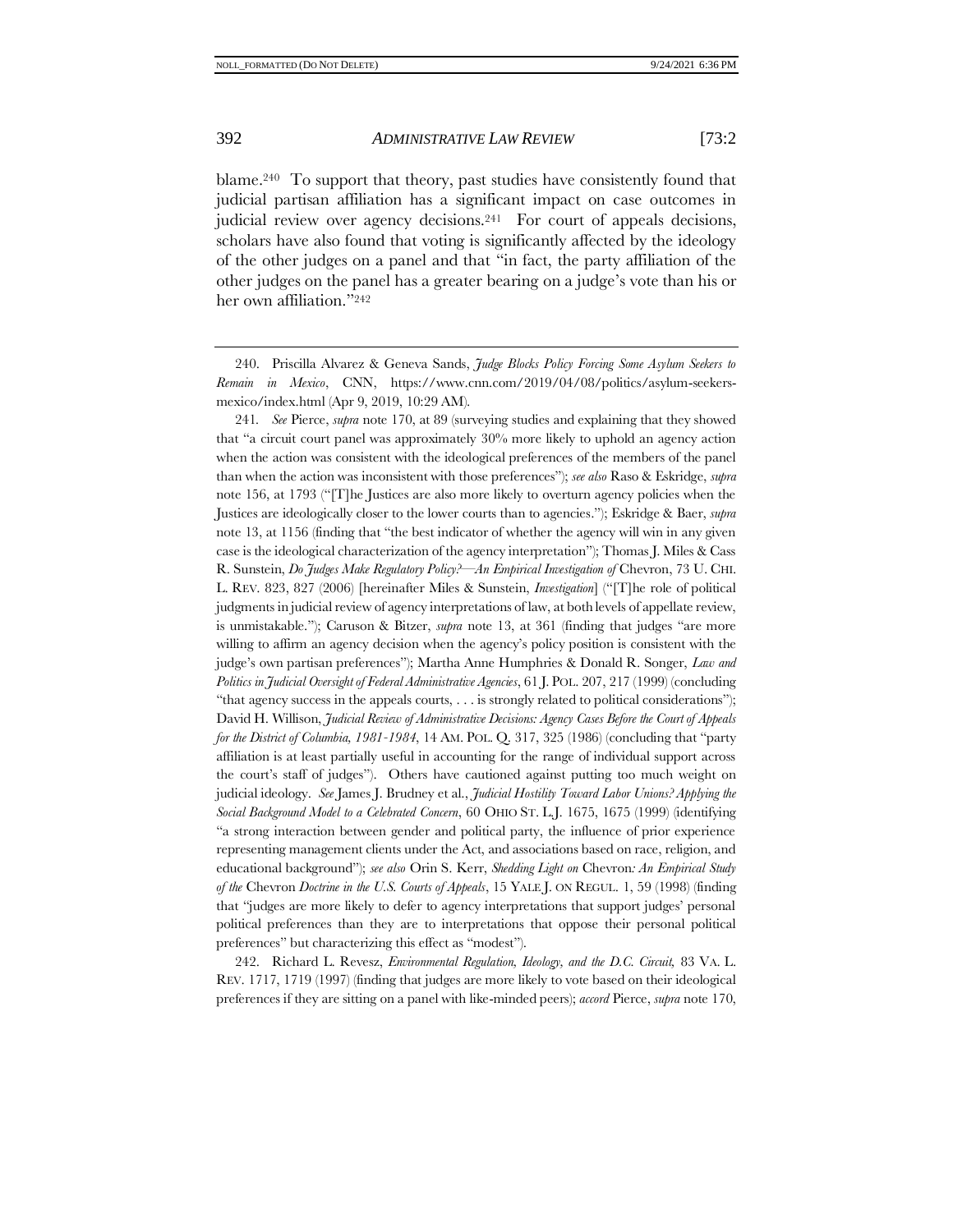blame.[240] To support that theory, past studies have consistently found that judicial partisan affiliation has a significant impact on case outcomes in judicial review over agency decisions.[241] For court of appeals decisions, scholars have also found that voting is significantly affected by the ideology of the other judges on a panel and that "in fact, the party affiliation of the other judges on the panel has a greater bearing on a judge's vote than his or her own affiliation."[242]

---

240. Priscilla Alvarez & Geneva Sands, *Judge Blocks Policy Forcing Some Asylum Seekers to Remain in Mexico*, CNN, https://www.cnn.com/2019/04/08/politics/asylum-seekers-mexico/index.html (Apr 9, 2019, 10:29 AM).

241. *See* Pierce, *supra* note 170, at 89 (surveying studies and explaining that they showed that "a circuit court panel was approximately 30% more likely to uphold an agency action when the action was consistent with the ideological preferences of the members of the panel than when the action was inconsistent with those preferences"); *see also* Raso & Eskridge, *supra* note 156, at 1793 ("[T]he Justices are also more likely to overturn agency policies when the Justices are ideologically closer to the lower courts than to agencies."); Eskridge & Baer, *supra* note 13, at 1156 (finding that "the best indicator of whether the agency will win in any given case is the ideological characterization of the agency interpretation"); Thomas J. Miles & Cass R. Sunstein, *Do Judges Make Regulatory Policy?—An Empirical Investigation of* Chevron, 73 U. CHI. L. REV. 823, 827 (2006) [hereinafter Miles & Sunstein, *Investigation*] ("[T]he role of political judgments in judicial review of agency interpretations of law, at both levels of appellate review, is unmistakable."); Caruson & Bitzer, *supra* note 13, at 361 (finding that judges "are more willing to affirm an agency decision when the agency's policy position is consistent with the judge's own partisan preferences"); Martha Anne Humphries & Donald R. Songer, *Law and Politics in Judicial Oversight of Federal Administrative Agencies*, 61 J. POL. 207, 217 (1999) (concluding "that agency success in the appeals courts, . . . is strongly related to political considerations"); David H. Willison, *Judicial Review of Administrative Decisions: Agency Cases Before the Court of Appeals for the District of Columbia, 1981-1984*, 14 AM. POL. Q. 317, 325 (1986) (concluding that "party affiliation is at least partially useful in accounting for the range of individual support across the court's staff of judges"). Others have cautioned against putting too much weight on judicial ideology. *See* James J. Brudney et al., *Judicial Hostility Toward Labor Unions? Applying the Social Background Model to a Celebrated Concern*, 60 OHIO ST. L.J. 1675, 1675 (1999) (identifying "a strong interaction between gender and political party, the influence of prior experience representing management clients under the Act, and associations based on race, religion, and educational background"); *see also* Orin S. Kerr, *Shedding Light on* Chevron*: An Empirical Study of the* Chevron *Doctrine in the U.S. Courts of Appeals*, 15 YALE J. ON REGUL. 1, 59 (1998) (finding that "judges are more likely to defer to agency interpretations that support judges' personal political preferences than they are to interpretations that oppose their personal political preferences" but characterizing this effect as "modest").

242. Richard L. Revesz, *Environmental Regulation, Ideology, and the D.C. Circuit,* 83 VA. L. REV. 1717, 1719 (1997) (finding that judges are more likely to vote based on their ideological preferences if they are sitting on a panel with like-minded peers); *accord* Pierce, *supra* note 170,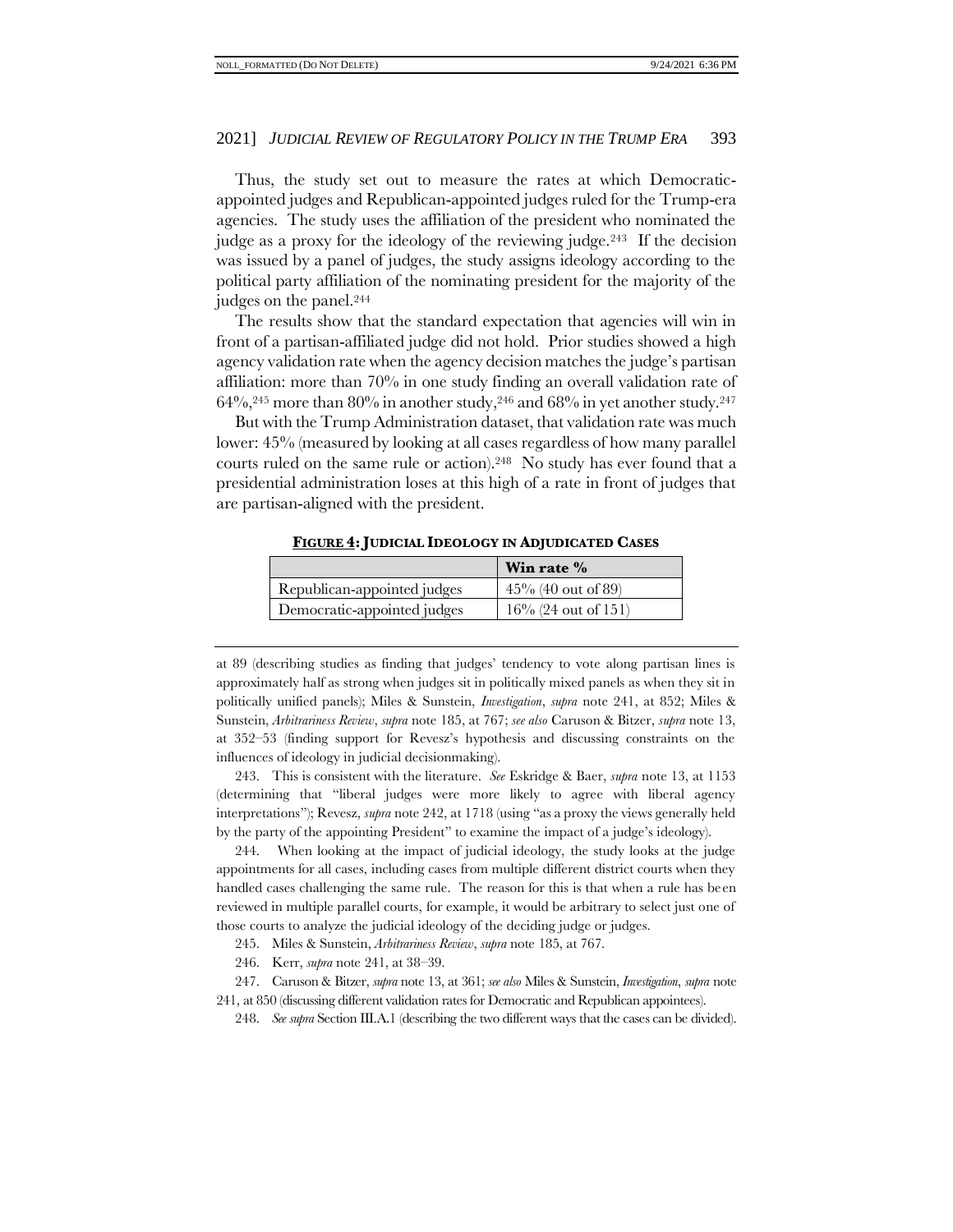Thus, the study set out to measure the rates at which Democratic-appointed judges and Republican-appointed judges ruled for the Trump-era agencies. The study uses the affiliation of the president who nominated the judge as a proxy for the ideology of the reviewing judge.[243] If the decision was issued by a panel of judges, the study assigns ideology according to the political party affiliation of the nominating president for the majority of the judges on the panel.[244]

The results show that the standard expectation that agencies will win in front of a partisan-affiliated judge did not hold. Prior studies showed a high agency validation rate when the agency decision matches the judge's partisan affiliation: more than 70% in one study finding an overall validation rate of 64%,[245] more than 80% in another study,[246] and 68% in yet another study.[247]

But with the Trump Administration dataset, that validation rate was much lower: 45% (measured by looking at all cases regardless of how many parallel courts ruled on the same rule or action).[248] No study has ever found that a presidential administration loses at this high of a rate in front of judges that are partisan-aligned with the president.

**FIGURE 4: JUDICIAL IDEOLOGY IN ADJUDICATED CASES**

| | **Win rate %** |
|---|---|
| Republican-appointed judges | 45% (40 out of 89) |
| Democratic-appointed judges | 16% (24 out of 151) |

---

at 89 (describing studies as finding that judges' tendency to vote along partisan lines is approximately half as strong when judges sit in politically mixed panels as when they sit in politically unified panels); Miles & Sunstein, *Investigation*, *supra* note 241, at 852; Miles & Sunstein, *Arbitrariness Review*, *supra* note 185, at 767; *see also* Caruson & Bitzer, *supra* note 13, at 352–53 (finding support for Revesz's hypothesis and discussing constraints on the influences of ideology in judicial decisionmaking).

243. This is consistent with the literature. *See* Eskridge & Baer, *supra* note 13, at 1153 (determining that "liberal judges were more likely to agree with liberal agency interpretations"); Revesz, *supra* note 242, at 1718 (using "as a proxy the views generally held by the party of the appointing President" to examine the impact of a judge's ideology).

244. When looking at the impact of judicial ideology, the study looks at the judge appointments for all cases, including cases from multiple different district courts when they handled cases challenging the same rule. The reason for this is that when a rule has been reviewed in multiple parallel courts, for example, it would be arbitrary to select just one of those courts to analyze the judicial ideology of the deciding judge or judges.

245. Miles & Sunstein, *Arbitrariness Review*, *supra* note 185, at 767.

246. Kerr, *supra* note 241, at 38–39.

247. Caruson & Bitzer, *supra* note 13, at 361; *see also* Miles & Sunstein, *Investigation*, *supra* note 241, at 850 (discussing different validation rates for Democratic and Republican appointees).

248. *See supra* Section III.A.1 (describing the two different ways that the cases can be divided).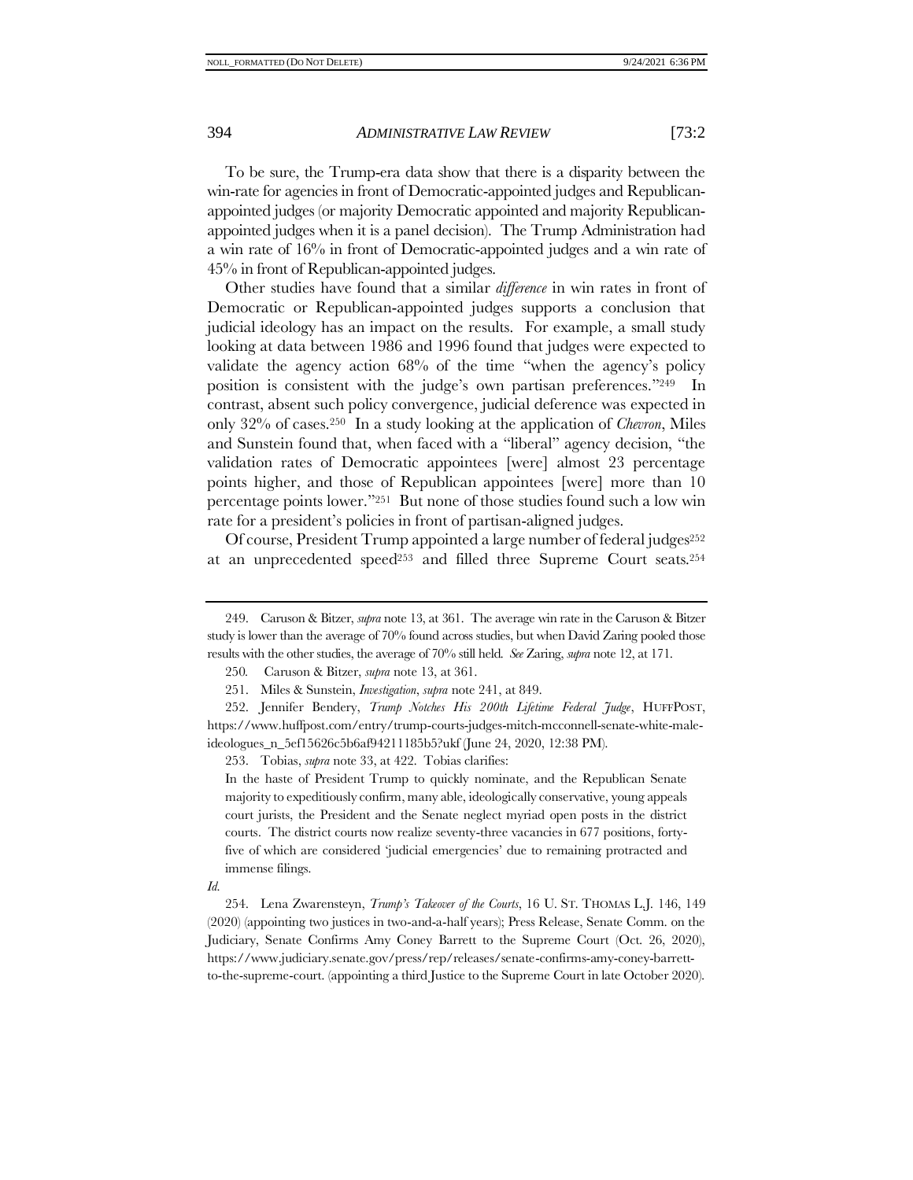To be sure, the Trump-era data show that there is a disparity between the win-rate for agencies in front of Democratic-appointed judges and Republican-appointed judges (or majority Democratic appointed and majority Republican-appointed judges when it is a panel decision). The Trump Administration had a win rate of 16% in front of Democratic-appointed judges and a win rate of 45% in front of Republican-appointed judges.

Other studies have found that a similar *difference* in win rates in front of Democratic or Republican-appointed judges supports a conclusion that judicial ideology has an impact on the results. For example, a small study looking at data between 1986 and 1996 found that judges were expected to validate the agency action 68% of the time "when the agency's policy position is consistent with the judge's own partisan preferences."[249] In contrast, absent such policy convergence, judicial deference was expected in only 32% of cases.[250] In a study looking at the application of *Chevron*, Miles and Sunstein found that, when faced with a "liberal" agency decision, "the validation rates of Democratic appointees [were] almost 23 percentage points higher, and those of Republican appointees [were] more than 10 percentage points lower."[251] But none of those studies found such a low win rate for a president's policies in front of partisan-aligned judges.

Of course, President Trump appointed a large number of federal judges[252] at an unprecedented speed[253] and filled three Supreme Court seats.[254]

---

249. Caruson & Bitzer, *supra* note 13, at 361. The average win rate in the Caruson & Bitzer study is lower than the average of 70% found across studies, but when David Zaring pooled those results with the other studies, the average of 70% still held. *See* Zaring, *supra* note 12, at 171.

250. Caruson & Bitzer, *supra* note 13, at 361.

251. Miles & Sunstein, *Investigation*, *supra* note 241, at 849.

252. Jennifer Bendery, *Trump Notches His 200th Lifetime Federal Judge*, HUFFPOST, https://www.huffpost.com/entry/trump-courts-judges-mitch-mcconnell-senate-white-male-ideologues_n_5ef15626c5b6af94211185b5?ukf (June 24, 2020, 12:38 PM).

253. Tobias, *supra* note 33, at 422. Tobias clarifies:

> In the haste of President Trump to quickly nominate, and the Republican Senate majority to expeditiously confirm, many able, ideologically conservative, young appeals court jurists, the President and the Senate neglect myriad open posts in the district courts. The district courts now realize seventy-three vacancies in 677 positions, forty-five of which are considered 'judicial emergencies' due to remaining protracted and immense filings.

*Id.*

254. Lena Zwarensteyn, *Trump's Takeover of the Courts*, 16 U. ST. THOMAS L.J. 146, 149 (2020) (appointing two justices in two-and-a-half years); Press Release, Senate Comm. on the Judiciary, Senate Confirms Amy Coney Barrett to the Supreme Court (Oct. 26, 2020), https://www.judiciary.senate.gov/press/rep/releases/senate-confirms-amy-coney-barrett-to-the-supreme-court. (appointing a third Justice to the Supreme Court in late October 2020).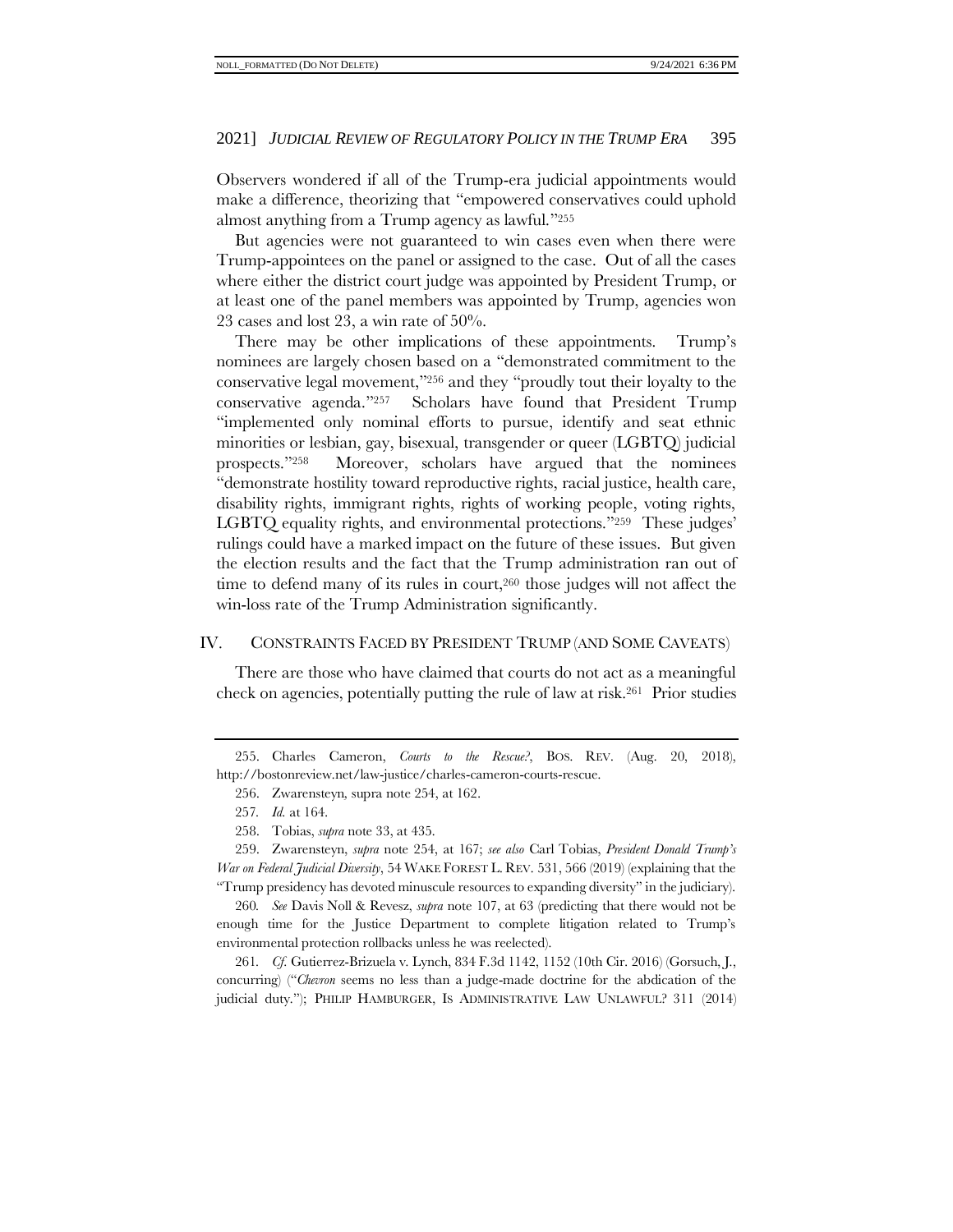Observers wondered if all of the Trump-era judicial appointments would make a difference, theorizing that "empowered conservatives could uphold almost anything from a Trump agency as lawful."[255]

But agencies were not guaranteed to win cases even when there were Trump-appointees on the panel or assigned to the case. Out of all the cases where either the district court judge was appointed by President Trump, or at least one of the panel members was appointed by Trump, agencies won 23 cases and lost 23, a win rate of 50%.

There may be other implications of these appointments. Trump's nominees are largely chosen based on a "demonstrated commitment to the conservative legal movement,"[256] and they "proudly tout their loyalty to the conservative agenda."[257] Scholars have found that President Trump "implemented only nominal efforts to pursue, identify and seat ethnic minorities or lesbian, gay, bisexual, transgender or queer (LGBTQ) judicial prospects."[258] Moreover, scholars have argued that the nominees "demonstrate hostility toward reproductive rights, racial justice, health care, disability rights, immigrant rights, rights of working people, voting rights, LGBTQ equality rights, and environmental protections."[259] These judges' rulings could have a marked impact on the future of these issues. But given the election results and the fact that the Trump administration ran out of time to defend many of its rules in court,[260] those judges will not affect the win-loss rate of the Trump Administration significantly.

## IV. CONSTRAINTS FACED BY PRESIDENT TRUMP (AND SOME CAVEATS)

There are those who have claimed that courts do not act as a meaningful check on agencies, potentially putting the rule of law at risk.[261] Prior studies

---

255. Charles Cameron, *Courts to the Rescue?*, BOS. REV. (Aug. 20, 2018), http://bostonreview.net/law-justice/charles-cameron-courts-rescue.

256. Zwarensteyn, supra note 254, at 162.

257. *Id.* at 164.

258. Tobias, *supra* note 33, at 435.

259. Zwarensteyn, *supra* note 254, at 167; *see also* Carl Tobias, *President Donald Trump's War on Federal Judicial Diversity*, 54 WAKE FOREST L. REV. 531, 566 (2019) (explaining that the "Trump presidency has devoted minuscule resources to expanding diversity" in the judiciary).

260. *See* Davis Noll & Revesz, *supra* note 107, at 63 (predicting that there would not be enough time for the Justice Department to complete litigation related to Trump's environmental protection rollbacks unless he was reelected).

261. *Cf.* Gutierrez-Brizuela v. Lynch, 834 F.3d 1142, 1152 (10th Cir. 2016) (Gorsuch, J., concurring) ("*Chevron* seems no less than a judge-made doctrine for the abdication of the judicial duty."); PHILIP HAMBURGER, IS ADMINISTRATIVE LAW UNLAWFUL? 311 (2014)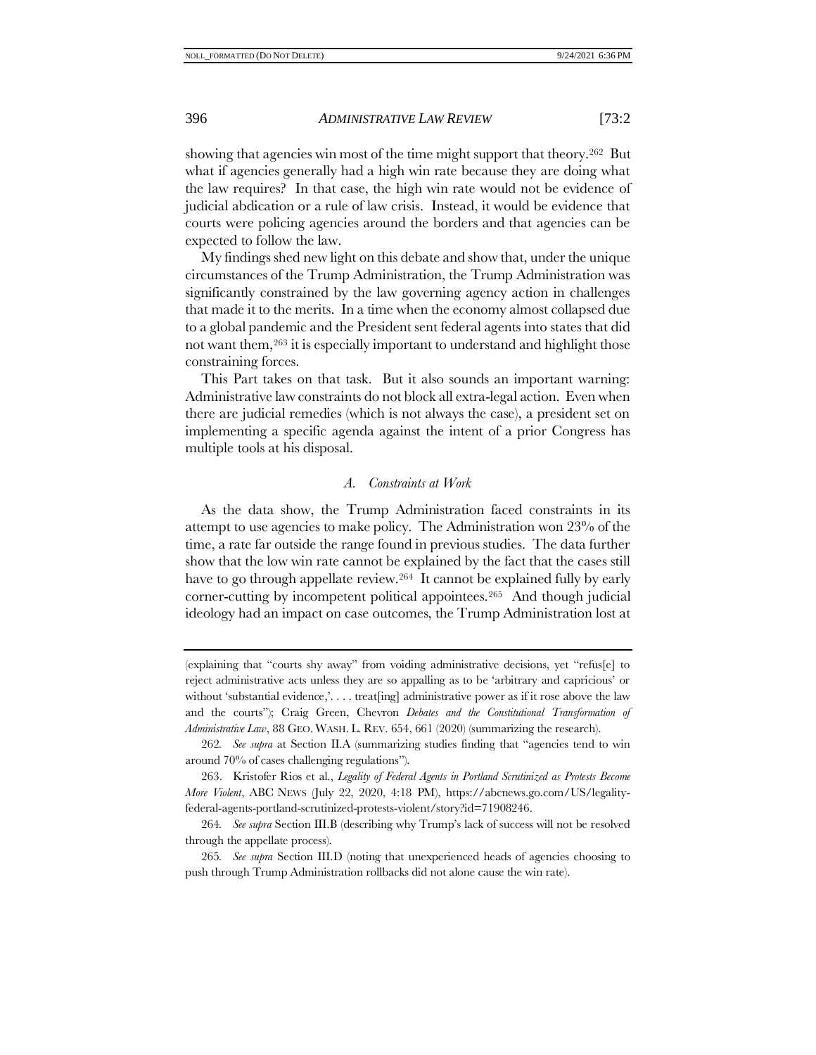showing that agencies win most of the time might support that theory.[262] But what if agencies generally had a high win rate because they are doing what the law requires? In that case, the high win rate would not be evidence of judicial abdication or a rule of law crisis. Instead, it would be evidence that courts were policing agencies around the borders and that agencies can be expected to follow the law.

My findings shed new light on this debate and show that, under the unique circumstances of the Trump Administration, the Trump Administration was significantly constrained by the law governing agency action in challenges that made it to the merits. In a time when the economy almost collapsed due to a global pandemic and the President sent federal agents into states that did not want them,[263] it is especially important to understand and highlight those constraining forces.

This Part takes on that task. But it also sounds an important warning: Administrative law constraints do not block all extra-legal action. Even when there are judicial remedies (which is not always the case), a president set on implementing a specific agenda against the intent of a prior Congress has multiple tools at his disposal.

### *A. Constraints at Work*

As the data show, the Trump Administration faced constraints in its attempt to use agencies to make policy. The Administration won 23% of the time, a rate far outside the range found in previous studies. The data further show that the low win rate cannot be explained by the fact that the cases still have to go through appellate review.[264] It cannot be explained fully by early corner-cutting by incompetent political appointees.[265] And though judicial ideology had an impact on case outcomes, the Trump Administration lost at

---

(explaining that "courts shy away" from voiding administrative decisions, yet "refus[e] to reject administrative acts unless they are so appalling as to be 'arbitrary and capricious' or without 'substantial evidence,'. . . . treat[ing] administrative power as if it rose above the law and the courts"); Craig Green, *Chevron Debates and the Constitutional Transformation of Administrative Law*, 88 GEO. WASH. L. REV. 654, 661 (2020) (summarizing the research).

262. *See supra* at Section II.A (summarizing studies finding that "agencies tend to win around 70% of cases challenging regulations").

263. Kristofer Rios et al., *Legality of Federal Agents in Portland Scrutinized as Protests Become More Violent*, ABC NEWS (July 22, 2020, 4:18 PM), https://abcnews.go.com/US/legality-federal-agents-portland-scrutinized-protests-violent/story?id=71908246.

264. *See supra* Section III.B (describing why Trump's lack of success will not be resolved through the appellate process).

265. *See supra* Section III.D (noting that unexperienced heads of agencies choosing to push through Trump Administration rollbacks did not alone cause the win rate).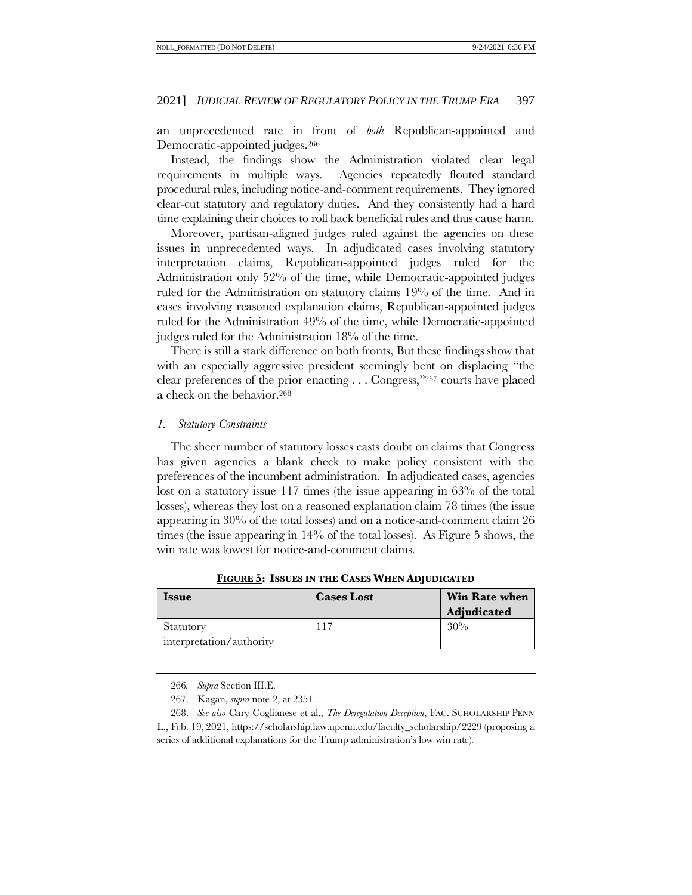an unprecedented rate in front of *both* Republican-appointed and Democratic-appointed judges.[266]

Instead, the findings show the Administration violated clear legal requirements in multiple ways. Agencies repeatedly flouted standard procedural rules, including notice-and-comment requirements. They ignored clear-cut statutory and regulatory duties. And they consistently had a hard time explaining their choices to roll back beneficial rules and thus cause harm.

Moreover, partisan-aligned judges ruled against the agencies on these issues in unprecedented ways. In adjudicated cases involving statutory interpretation claims, Republican-appointed judges ruled for the Administration only 52% of the time, while Democratic-appointed judges ruled for the Administration on statutory claims 19% of the time. And in cases involving reasoned explanation claims, Republican-appointed judges ruled for the Administration 49% of the time, while Democratic-appointed judges ruled for the Administration 18% of the time.

There is still a stark difference on both fronts, But these findings show that with an especially aggressive president seemingly bent on displacing "the clear preferences of the prior enacting . . . Congress,"[267] courts have placed a check on the behavior.[268]

### *1. Statutory Constraints*

The sheer number of statutory losses casts doubt on claims that Congress has given agencies a blank check to make policy consistent with the preferences of the incumbent administration. In adjudicated cases, agencies lost on a statutory issue 117 times (the issue appearing in 63% of the total losses), whereas they lost on a reasoned explanation claim 78 times (the issue appearing in 30% of the total losses) and on a notice-and-comment claim 26 times (the issue appearing in 14% of the total losses). As Figure 5 shows, the win rate was lowest for notice-and-comment claims.

**FIGURE 5: ISSUES IN THE CASES WHEN ADJUDICATED**

| Issue | Cases Lost | Win Rate when Adjudicated |
|---|---|---|
| Statutory interpretation/authority | 117 | 30% |

266. *Supra* Section III.E.

267. Kagan, *supra* note 2, at 2351.

268. *See also* Cary Coglianese et al., *The Deregulation Deception*, FAC. SCHOLARSHIP PENN L., Feb. 19, 2021, https://scholarship.law.upenn.edu/faculty_scholarship/2229 (proposing a series of additional explanations for the Trump administration's low win rate).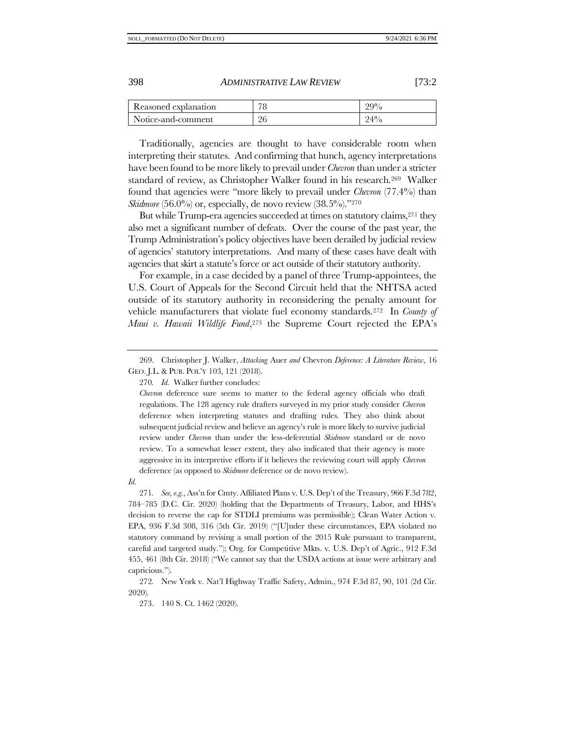| Reasoned explanation | 78 | 29% |
|---|---|---|
| Notice-and-comment | 26 | 24% |

Traditionally, agencies are thought to have considerable room when interpreting their statutes. And confirming that hunch, agency interpretations have been found to be more likely to prevail under *Chevron* than under a stricter standard of review, as Christopher Walker found in his research.[269] Walker found that agencies were "more likely to prevail under *Chevron* (77.4%) than *Skidmore* (56.0%) or, especially, de novo review (38.5%)."[270]

But while Trump-era agencies succeeded at times on statutory claims,[271] they also met a significant number of defeats. Over the course of the past year, the Trump Administration's policy objectives have been derailed by judicial review of agencies' statutory interpretations. And many of these cases have dealt with agencies that skirt a statute's force or act outside of their statutory authority.

For example, in a case decided by a panel of three Trump-appointees, the U.S. Court of Appeals for the Second Circuit held that the NHTSA acted outside of its statutory authority in reconsidering the penalty amount for vehicle manufacturers that violate fuel economy standards.[272] In *County of Maui v. Hawaii Wildlife Fund*,[273] the Supreme Court rejected the EPA's

---

269. Christopher J. Walker, *Attacking* Auer *and* Chevron *Deference: A Literature Review*, 16 GEO. J.L. & PUB. POL'Y 103, 121 (2018).

270. *Id.* Walker further concludes:

> *Chevron* deference sure seems to matter to the federal agency officials who draft regulations. The 128 agency rule drafters surveyed in my prior study consider *Chevron* deference when interpreting statutes and drafting rules. They also think about subsequent judicial review and believe an agency's rule is more likely to survive judicial review under *Chevron* than under the less-deferential *Skidmore* standard or de novo review. To a somewhat lesser extent, they also indicated that their agency is more aggressive in its interpretive efforts if it believes the reviewing court will apply *Chevron* deference (as opposed to *Skidmore* deference or de novo review).

*Id.*

271. *See, e.g.*, Ass'n for Cmty. Affiliated Plans v. U.S. Dep't of the Treasury, 966 F.3d 782, 784–785 (D.C. Cir. 2020) (holding that the Departments of Treasury, Labor, and HHS's decision to reverse the cap for STDLI premiums was permissible); Clean Water Action v. EPA, 936 F.3d 308, 316 (5th Cir. 2019) ("[U]nder these circumstances, EPA violated no statutory command by revising a small portion of the 2015 Rule pursuant to transparent, careful and targeted study."); Org. for Competitive Mkts. v. U.S. Dep't of Agric., 912 F.3d 455, 461 (8th Cir. 2018) ("We cannot say that the USDA actions at issue were arbitrary and capricious.").

272. New York v. Nat'l Highway Traffic Safety, Admin., 974 F.3d 87, 90, 101 (2d Cir. 2020).

273. 140 S. Ct. 1462 (2020).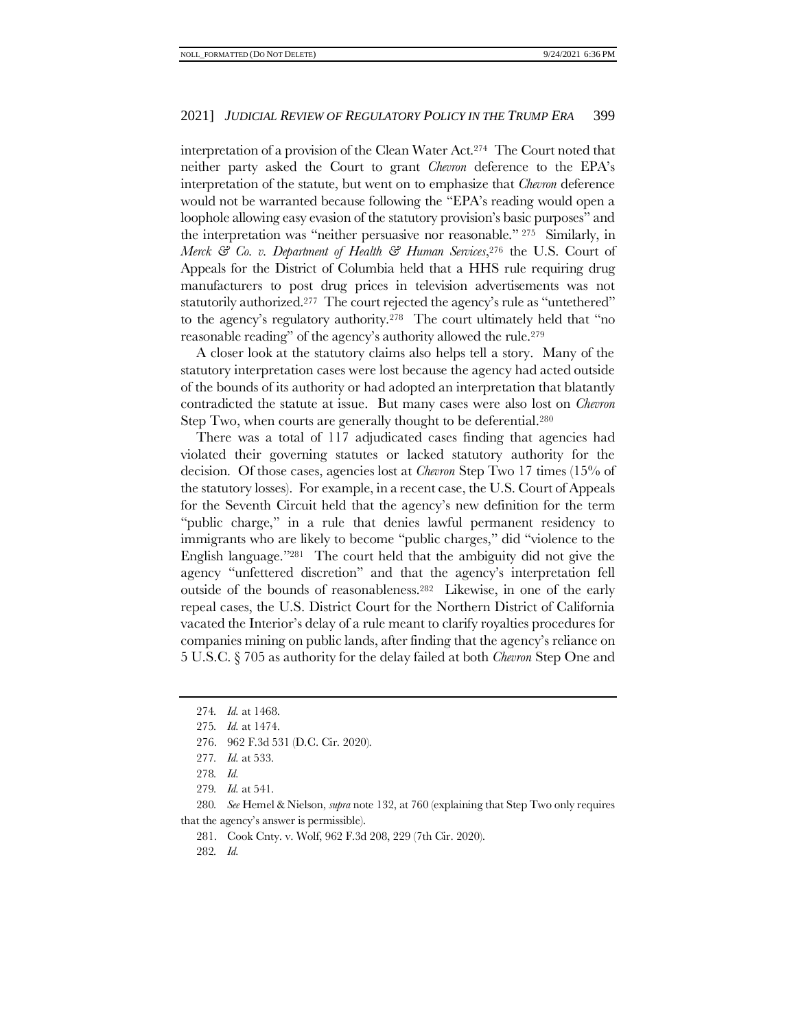interpretation of a provision of the Clean Water Act.[274] The Court noted that neither party asked the Court to grant *Chevron* deference to the EPA's interpretation of the statute, but went on to emphasize that *Chevron* deference would not be warranted because following the "EPA's reading would open a loophole allowing easy evasion of the statutory provision's basic purposes" and the interpretation was "neither persuasive nor reasonable." [275] Similarly, in *Merck & Co. v. Department of Health & Human Services*,[276] the U.S. Court of Appeals for the District of Columbia held that a HHS rule requiring drug manufacturers to post drug prices in television advertisements was not statutorily authorized.[277] The court rejected the agency's rule as "untethered" to the agency's regulatory authority.[278] The court ultimately held that "no reasonable reading" of the agency's authority allowed the rule.[279]

A closer look at the statutory claims also helps tell a story. Many of the statutory interpretation cases were lost because the agency had acted outside of the bounds of its authority or had adopted an interpretation that blatantly contradicted the statute at issue. But many cases were also lost on *Chevron* Step Two, when courts are generally thought to be deferential.[280]

There was a total of 117 adjudicated cases finding that agencies had violated their governing statutes or lacked statutory authority for the decision. Of those cases, agencies lost at *Chevron* Step Two 17 times (15% of the statutory losses). For example, in a recent case, the U.S. Court of Appeals for the Seventh Circuit held that the agency's new definition for the term "public charge," in a rule that denies lawful permanent residency to immigrants who are likely to become "public charges," did "violence to the English language."[281] The court held that the ambiguity did not give the agency "unfettered discretion" and that the agency's interpretation fell outside of the bounds of reasonableness.[282] Likewise, in one of the early repeal cases, the U.S. District Court for the Northern District of California vacated the Interior's delay of a rule meant to clarify royalties procedures for companies mining on public lands, after finding that the agency's reliance on 5 U.S.C. § 705 as authority for the delay failed at both *Chevron* Step One and

---

274. *Id.* at 1468.

275. *Id.* at 1474.

276. 962 F.3d 531 (D.C. Cir. 2020).

277. *Id.* at 533.

278. *Id.*

279. *Id.* at 541.

280. *See* Hemel & Nielson, *supra* note 132, at 760 (explaining that Step Two only requires that the agency's answer is permissible).

281. Cook Cnty. v. Wolf, 962 F.3d 208, 229 (7th Cir. 2020).

282. *Id.*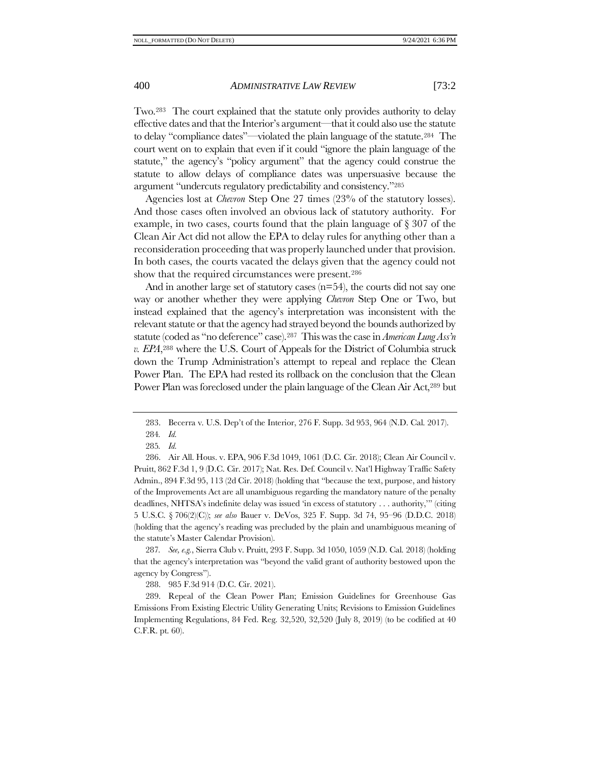Two.[283] The court explained that the statute only provides authority to delay effective dates and that the Interior's argument—that it could also use the statute to delay "compliance dates"—violated the plain language of the statute.[284] The court went on to explain that even if it could "ignore the plain language of the statute," the agency's "policy argument" that the agency could construe the statute to allow delays of compliance dates was unpersuasive because the argument "undercuts regulatory predictability and consistency."[285]

Agencies lost at *Chevron* Step One 27 times (23% of the statutory losses). And those cases often involved an obvious lack of statutory authority. For example, in two cases, courts found that the plain language of § 307 of the Clean Air Act did not allow the EPA to delay rules for anything other than a reconsideration proceeding that was properly launched under that provision. In both cases, the courts vacated the delays given that the agency could not show that the required circumstances were present.[286]

And in another large set of statutory cases (n=54), the courts did not say one way or another whether they were applying *Chevron* Step One or Two, but instead explained that the agency's interpretation was inconsistent with the relevant statute or that the agency had strayed beyond the bounds authorized by statute (coded as "no deference" case).[287] This was the case in *American Lung Ass'n v. EPA*,[288] where the U.S. Court of Appeals for the District of Columbia struck down the Trump Administration's attempt to repeal and replace the Clean Power Plan. The EPA had rested its rollback on the conclusion that the Clean Power Plan was foreclosed under the plain language of the Clean Air Act,[289] but

---

283. Becerra v. U.S. Dep't of the Interior, 276 F. Supp. 3d 953, 964 (N.D. Cal. 2017).

284. *Id.*

285. *Id.*

286. Air All. Hous. v. EPA, 906 F.3d 1049, 1061 (D.C. Cir. 2018); Clean Air Council v. Pruitt, 862 F.3d 1, 9 (D.C. Cir. 2017); Nat. Res. Def. Council v. Nat'l Highway Traffic Safety Admin., 894 F.3d 95, 113 (2d Cir. 2018) (holding that "because the text, purpose, and history of the Improvements Act are all unambiguous regarding the mandatory nature of the penalty deadlines, NHTSA's indefinite delay was issued 'in excess of statutory . . . authority,'" (citing 5 U.S.C. § 706(2)(C)); *see also* Bauer v. DeVos, 325 F. Supp. 3d 74, 95–96 (D.D.C. 2018) (holding that the agency's reading was precluded by the plain and unambiguous meaning of the statute's Master Calendar Provision).

287. *See, e.g.*, Sierra Club v. Pruitt, 293 F. Supp. 3d 1050, 1059 (N.D. Cal. 2018) (holding that the agency's interpretation was "beyond the valid grant of authority bestowed upon the agency by Congress").

288. 985 F.3d 914 (D.C. Cir. 2021).

289. Repeal of the Clean Power Plan; Emission Guidelines for Greenhouse Gas Emissions From Existing Electric Utility Generating Units; Revisions to Emission Guidelines Implementing Regulations, 84 Fed. Reg. 32,520, 32,520 (July 8, 2019) (to be codified at 40 C.F.R. pt. 60).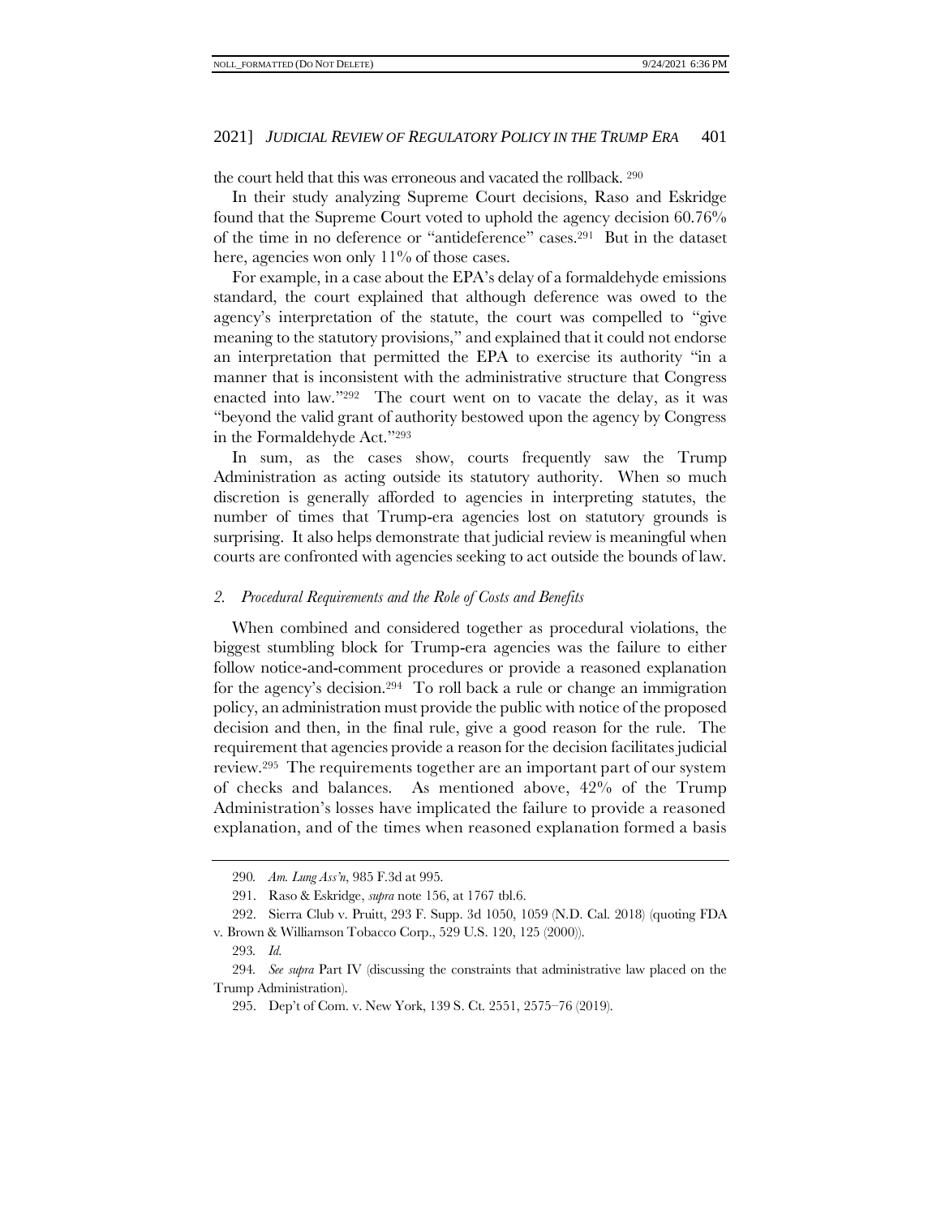the court held that this was erroneous and vacated the rollback. [290]

In their study analyzing Supreme Court decisions, Raso and Eskridge found that the Supreme Court voted to uphold the agency decision 60.76% of the time in no deference or "antideference" cases.[291] But in the dataset here, agencies won only 11% of those cases.

For example, in a case about the EPA's delay of a formaldehyde emissions standard, the court explained that although deference was owed to the agency's interpretation of the statute, the court was compelled to "give meaning to the statutory provisions," and explained that it could not endorse an interpretation that permitted the EPA to exercise its authority "in a manner that is inconsistent with the administrative structure that Congress enacted into law."[292] The court went on to vacate the delay, as it was "beyond the valid grant of authority bestowed upon the agency by Congress in the Formaldehyde Act."[293]

In sum, as the cases show, courts frequently saw the Trump Administration as acting outside its statutory authority. When so much discretion is generally afforded to agencies in interpreting statutes, the number of times that Trump-era agencies lost on statutory grounds is surprising. It also helps demonstrate that judicial review is meaningful when courts are confronted with agencies seeking to act outside the bounds of law.

### *2. Procedural Requirements and the Role of Costs and Benefits*

When combined and considered together as procedural violations, the biggest stumbling block for Trump-era agencies was the failure to either follow notice-and-comment procedures or provide a reasoned explanation for the agency's decision.[294] To roll back a rule or change an immigration policy, an administration must provide the public with notice of the proposed decision and then, in the final rule, give a good reason for the rule. The requirement that agencies provide a reason for the decision facilitates judicial review.[295] The requirements together are an important part of our system of checks and balances. As mentioned above, 42% of the Trump Administration's losses have implicated the failure to provide a reasoned explanation, and of the times when reasoned explanation formed a basis

---

290. *Am. Lung Ass'n*, 985 F.3d at 995.

291. Raso & Eskridge, *supra* note 156, at 1767 tbl.6.

292. Sierra Club v. Pruitt, 293 F. Supp. 3d 1050, 1059 (N.D. Cal. 2018) (quoting FDA v. Brown & Williamson Tobacco Corp., 529 U.S. 120, 125 (2000)).

293. *Id.*

294. *See supra* Part IV (discussing the constraints that administrative law placed on the Trump Administration).

295. Dep't of Com. v. New York, 139 S. Ct. 2551, 2575–76 (2019).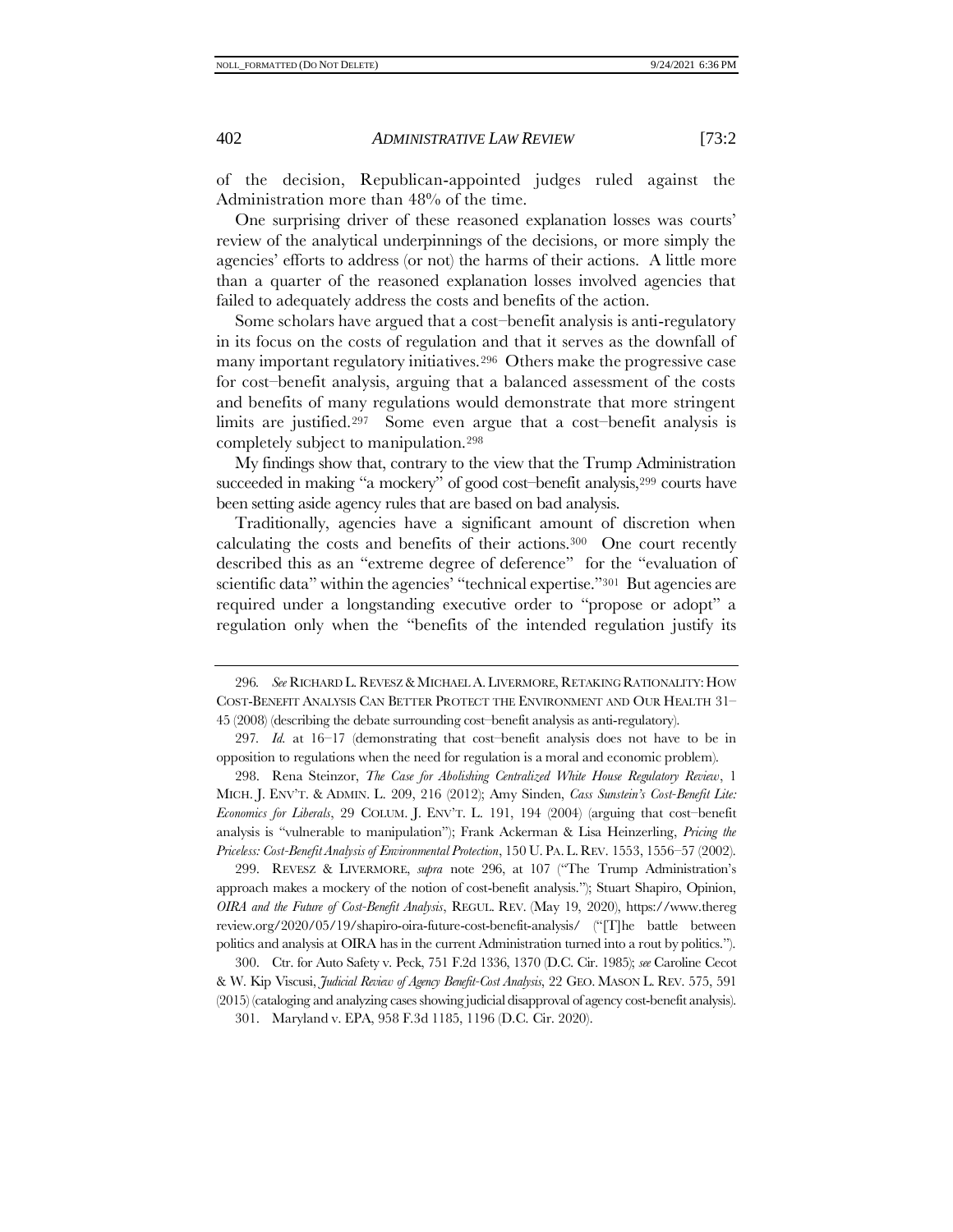of the decision, Republican-appointed judges ruled against the Administration more than 48% of the time.

One surprising driver of these reasoned explanation losses was courts' review of the analytical underpinnings of the decisions, or more simply the agencies' efforts to address (or not) the harms of their actions. A little more than a quarter of the reasoned explanation losses involved agencies that failed to adequately address the costs and benefits of the action.

Some scholars have argued that a cost–benefit analysis is anti-regulatory in its focus on the costs of regulation and that it serves as the downfall of many important regulatory initiatives.[296] Others make the progressive case for cost–benefit analysis, arguing that a balanced assessment of the costs and benefits of many regulations would demonstrate that more stringent limits are justified.[297] Some even argue that a cost–benefit analysis is completely subject to manipulation.[298]

My findings show that, contrary to the view that the Trump Administration succeeded in making "a mockery" of good cost–benefit analysis,[299] courts have been setting aside agency rules that are based on bad analysis.

Traditionally, agencies have a significant amount of discretion when calculating the costs and benefits of their actions.[300] One court recently described this as an "extreme degree of deference" for the "evaluation of scientific data" within the agencies' "technical expertise."[301] But agencies are required under a longstanding executive order to "propose or adopt" a regulation only when the "benefits of the intended regulation justify its

---

296. *See* RICHARD L. REVESZ & MICHAEL A. LIVERMORE, RETAKING RATIONALITY: HOW COST-BENEFIT ANALYSIS CAN BETTER PROTECT THE ENVIRONMENT AND OUR HEALTH 31–45 (2008) (describing the debate surrounding cost–benefit analysis as anti-regulatory).

297. *Id.* at 16–17 (demonstrating that cost–benefit analysis does not have to be in opposition to regulations when the need for regulation is a moral and economic problem).

298. Rena Steinzor, *The Case for Abolishing Centralized White House Regulatory Review*, 1 MICH. J. ENV'T. & ADMIN. L. 209, 216 (2012); Amy Sinden, *Cass Sunstein's Cost-Benefit Lite: Economics for Liberals*, 29 COLUM. J. ENV'T. L. 191, 194 (2004) (arguing that cost–benefit analysis is "vulnerable to manipulation"); Frank Ackerman & Lisa Heinzerling, *Pricing the Priceless: Cost-Benefit Analysis of Environmental Protection*, 150 U. PA. L. REV. 1553, 1556–57 (2002).

299. REVESZ & LIVERMORE, *supra* note 296, at 107 ("The Trump Administration's approach makes a mockery of the notion of cost-benefit analysis."); Stuart Shapiro, Opinion, *OIRA and the Future of Cost-Benefit Analysis*, REGUL. REV. (May 19, 2020), https://www.theregreview.org/2020/05/19/shapiro-oira-future-cost-benefit-analysis/ ("[T]he battle between politics and analysis at OIRA has in the current Administration turned into a rout by politics.").

300. Ctr. for Auto Safety v. Peck, 751 F.2d 1336, 1370 (D.C. Cir. 1985); *see* Caroline Cecot & W. Kip Viscusi, *Judicial Review of Agency Benefit-Cost Analysis*, 22 GEO. MASON L. REV. 575, 591 (2015) (cataloging and analyzing cases showing judicial disapproval of agency cost-benefit analysis).

301. Maryland v. EPA, 958 F.3d 1185, 1196 (D.C. Cir. 2020).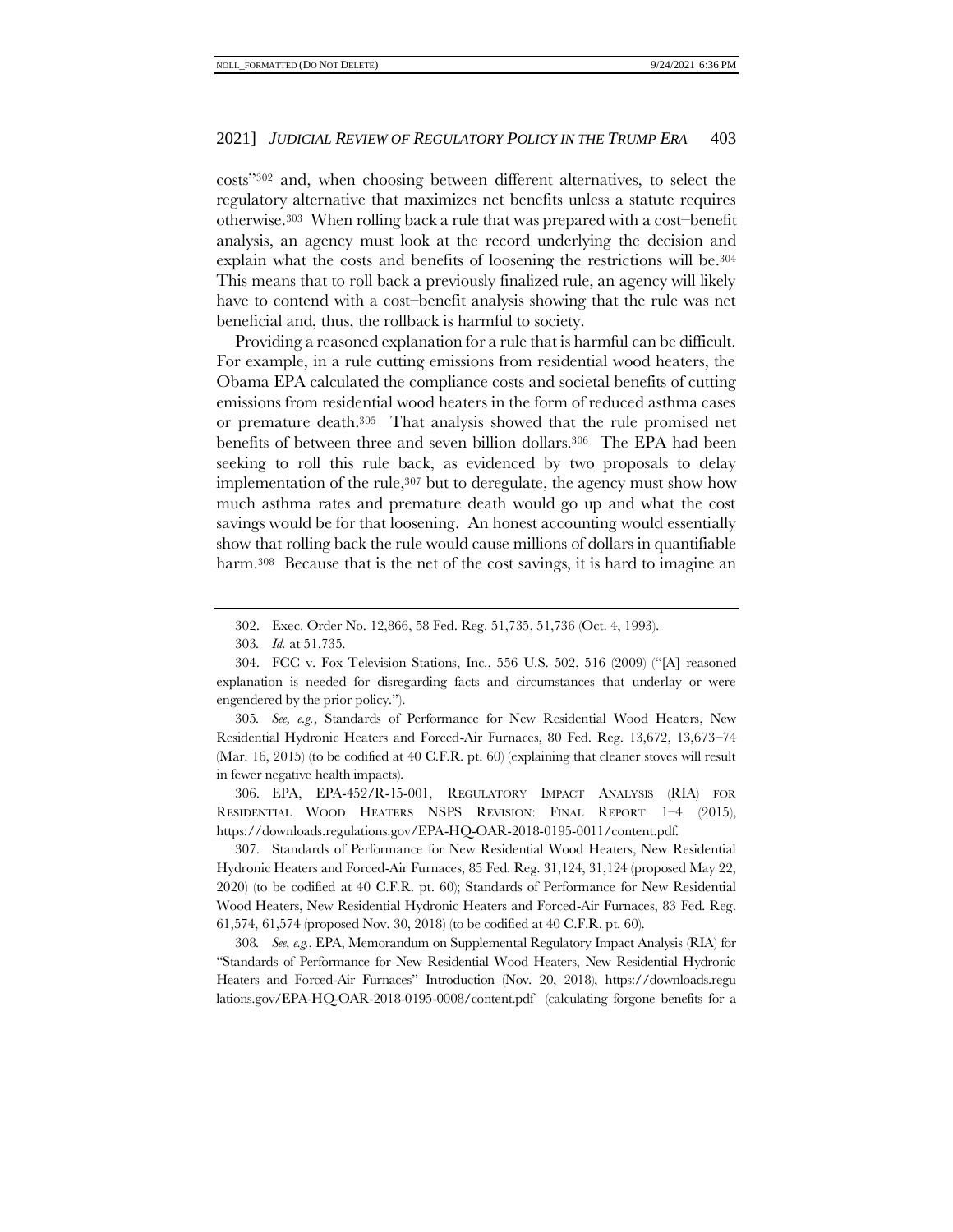costs"[302] and, when choosing between different alternatives, to select the regulatory alternative that maximizes net benefits unless a statute requires otherwise.[303] When rolling back a rule that was prepared with a cost–benefit analysis, an agency must look at the record underlying the decision and explain what the costs and benefits of loosening the restrictions will be.[304] This means that to roll back a previously finalized rule, an agency will likely have to contend with a cost–benefit analysis showing that the rule was net beneficial and, thus, the rollback is harmful to society.

Providing a reasoned explanation for a rule that is harmful can be difficult. For example, in a rule cutting emissions from residential wood heaters, the Obama EPA calculated the compliance costs and societal benefits of cutting emissions from residential wood heaters in the form of reduced asthma cases or premature death.[305] That analysis showed that the rule promised net benefits of between three and seven billion dollars.[306] The EPA had been seeking to roll this rule back, as evidenced by two proposals to delay implementation of the rule,[307] but to deregulate, the agency must show how much asthma rates and premature death would go up and what the cost savings would be for that loosening. An honest accounting would essentially show that rolling back the rule would cause millions of dollars in quantifiable harm.[308] Because that is the net of the cost savings, it is hard to imagine an

---

302. Exec. Order No. 12,866, 58 Fed. Reg. 51,735, 51,736 (Oct. 4, 1993).

303. *Id.* at 51,735.

304. FCC v. Fox Television Stations, Inc., 556 U.S. 502, 516 (2009) ("[A] reasoned explanation is needed for disregarding facts and circumstances that underlay or were engendered by the prior policy.").

305. *See, e.g.*, Standards of Performance for New Residential Wood Heaters, New Residential Hydronic Heaters and Forced-Air Furnaces, 80 Fed. Reg. 13,672, 13,673–74 (Mar. 16, 2015) (to be codified at 40 C.F.R. pt. 60) (explaining that cleaner stoves will result in fewer negative health impacts).

306. EPA, EPA-452/R-15-001, REGULATORY IMPACT ANALYSIS (RIA) FOR RESIDENTIAL WOOD HEATERS NSPS REVISION: FINAL REPORT 1–4 (2015), https://downloads.regulations.gov/EPA-HQ-OAR-2018-0195-0011/content.pdf.

307. Standards of Performance for New Residential Wood Heaters, New Residential Hydronic Heaters and Forced-Air Furnaces, 85 Fed. Reg. 31,124, 31,124 (proposed May 22, 2020) (to be codified at 40 C.F.R. pt. 60); Standards of Performance for New Residential Wood Heaters, New Residential Hydronic Heaters and Forced-Air Furnaces, 83 Fed. Reg. 61,574, 61,574 (proposed Nov. 30, 2018) (to be codified at 40 C.F.R. pt. 60).

308. *See, e.g.*, EPA, Memorandum on Supplemental Regulatory Impact Analysis (RIA) for "Standards of Performance for New Residential Wood Heaters, New Residential Hydronic Heaters and Forced-Air Furnaces" Introduction (Nov. 20, 2018), https://downloads.regulations.gov/EPA-HQ-OAR-2018-0195-0008/content.pdf (calculating forgone benefits for a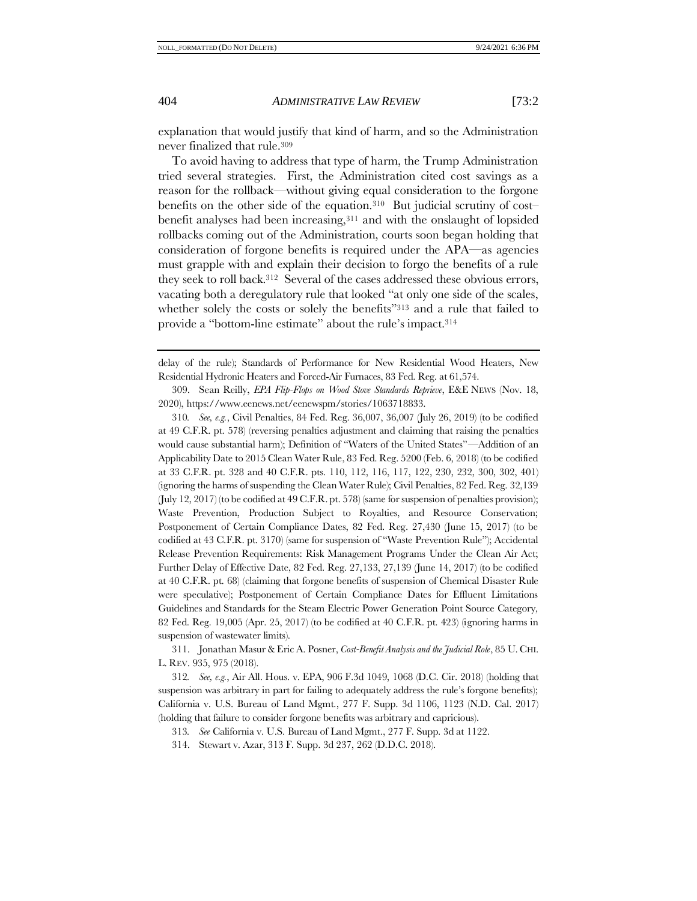explanation that would justify that kind of harm, and so the Administration never finalized that rule.[309]

To avoid having to address that type of harm, the Trump Administration tried several strategies. First, the Administration cited cost savings as a reason for the rollback—without giving equal consideration to the forgone benefits on the other side of the equation.[310] But judicial scrutiny of cost–benefit analyses had been increasing,[311] and with the onslaught of lopsided rollbacks coming out of the Administration, courts soon began holding that consideration of forgone benefits is required under the APA—as agencies must grapple with and explain their decision to forgo the benefits of a rule they seek to roll back.[312] Several of the cases addressed these obvious errors, vacating both a deregulatory rule that looked "at only one side of the scales, whether solely the costs or solely the benefits"[313] and a rule that failed to provide a "bottom-line estimate" about the rule's impact.[314]

---

delay of the rule); Standards of Performance for New Residential Wood Heaters, New Residential Hydronic Heaters and Forced-Air Furnaces, 83 Fed. Reg. at 61,574.

309. Sean Reilly, *EPA Flip-Flops on Wood Stove Standards Reprieve*, E&E NEWS (Nov. 18, 2020), https://www.eenews.net/eenewspm/stories/1063718833.

310. *See, e.g.*, Civil Penalties, 84 Fed. Reg. 36,007, 36,007 (July 26, 2019) (to be codified at 49 C.F.R. pt. 578) (reversing penalties adjustment and claiming that raising the penalties would cause substantial harm); Definition of "Waters of the United States"—Addition of an Applicability Date to 2015 Clean Water Rule, 83 Fed. Reg. 5200 (Feb. 6, 2018) (to be codified at 33 C.F.R. pt. 328 and 40 C.F.R. pts. 110, 112, 116, 117, 122, 230, 232, 300, 302, 401) (ignoring the harms of suspending the Clean Water Rule); Civil Penalties, 82 Fed. Reg. 32,139 (July 12, 2017) (to be codified at 49 C.F.R. pt. 578) (same for suspension of penalties provision); Waste Prevention, Production Subject to Royalties, and Resource Conservation; Postponement of Certain Compliance Dates, 82 Fed. Reg. 27,430 (June 15, 2017) (to be codified at 43 C.F.R. pt. 3170) (same for suspension of "Waste Prevention Rule"); Accidental Release Prevention Requirements: Risk Management Programs Under the Clean Air Act; Further Delay of Effective Date, 82 Fed. Reg. 27,133, 27,139 (June 14, 2017) (to be codified at 40 C.F.R. pt. 68) (claiming that forgone benefits of suspension of Chemical Disaster Rule were speculative); Postponement of Certain Compliance Dates for Effluent Limitations Guidelines and Standards for the Steam Electric Power Generation Point Source Category, 82 Fed. Reg. 19,005 (Apr. 25, 2017) (to be codified at 40 C.F.R. pt. 423) (ignoring harms in suspension of wastewater limits).

311. Jonathan Masur & Eric A. Posner, *Cost-Benefit Analysis and the Judicial Role*, 85 U. CHI. L. REV. 935, 975 (2018).

312. *See, e.g.*, Air All. Hous. v. EPA, 906 F.3d 1049, 1068 (D.C. Cir. 2018) (holding that suspension was arbitrary in part for failing to adequately address the rule's forgone benefits); California v. U.S. Bureau of Land Mgmt., 277 F. Supp. 3d 1106, 1123 (N.D. Cal. 2017) (holding that failure to consider forgone benefits was arbitrary and capricious).

313. *See* California v. U.S. Bureau of Land Mgmt., 277 F. Supp. 3d at 1122.

314. Stewart v. Azar, 313 F. Supp. 3d 237, 262 (D.D.C. 2018).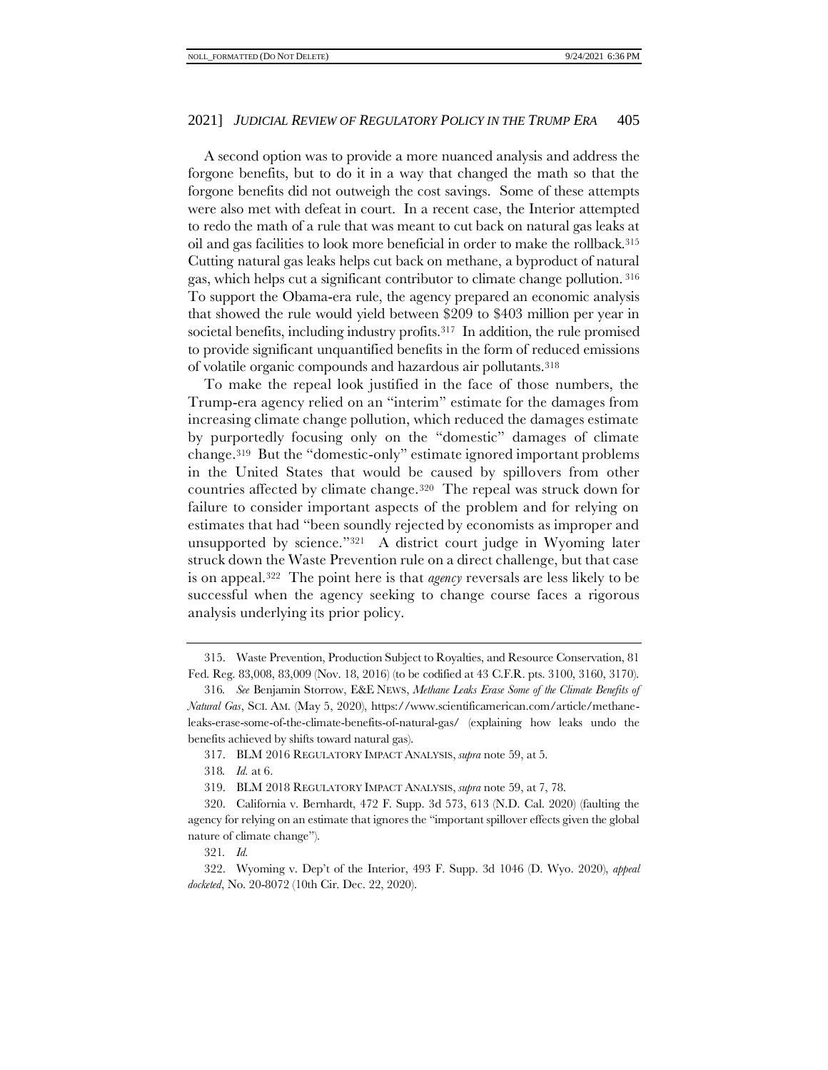A second option was to provide a more nuanced analysis and address the forgone benefits, but to do it in a way that changed the math so that the forgone benefits did not outweigh the cost savings. Some of these attempts were also met with defeat in court. In a recent case, the Interior attempted to redo the math of a rule that was meant to cut back on natural gas leaks at oil and gas facilities to look more beneficial in order to make the rollback.[315] Cutting natural gas leaks helps cut back on methane, a byproduct of natural gas, which helps cut a significant contributor to climate change pollution.[316] To support the Obama-era rule, the agency prepared an economic analysis that showed the rule would yield between $209 to $403 million per year in societal benefits, including industry profits.[317] In addition, the rule promised to provide significant unquantified benefits in the form of reduced emissions of volatile organic compounds and hazardous air pollutants.[318]

To make the repeal look justified in the face of those numbers, the Trump-era agency relied on an "interim" estimate for the damages from increasing climate change pollution, which reduced the damages estimate by purportedly focusing only on the "domestic" damages of climate change.[319] But the "domestic-only" estimate ignored important problems in the United States that would be caused by spillovers from other countries affected by climate change.[320] The repeal was struck down for failure to consider important aspects of the problem and for relying on estimates that had "been soundly rejected by economists as improper and unsupported by science."[321] A district court judge in Wyoming later struck down the Waste Prevention rule on a direct challenge, but that case is on appeal.[322] The point here is that *agency* reversals are less likely to be successful when the agency seeking to change course faces a rigorous analysis underlying its prior policy.

---

315. Waste Prevention, Production Subject to Royalties, and Resource Conservation, 81 Fed. Reg. 83,008, 83,009 (Nov. 18, 2016) (to be codified at 43 C.F.R. pts. 3100, 3160, 3170).

316. *See* Benjamin Storrow, E&E NEWS, *Methane Leaks Erase Some of the Climate Benefits of Natural Gas*, SCI. AM. (May 5, 2020), https://www.scientificamerican.com/article/methane-leaks-erase-some-of-the-climate-benefits-of-natural-gas/ (explaining how leaks undo the benefits achieved by shifts toward natural gas).

317. BLM 2016 REGULATORY IMPACT ANALYSIS, *supra* note 59, at 5.

318. *Id.* at 6.

319. BLM 2018 REGULATORY IMPACT ANALYSIS, *supra* note 59, at 7, 78.

320. California v. Bernhardt, 472 F. Supp. 3d 573, 613 (N.D. Cal. 2020) (faulting the agency for relying on an estimate that ignores the "important spillover effects given the global nature of climate change").

321. *Id.*

322. Wyoming v. Dep't of the Interior, 493 F. Supp. 3d 1046 (D. Wyo. 2020), *appeal docketed*, No. 20-8072 (10th Cir. Dec. 22, 2020).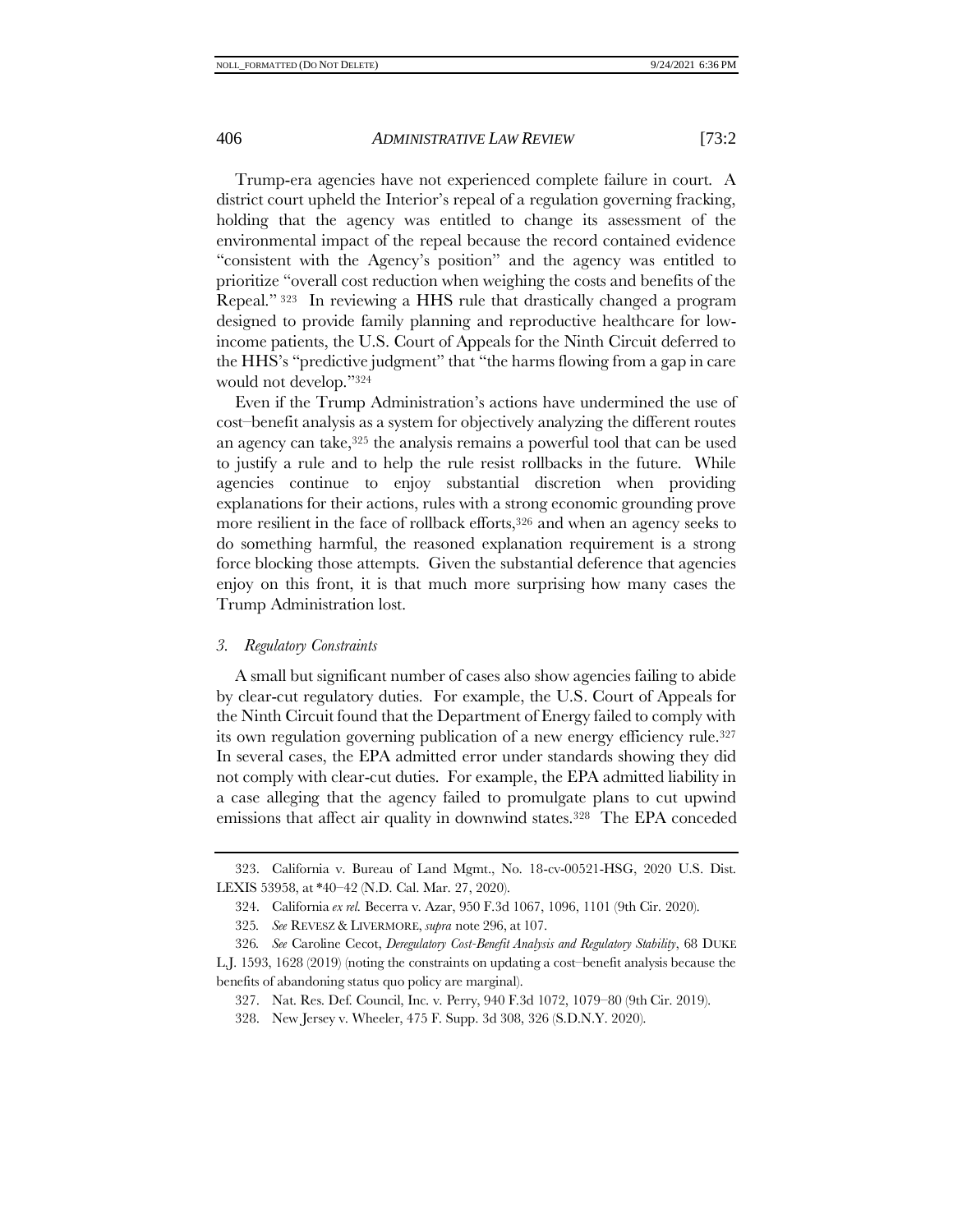Trump-era agencies have not experienced complete failure in court. A district court upheld the Interior's repeal of a regulation governing fracking, holding that the agency was entitled to change its assessment of the environmental impact of the repeal because the record contained evidence "consistent with the Agency's position" and the agency was entitled to prioritize "overall cost reduction when weighing the costs and benefits of the Repeal." [323] In reviewing a HHS rule that drastically changed a program designed to provide family planning and reproductive healthcare for low-income patients, the U.S. Court of Appeals for the Ninth Circuit deferred to the HHS's "predictive judgment" that "the harms flowing from a gap in care would not develop."[324]

Even if the Trump Administration's actions have undermined the use of cost–benefit analysis as a system for objectively analyzing the different routes an agency can take,[325] the analysis remains a powerful tool that can be used to justify a rule and to help the rule resist rollbacks in the future. While agencies continue to enjoy substantial discretion when providing explanations for their actions, rules with a strong economic grounding prove more resilient in the face of rollback efforts,[326] and when an agency seeks to do something harmful, the reasoned explanation requirement is a strong force blocking those attempts. Given the substantial deference that agencies enjoy on this front, it is that much more surprising how many cases the Trump Administration lost.

### *3. Regulatory Constraints*

A small but significant number of cases also show agencies failing to abide by clear-cut regulatory duties. For example, the U.S. Court of Appeals for the Ninth Circuit found that the Department of Energy failed to comply with its own regulation governing publication of a new energy efficiency rule.[327] In several cases, the EPA admitted error under standards showing they did not comply with clear-cut duties. For example, the EPA admitted liability in a case alleging that the agency failed to promulgate plans to cut upwind emissions that affect air quality in downwind states.[328] The EPA conceded

---

323. California v. Bureau of Land Mgmt., No. 18-cv-00521-HSG, 2020 U.S. Dist. LEXIS 53958, at *40–42 (N.D. Cal. Mar. 27, 2020).

324. California *ex rel.* Becerra v. Azar, 950 F.3d 1067, 1096, 1101 (9th Cir. 2020).

325. *See* REVESZ & LIVERMORE, *supra* note 296, at 107.

326. *See* Caroline Cecot, *Deregulatory Cost-Benefit Analysis and Regulatory Stability*, 68 DUKE L.J. 1593, 1628 (2019) (noting the constraints on updating a cost–benefit analysis because the benefits of abandoning status quo policy are marginal).

327. Nat. Res. Def. Council, Inc. v. Perry, 940 F.3d 1072, 1079–80 (9th Cir. 2019).

328. New Jersey v. Wheeler, 475 F. Supp. 3d 308, 326 (S.D.N.Y. 2020).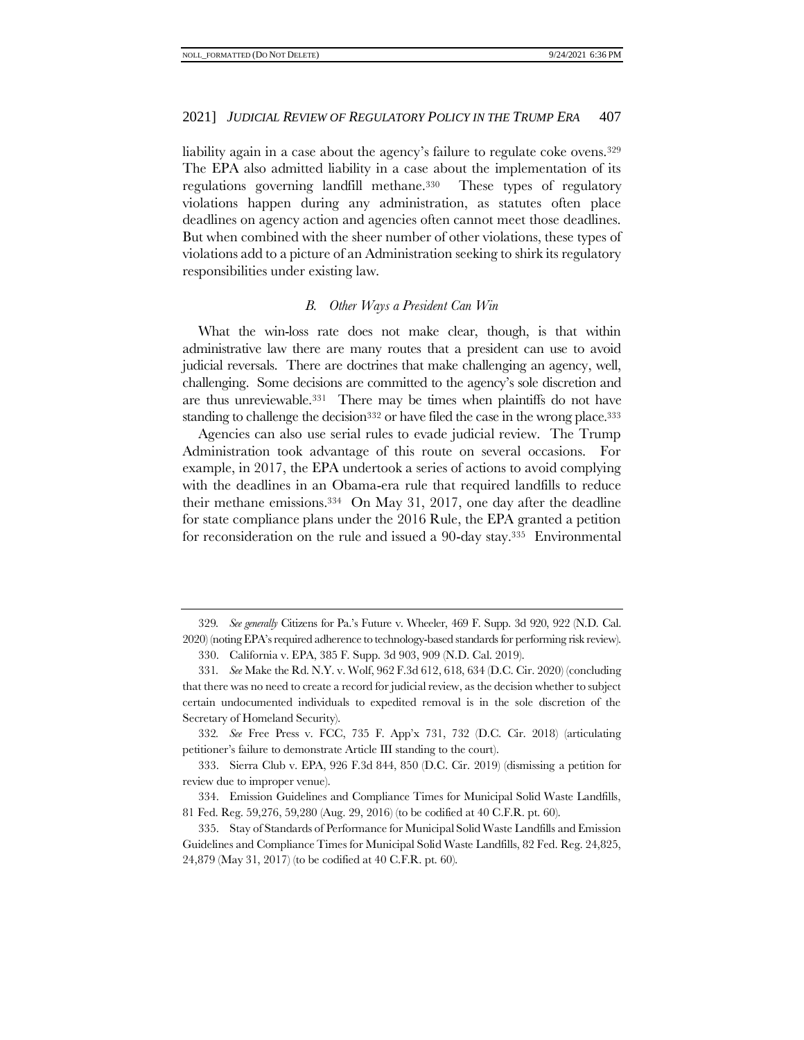liability again in a case about the agency's failure to regulate coke ovens.[329] The EPA also admitted liability in a case about the implementation of its regulations governing landfill methane.[330] These types of regulatory violations happen during any administration, as statutes often place deadlines on agency action and agencies often cannot meet those deadlines. But when combined with the sheer number of other violations, these types of violations add to a picture of an Administration seeking to shirk its regulatory responsibilities under existing law.

### *B. Other Ways a President Can Win*

What the win-loss rate does not make clear, though, is that within administrative law there are many routes that a president can use to avoid judicial reversals. There are doctrines that make challenging an agency, well, challenging. Some decisions are committed to the agency's sole discretion and are thus unreviewable.[331] There may be times when plaintiffs do not have standing to challenge the decision[332] or have filed the case in the wrong place.[333]

Agencies can also use serial rules to evade judicial review. The Trump Administration took advantage of this route on several occasions. For example, in 2017, the EPA undertook a series of actions to avoid complying with the deadlines in an Obama-era rule that required landfills to reduce their methane emissions.[334] On May 31, 2017, one day after the deadline for state compliance plans under the 2016 Rule, the EPA granted a petition for reconsideration on the rule and issued a 90-day stay.[335] Environmental

---

329. *See generally* Citizens for Pa.'s Future v. Wheeler, 469 F. Supp. 3d 920, 922 (N.D. Cal. 2020) (noting EPA's required adherence to technology-based standards for performing risk review).

330. California v. EPA, 385 F. Supp. 3d 903, 909 (N.D. Cal. 2019).

331. *See* Make the Rd. N.Y. v. Wolf, 962 F.3d 612, 618, 634 (D.C. Cir. 2020) (concluding that there was no need to create a record for judicial review, as the decision whether to subject certain undocumented individuals to expedited removal is in the sole discretion of the Secretary of Homeland Security).

332. *See* Free Press v. FCC, 735 F. App'x 731, 732 (D.C. Cir. 2018) (articulating petitioner's failure to demonstrate Article III standing to the court).

333. Sierra Club v. EPA, 926 F.3d 844, 850 (D.C. Cir. 2019) (dismissing a petition for review due to improper venue).

334. Emission Guidelines and Compliance Times for Municipal Solid Waste Landfills, 81 Fed. Reg. 59,276, 59,280 (Aug. 29, 2016) (to be codified at 40 C.F.R. pt. 60).

335. Stay of Standards of Performance for Municipal Solid Waste Landfills and Emission Guidelines and Compliance Times for Municipal Solid Waste Landfills, 82 Fed. Reg. 24,825, 24,879 (May 31, 2017) (to be codified at 40 C.F.R. pt. 60).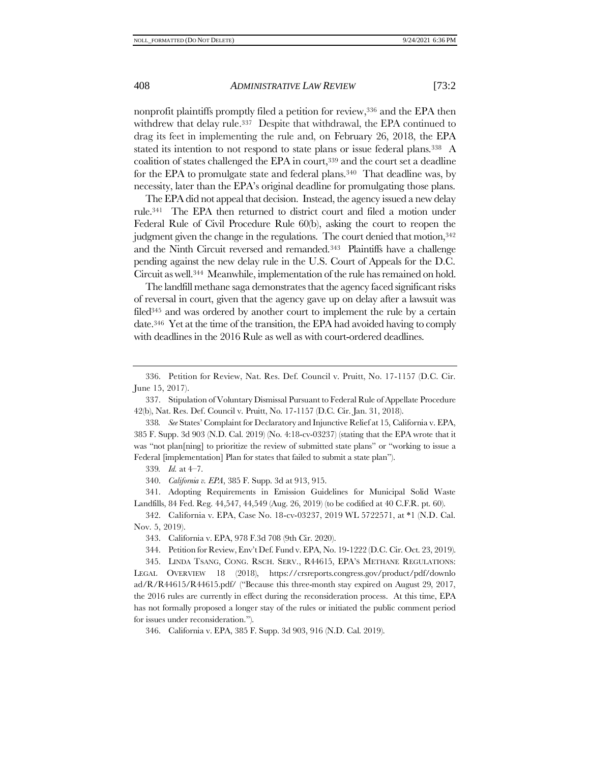nonprofit plaintiffs promptly filed a petition for review,[336] and the EPA then withdrew that delay rule.[337] Despite that withdrawal, the EPA continued to drag its feet in implementing the rule and, on February 26, 2018, the EPA stated its intention to not respond to state plans or issue federal plans.[338] A coalition of states challenged the EPA in court,[339] and the court set a deadline for the EPA to promulgate state and federal plans.[340] That deadline was, by necessity, later than the EPA's original deadline for promulgating those plans.

The EPA did not appeal that decision. Instead, the agency issued a new delay rule.[341] The EPA then returned to district court and filed a motion under Federal Rule of Civil Procedure Rule 60(b), asking the court to reopen the judgment given the change in the regulations. The court denied that motion,[342] and the Ninth Circuit reversed and remanded.[343] Plaintiffs have a challenge pending against the new delay rule in the U.S. Court of Appeals for the D.C. Circuit as well.[344] Meanwhile, implementation of the rule has remained on hold.

The landfill methane saga demonstrates that the agency faced significant risks of reversal in court, given that the agency gave up on delay after a lawsuit was filed[345] and was ordered by another court to implement the rule by a certain date.[346] Yet at the time of the transition, the EPA had avoided having to comply with deadlines in the 2016 Rule as well as with court-ordered deadlines.

---

336. Petition for Review, Nat. Res. Def. Council v. Pruitt, No. 17-1157 (D.C. Cir. June 15, 2017).

337. Stipulation of Voluntary Dismissal Pursuant to Federal Rule of Appellate Procedure 42(b), Nat. Res. Def. Council v. Pruitt, No. 17-1157 (D.C. Cir. Jan. 31, 2018).

338. *See* States' Complaint for Declaratory and Injunctive Relief at 15, California v. EPA, 385 F. Supp. 3d 903 (N.D. Cal. 2019) (No. 4:18-cv-03237) (stating that the EPA wrote that it was "not plan[ning] to prioritize the review of submitted state plans" or "working to issue a Federal [implementation] Plan for states that failed to submit a state plan").

339. *Id.* at 4–7.

340. *California v. EPA*, 385 F. Supp. 3d at 913, 915.

341. Adopting Requirements in Emission Guidelines for Municipal Solid Waste Landfills, 84 Fed. Reg. 44,547, 44,549 (Aug. 26, 2019) (to be codified at 40 C.F.R. pt. 60).

342. California v. EPA, Case No. 18-cv-03237, 2019 WL 5722571, at *1 (N.D. Cal. Nov. 5, 2019).

343. California v. EPA, 978 F.3d 708 (9th Cir. 2020).

344. Petition for Review, Env't Def. Fund v. EPA, No. 19-1222 (D.C. Cir. Oct. 23, 2019).

345. LINDA TSANG, CONG. RSCH. SERV., R44615, EPA'S METHANE REGULATIONS: LEGAL OVERVIEW 18 (2018), https://crsreports.congress.gov/product/pdf/download/R/R44615/R44615.pdf/ ("Because this three-month stay expired on August 29, 2017, the 2016 rules are currently in effect during the reconsideration process. At this time, EPA has not formally proposed a longer stay of the rules or initiated the public comment period for issues under reconsideration.").

346. California v. EPA, 385 F. Supp. 3d 903, 916 (N.D. Cal. 2019).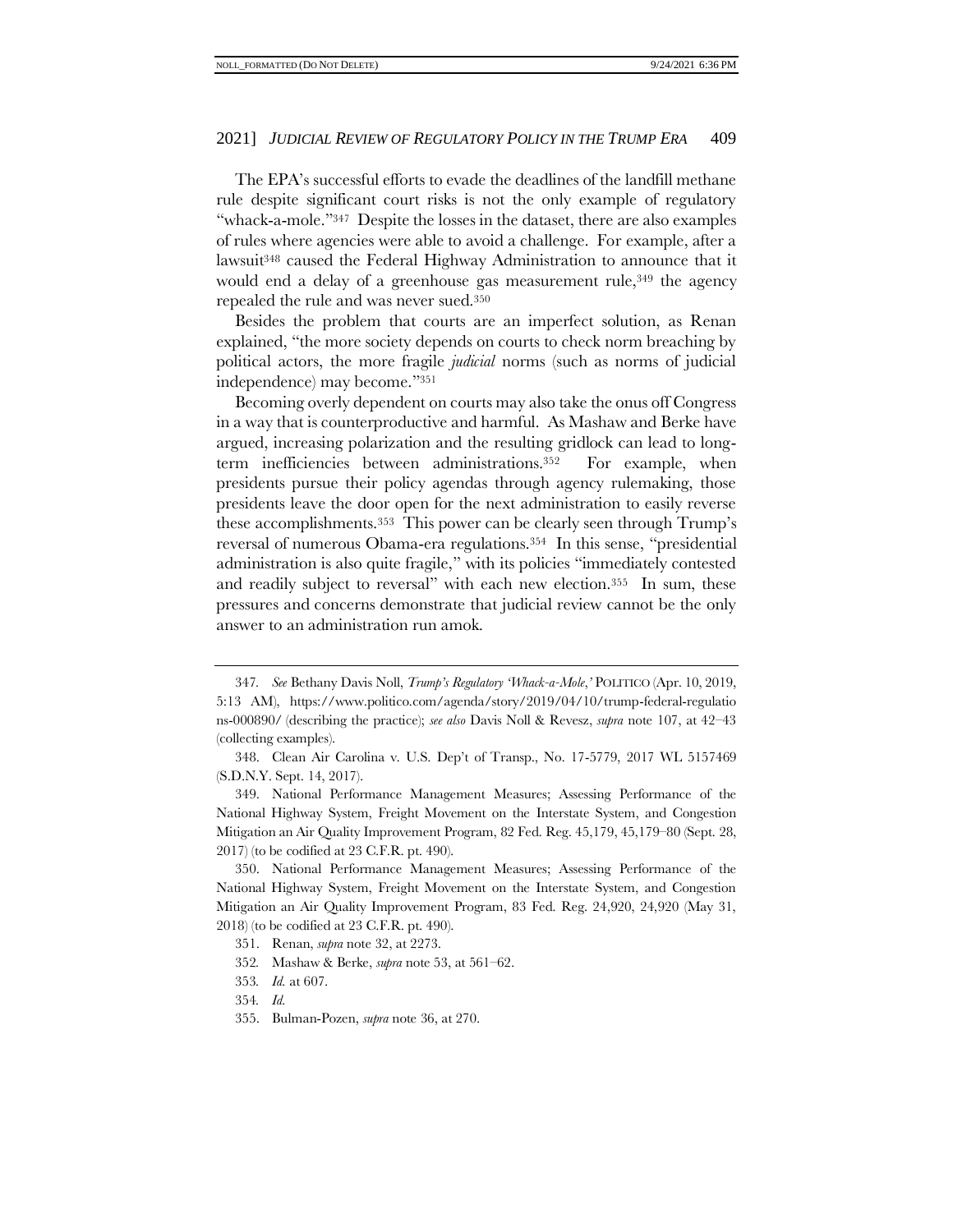The EPA's successful efforts to evade the deadlines of the landfill methane rule despite significant court risks is not the only example of regulatory "whack-a-mole."[347] Despite the losses in the dataset, there are also examples of rules where agencies were able to avoid a challenge. For example, after a lawsuit[348] caused the Federal Highway Administration to announce that it would end a delay of a greenhouse gas measurement rule,[349] the agency repealed the rule and was never sued.[350]

Besides the problem that courts are an imperfect solution, as Renan explained, "the more society depends on courts to check norm breaching by political actors, the more fragile *judicial* norms (such as norms of judicial independence) may become."[351]

Becoming overly dependent on courts may also take the onus off Congress in a way that is counterproductive and harmful. As Mashaw and Berke have argued, increasing polarization and the resulting gridlock can lead to long-term inefficiencies between administrations.[352] For example, when presidents pursue their policy agendas through agency rulemaking, those presidents leave the door open for the next administration to easily reverse these accomplishments.[353] This power can be clearly seen through Trump's reversal of numerous Obama-era regulations.[354] In this sense, "presidential administration is also quite fragile," with its policies "immediately contested and readily subject to reversal" with each new election.[355] In sum, these pressures and concerns demonstrate that judicial review cannot be the only answer to an administration run amok.

---

347. *See* Bethany Davis Noll, *Trump's Regulatory 'Whack-a-Mole*,*'* POLITICO (Apr. 10, 2019, 5:13 AM), https://www.politico.com/agenda/story/2019/04/10/trump-federal-regulations-000890/ (describing the practice); *see also* Davis Noll & Revesz, *supra* note 107, at 42–43 (collecting examples).

348. Clean Air Carolina v. U.S. Dep't of Transp., No. 17-5779, 2017 WL 5157469 (S.D.N.Y. Sept. 14, 2017).

349. National Performance Management Measures; Assessing Performance of the National Highway System, Freight Movement on the Interstate System, and Congestion Mitigation an Air Quality Improvement Program, 82 Fed. Reg. 45,179, 45,179–80 (Sept. 28, 2017) (to be codified at 23 C.F.R. pt. 490).

350. National Performance Management Measures; Assessing Performance of the National Highway System, Freight Movement on the Interstate System, and Congestion Mitigation an Air Quality Improvement Program, 83 Fed. Reg. 24,920, 24,920 (May 31, 2018) (to be codified at 23 C.F.R. pt. 490).

351. Renan, *supra* note 32, at 2273.

352. Mashaw & Berke, *supra* note 53, at 561–62.

353. *Id.* at 607.

354. *Id.*

355. Bulman-Pozen, *supra* note 36, at 270.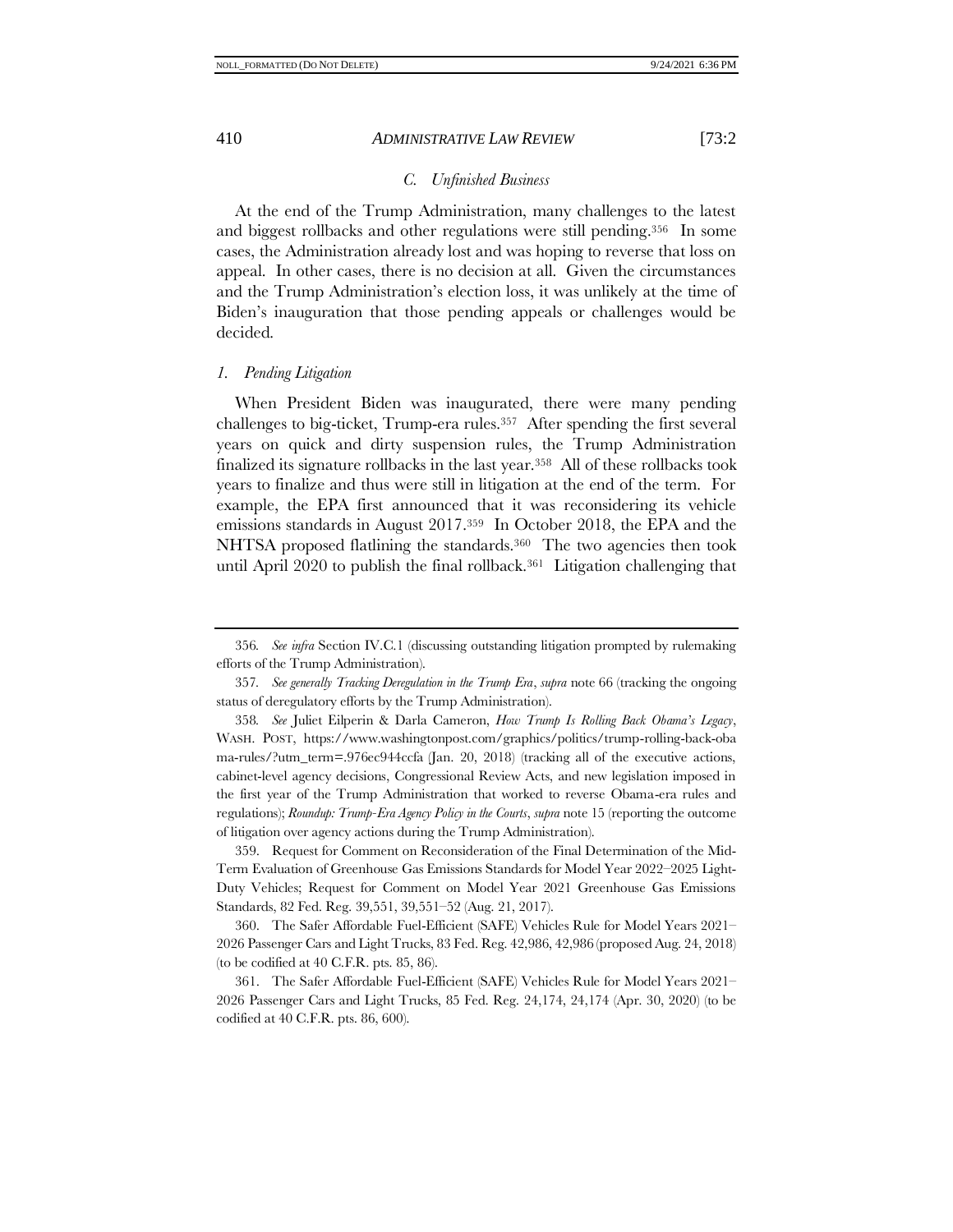### *C. Unfinished Business*

At the end of the Trump Administration, many challenges to the latest and biggest rollbacks and other regulations were still pending.[356] In some cases, the Administration already lost and was hoping to reverse that loss on appeal. In other cases, there is no decision at all. Given the circumstances and the Trump Administration's election loss, it was unlikely at the time of Biden's inauguration that those pending appeals or challenges would be decided.

#### *1. Pending Litigation*

When President Biden was inaugurated, there were many pending challenges to big-ticket, Trump-era rules.[357] After spending the first several years on quick and dirty suspension rules, the Trump Administration finalized its signature rollbacks in the last year.[358] All of these rollbacks took years to finalize and thus were still in litigation at the end of the term. For example, the EPA first announced that it was reconsidering its vehicle emissions standards in August 2017.[359] In October 2018, the EPA and the NHTSA proposed flatlining the standards.[360] The two agencies then took until April 2020 to publish the final rollback.[361] Litigation challenging that

---

356. *See infra* Section IV.C.1 (discussing outstanding litigation prompted by rulemaking efforts of the Trump Administration).

357. *See generally Tracking Deregulation in the Trump Era*, *supra* note 66 (tracking the ongoing status of deregulatory efforts by the Trump Administration).

358. *See* Juliet Eilperin & Darla Cameron, *How Trump Is Rolling Back Obama's Legacy*, WASH. POST, https://www.washingtonpost.com/graphics/politics/trump-rolling-back-obama-rules/?utm_term=.976ec944ccfa (Jan. 20, 2018) (tracking all of the executive actions, cabinet-level agency decisions, Congressional Review Acts, and new legislation imposed in the first year of the Trump Administration that worked to reverse Obama-era rules and regulations); *Roundup: Trump-Era Agency Policy in the Courts*, *supra* note 15 (reporting the outcome of litigation over agency actions during the Trump Administration).

359. Request for Comment on Reconsideration of the Final Determination of the Mid-Term Evaluation of Greenhouse Gas Emissions Standards for Model Year 2022–2025 Light-Duty Vehicles; Request for Comment on Model Year 2021 Greenhouse Gas Emissions Standards, 82 Fed. Reg. 39,551, 39,551–52 (Aug. 21, 2017).

360. The Safer Affordable Fuel-Efficient (SAFE) Vehicles Rule for Model Years 2021–2026 Passenger Cars and Light Trucks, 83 Fed. Reg. 42,986, 42,986 (proposed Aug. 24, 2018) (to be codified at 40 C.F.R. pts. 85, 86).

361. The Safer Affordable Fuel-Efficient (SAFE) Vehicles Rule for Model Years 2021–2026 Passenger Cars and Light Trucks, 85 Fed. Reg. 24,174, 24,174 (Apr. 30, 2020) (to be codified at 40 C.F.R. pts. 86, 600).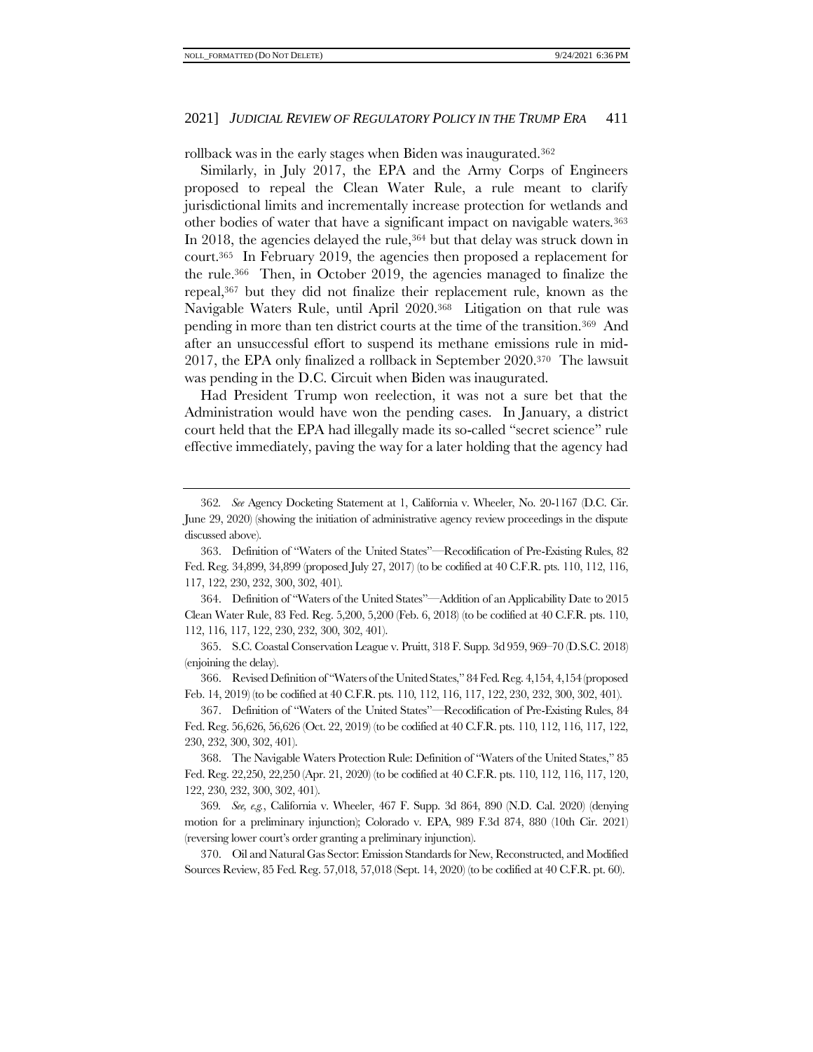rollback was in the early stages when Biden was inaugurated.[362]

Similarly, in July 2017, the EPA and the Army Corps of Engineers proposed to repeal the Clean Water Rule, a rule meant to clarify jurisdictional limits and incrementally increase protection for wetlands and other bodies of water that have a significant impact on navigable waters.[363] In 2018, the agencies delayed the rule,[364] but that delay was struck down in court.[365] In February 2019, the agencies then proposed a replacement for the rule.[366] Then, in October 2019, the agencies managed to finalize the repeal,[367] but they did not finalize their replacement rule, known as the Navigable Waters Rule, until April 2020.[368] Litigation on that rule was pending in more than ten district courts at the time of the transition.[369] And after an unsuccessful effort to suspend its methane emissions rule in mid-2017, the EPA only finalized a rollback in September 2020.[370] The lawsuit was pending in the D.C. Circuit when Biden was inaugurated.

Had President Trump won reelection, it was not a sure bet that the Administration would have won the pending cases. In January, a district court held that the EPA had illegally made its so-called "secret science" rule effective immediately, paving the way for a later holding that the agency had

---

362. *See* Agency Docketing Statement at 1, California v. Wheeler, No. 20-1167 (D.C. Cir. June 29, 2020) (showing the initiation of administrative agency review proceedings in the dispute discussed above).

363. Definition of "Waters of the United States"—Recodification of Pre-Existing Rules, 82 Fed. Reg. 34,899, 34,899 (proposed July 27, 2017) (to be codified at 40 C.F.R. pts. 110, 112, 116, 117, 122, 230, 232, 300, 302, 401).

364. Definition of "Waters of the United States"—Addition of an Applicability Date to 2015 Clean Water Rule, 83 Fed. Reg. 5,200, 5,200 (Feb. 6, 2018) (to be codified at 40 C.F.R. pts. 110, 112, 116, 117, 122, 230, 232, 300, 302, 401).

365. S.C. Coastal Conservation League v. Pruitt, 318 F. Supp. 3d 959, 969–70 (D.S.C. 2018) (enjoining the delay).

366. Revised Definition of "Waters of the United States," 84 Fed. Reg. 4,154, 4,154 (proposed Feb. 14, 2019) (to be codified at 40 C.F.R. pts. 110, 112, 116, 117, 122, 230, 232, 300, 302, 401).

367. Definition of "Waters of the United States"—Recodification of Pre-Existing Rules, 84 Fed. Reg. 56,626, 56,626 (Oct. 22, 2019) (to be codified at 40 C.F.R. pts. 110, 112, 116, 117, 122, 230, 232, 300, 302, 401).

368. The Navigable Waters Protection Rule: Definition of "Waters of the United States," 85 Fed. Reg. 22,250, 22,250 (Apr. 21, 2020) (to be codified at 40 C.F.R. pts. 110, 112, 116, 117, 120, 122, 230, 232, 300, 302, 401).

369. *See, e.g.*, California v. Wheeler, 467 F. Supp. 3d 864, 890 (N.D. Cal. 2020) (denying motion for a preliminary injunction); Colorado v. EPA, 989 F.3d 874, 880 (10th Cir. 2021) (reversing lower court's order granting a preliminary injunction).

370. Oil and Natural Gas Sector: Emission Standards for New, Reconstructed, and Modified Sources Review, 85 Fed. Reg. 57,018, 57,018 (Sept. 14, 2020) (to be codified at 40 C.F.R. pt. 60).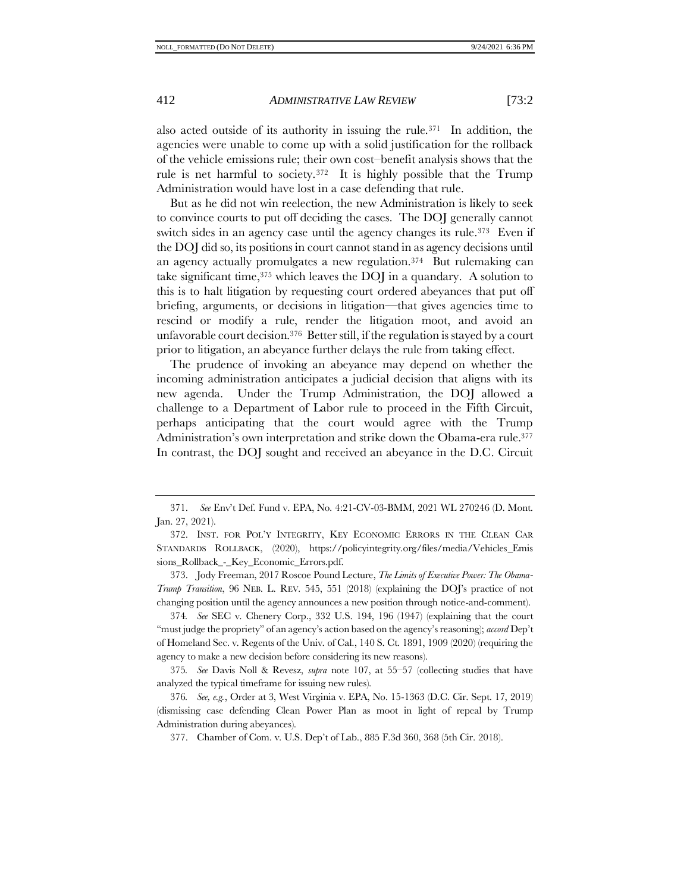also acted outside of its authority in issuing the rule.[371] In addition, the agencies were unable to come up with a solid justification for the rollback of the vehicle emissions rule; their own cost–benefit analysis shows that the rule is net harmful to society.[372] It is highly possible that the Trump Administration would have lost in a case defending that rule.

But as he did not win reelection, the new Administration is likely to seek to convince courts to put off deciding the cases. The DOJ generally cannot switch sides in an agency case until the agency changes its rule.[373] Even if the DOJ did so, its positions in court cannot stand in as agency decisions until an agency actually promulgates a new regulation.[374] But rulemaking can take significant time,[375] which leaves the DOJ in a quandary. A solution to this is to halt litigation by requesting court ordered abeyances that put off briefing, arguments, or decisions in litigation—that gives agencies time to rescind or modify a rule, render the litigation moot, and avoid an unfavorable court decision.[376] Better still, if the regulation is stayed by a court prior to litigation, an abeyance further delays the rule from taking effect.

The prudence of invoking an abeyance may depend on whether the incoming administration anticipates a judicial decision that aligns with its new agenda. Under the Trump Administration, the DOJ allowed a challenge to a Department of Labor rule to proceed in the Fifth Circuit, perhaps anticipating that the court would agree with the Trump Administration's own interpretation and strike down the Obama-era rule.[377] In contrast, the DOJ sought and received an abeyance in the D.C. Circuit

---

371. *See* Env't Def. Fund v. EPA, No. 4:21-CV-03-BMM, 2021 WL 270246 (D. Mont. Jan. 27, 2021).

372. INST. FOR POL'Y INTEGRITY, KEY ECONOMIC ERRORS IN THE CLEAN CAR STANDARDS ROLLBACK, (2020), https://policyintegrity.org/files/media/Vehicles_Emissions_Rollback_-_Key_Economic_Errors.pdf.

373. Jody Freeman, 2017 Roscoe Pound Lecture, *The Limits of Executive Power: The Obama-Trump Transition*, 96 NEB. L. REV. 545, 551 (2018) (explaining the DOJ's practice of not changing position until the agency announces a new position through notice-and-comment).

374. *See* SEC v. Chenery Corp., 332 U.S. 194, 196 (1947) (explaining that the court "must judge the propriety" of an agency's action based on the agency's reasoning); *accord* Dep't of Homeland Sec. v. Regents of the Univ. of Cal., 140 S. Ct. 1891, 1909 (2020) (requiring the agency to make a new decision before considering its new reasons).

375. *See* Davis Noll & Revesz, *supra* note 107, at 55–57 (collecting studies that have analyzed the typical timeframe for issuing new rules).

376. *See, e.g.*, Order at 3, West Virginia v. EPA, No. 15-1363 (D.C. Cir. Sept. 17, 2019) (dismissing case defending Clean Power Plan as moot in light of repeal by Trump Administration during abeyances).

377. Chamber of Com. v. U.S. Dep't of Lab., 885 F.3d 360, 368 (5th Cir. 2018).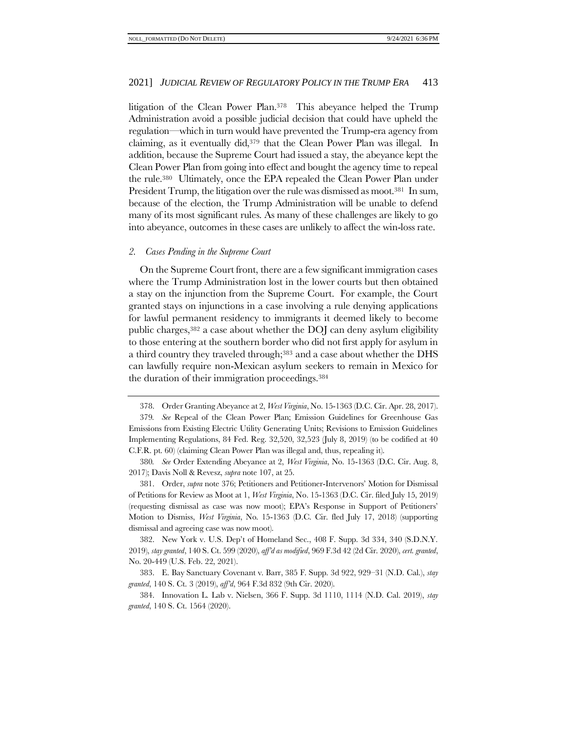litigation of the Clean Power Plan.[378] This abeyance helped the Trump Administration avoid a possible judicial decision that could have upheld the regulation—which in turn would have prevented the Trump-era agency from claiming, as it eventually did,[379] that the Clean Power Plan was illegal. In addition, because the Supreme Court had issued a stay, the abeyance kept the Clean Power Plan from going into effect and bought the agency time to repeal the rule.[380] Ultimately, once the EPA repealed the Clean Power Plan under President Trump, the litigation over the rule was dismissed as moot.[381] In sum, because of the election, the Trump Administration will be unable to defend many of its most significant rules. As many of these challenges are likely to go into abeyance, outcomes in these cases are unlikely to affect the win-loss rate.

### *2. Cases Pending in the Supreme Court*

On the Supreme Court front, there are a few significant immigration cases where the Trump Administration lost in the lower courts but then obtained a stay on the injunction from the Supreme Court. For example, the Court granted stays on injunctions in a case involving a rule denying applications for lawful permanent residency to immigrants it deemed likely to become public charges,[382] a case about whether the DOJ can deny asylum eligibility to those entering at the southern border who did not first apply for asylum in a third country they traveled through;[383] and a case about whether the DHS can lawfully require non-Mexican asylum seekers to remain in Mexico for the duration of their immigration proceedings.[384]

---

378. Order Granting Abeyance at 2, *West Virginia*, No. 15-1363 (D.C. Cir. Apr. 28, 2017).

379. *See* Repeal of the Clean Power Plan; Emission Guidelines for Greenhouse Gas Emissions from Existing Electric Utility Generating Units; Revisions to Emission Guidelines Implementing Regulations, 84 Fed. Reg. 32,520, 32,523 (July 8, 2019) (to be codified at 40 C.F.R. pt. 60) (claiming Clean Power Plan was illegal and, thus, repealing it).

380. *See* Order Extending Abeyance at 2, *West Virginia*, No. 15-1363 (D.C. Cir. Aug. 8, 2017); Davis Noll & Revesz, *supra* note 107, at 25.

381. Order, *supra* note 376; Petitioners and Petitioner-Intervenors' Motion for Dismissal of Petitions for Review as Moot at 1, *West Virginia*, No. 15-1363 (D.C. Cir. filed July 15, 2019) (requesting dismissal as case was now moot); EPA's Response in Support of Petitioners' Motion to Dismiss, *West Virginia*, No. 15-1363 (D.C. Cir. fled July 17, 2018) (supporting dismissal and agreeing case was now moot).

382. New York v. U.S. Dep't of Homeland Sec., 408 F. Supp. 3d 334, 340 (S.D.N.Y. 2019), *stay granted*, 140 S. Ct. 599 (2020), *aff'd as modified*, 969 F.3d 42 (2d Cir. 2020), *cert. granted*, No. 20-449 (U.S. Feb. 22, 2021).

383. E. Bay Sanctuary Covenant v. Barr, 385 F. Supp. 3d 922, 929–31 (N.D. Cal.), *stay granted*, 140 S. Ct. 3 (2019), *aff'd*, 964 F.3d 832 (9th Cir. 2020).

384. Innovation L. Lab v. Nielsen, 366 F. Supp. 3d 1110, 1114 (N.D. Cal. 2019), *stay granted*, 140 S. Ct. 1564 (2020).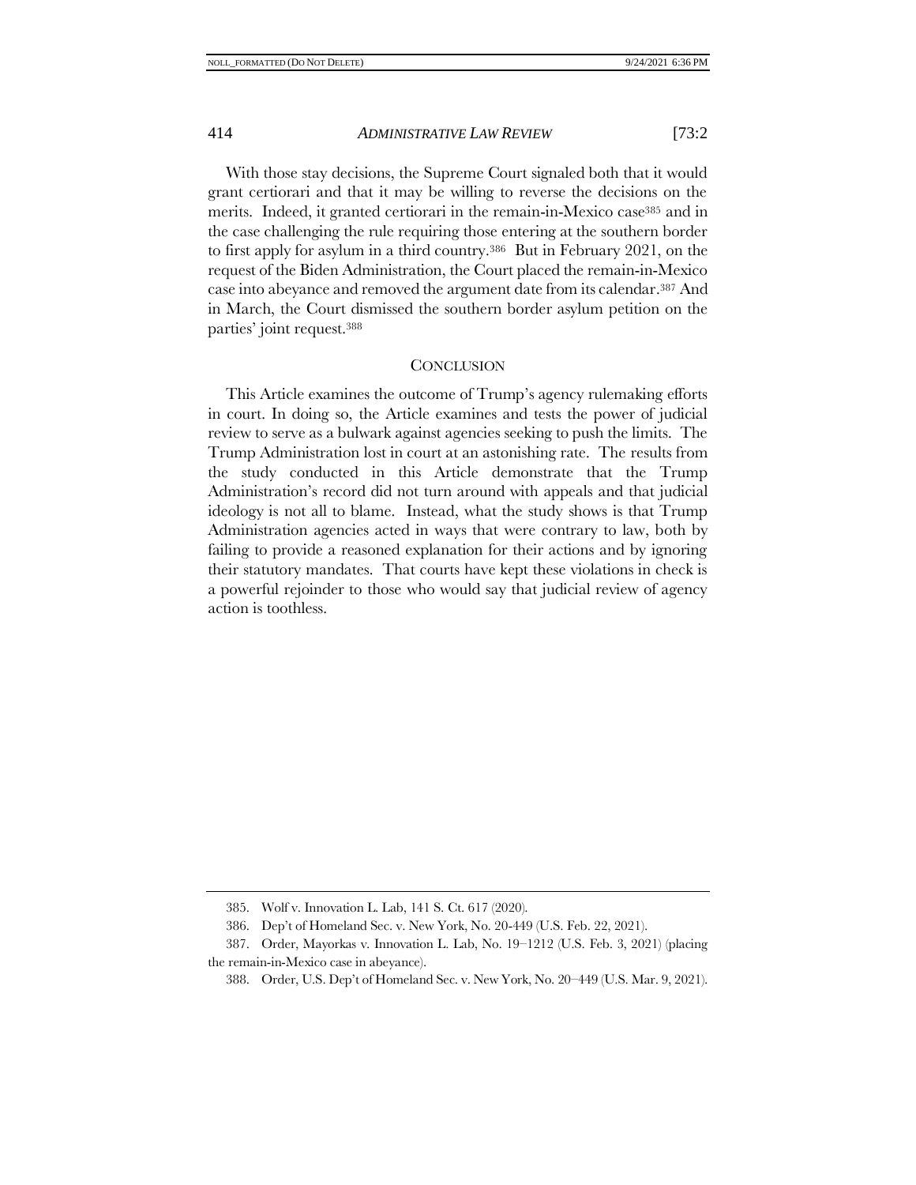With those stay decisions, the Supreme Court signaled both that it would grant certiorari and that it may be willing to reverse the decisions on the merits. Indeed, it granted certiorari in the remain-in-Mexico case[385] and in the case challenging the rule requiring those entering at the southern border to first apply for asylum in a third country.[386] But in February 2021, on the request of the Biden Administration, the Court placed the remain-in-Mexico case into abeyance and removed the argument date from its calendar.[387] And in March, the Court dismissed the southern border asylum petition on the parties' joint request.[388]

## CONCLUSION

This Article examines the outcome of Trump's agency rulemaking efforts in court. In doing so, the Article examines and tests the power of judicial review to serve as a bulwark against agencies seeking to push the limits. The Trump Administration lost in court at an astonishing rate. The results from the study conducted in this Article demonstrate that the Trump Administration's record did not turn around with appeals and that judicial ideology is not all to blame. Instead, what the study shows is that Trump Administration agencies acted in ways that were contrary to law, both by failing to provide a reasoned explanation for their actions and by ignoring their statutory mandates. That courts have kept these violations in check is a powerful rejoinder to those who would say that judicial review of agency action is toothless.

---

385. Wolf v. Innovation L. Lab, 141 S. Ct. 617 (2020).

386. Dep't of Homeland Sec. v. New York, No. 20-449 (U.S. Feb. 22, 2021).

387. Order, Mayorkas v. Innovation L. Lab, No. 19–1212 (U.S. Feb. 3, 2021) (placing the remain-in-Mexico case in abeyance).

388. Order, U.S. Dep't of Homeland Sec. v. New York, No. 20–449 (U.S. Mar. 9, 2021).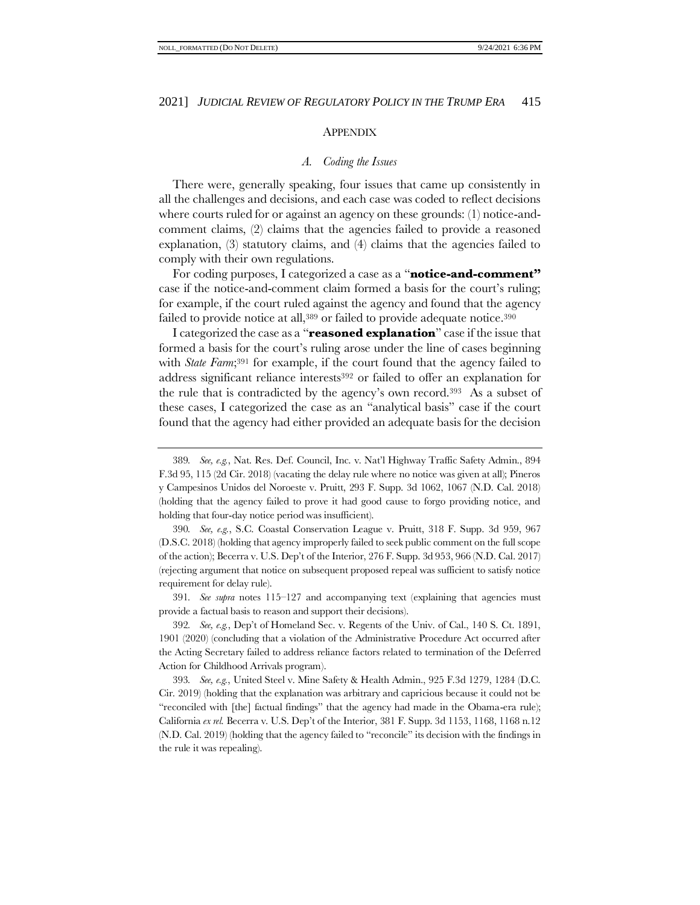# APPENDIX

## *A. Coding the Issues*

There were, generally speaking, four issues that came up consistently in all the challenges and decisions, and each case was coded to reflect decisions where courts ruled for or against an agency on these grounds: (1) notice-and-comment claims, (2) claims that the agencies failed to provide a reasoned explanation, (3) statutory claims, and (4) claims that the agencies failed to comply with their own regulations.

For coding purposes, I categorized a case as a "**notice-and-comment**" case if the notice-and-comment claim formed a basis for the court's ruling; for example, if the court ruled against the agency and found that the agency failed to provide notice at all,[389] or failed to provide adequate notice.[390]

I categorized the case as a "**reasoned explanation**" case if the issue that formed a basis for the court's ruling arose under the line of cases beginning with *State Farm*;[391] for example, if the court found that the agency failed to address significant reliance interests[392] or failed to offer an explanation for the rule that is contradicted by the agency's own record.[393] As a subset of these cases, I categorized the case as an "analytical basis" case if the court found that the agency had either provided an adequate basis for the decision

---

389. *See, e.g.*, Nat. Res. Def. Council, Inc. v. Nat'l Highway Traffic Safety Admin., 894 F.3d 95, 115 (2d Cir. 2018) (vacating the delay rule where no notice was given at all); Pineros y Campesinos Unidos del Noroeste v. Pruitt, 293 F. Supp. 3d 1062, 1067 (N.D. Cal. 2018) (holding that the agency failed to prove it had good cause to forgo providing notice, and holding that four-day notice period was insufficient).

390. *See, e.g.*, S.C. Coastal Conservation League v. Pruitt, 318 F. Supp. 3d 959, 967 (D.S.C. 2018) (holding that agency improperly failed to seek public comment on the full scope of the action); Becerra v. U.S. Dep't of the Interior, 276 F. Supp. 3d 953, 966 (N.D. Cal. 2017) (rejecting argument that notice on subsequent proposed repeal was sufficient to satisfy notice requirement for delay rule).

391. *See supra* notes 115–127 and accompanying text (explaining that agencies must provide a factual basis to reason and support their decisions).

392. *See, e.g.*, Dep't of Homeland Sec. v. Regents of the Univ. of Cal., 140 S. Ct. 1891, 1901 (2020) (concluding that a violation of the Administrative Procedure Act occurred after the Acting Secretary failed to address reliance factors related to termination of the Deferred Action for Childhood Arrivals program).

393. *See, e.g.*, United Steel v. Mine Safety & Health Admin., 925 F.3d 1279, 1284 (D.C. Cir. 2019) (holding that the explanation was arbitrary and capricious because it could not be "reconciled with [the] factual findings" that the agency had made in the Obama-era rule); California *ex rel.* Becerra v. U.S. Dep't of the Interior, 381 F. Supp. 3d 1153, 1168, 1168 n.12 (N.D. Cal. 2019) (holding that the agency failed to "reconcile" its decision with the findings in the rule it was repealing).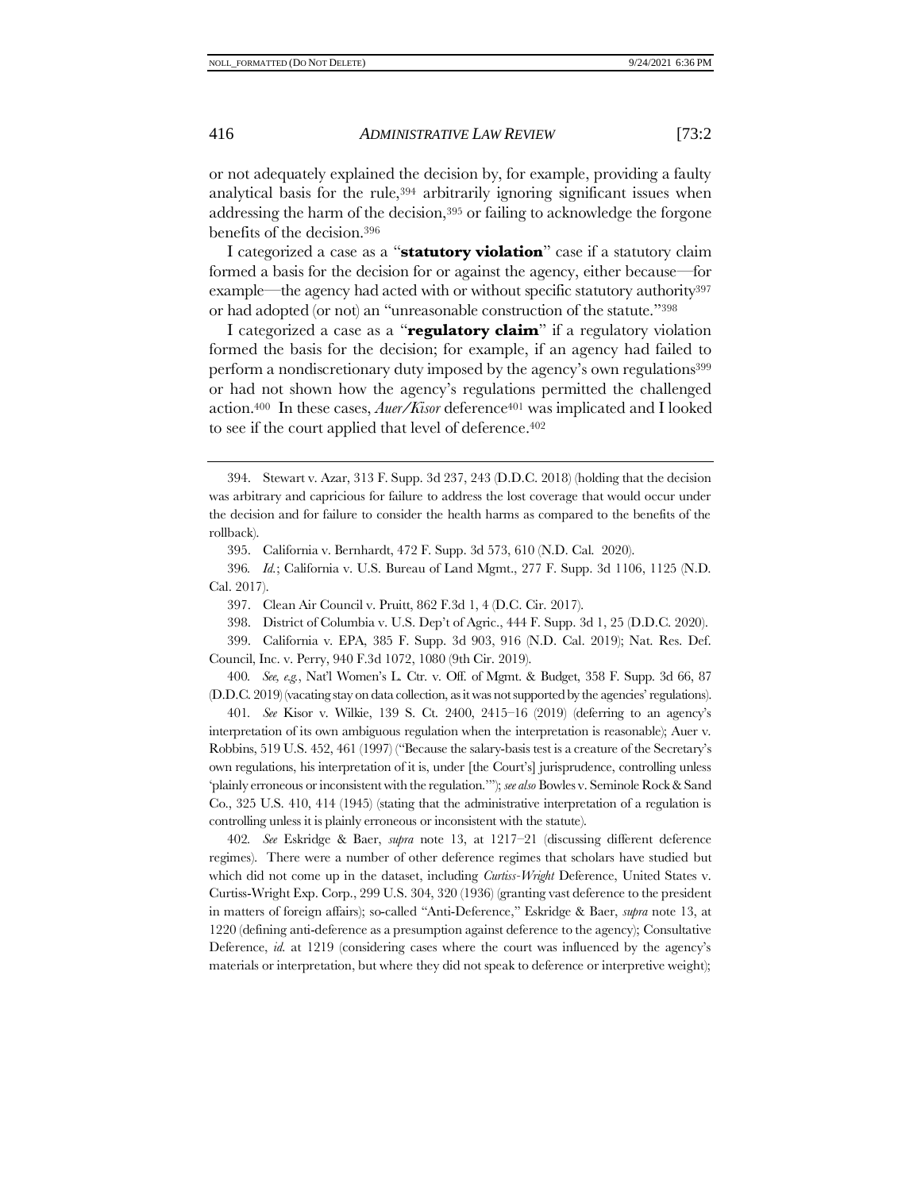or not adequately explained the decision by, for example, providing a faulty analytical basis for the rule,[394] arbitrarily ignoring significant issues when addressing the harm of the decision,[395] or failing to acknowledge the forgone benefits of the decision.[396]

I categorized a case as a "**statutory violation**" case if a statutory claim formed a basis for the decision for or against the agency, either because—for example—the agency had acted with or without specific statutory authority[397] or had adopted (or not) an "unreasonable construction of the statute."[398]

I categorized a case as a "**regulatory claim**" if a regulatory violation formed the basis for the decision; for example, if an agency had failed to perform a nondiscretionary duty imposed by the agency's own regulations[399] or had not shown how the agency's regulations permitted the challenged action.[400] In these cases, *Auer/Kisor* deference[401] was implicated and I looked to see if the court applied that level of deference.[402]

---

394. Stewart v. Azar, 313 F. Supp. 3d 237, 243 (D.D.C. 2018) (holding that the decision was arbitrary and capricious for failure to address the lost coverage that would occur under the decision and for failure to consider the health harms as compared to the benefits of the rollback).

395. California v. Bernhardt, 472 F. Supp. 3d 573, 610 (N.D. Cal. 2020).

396. *Id.*; California v. U.S. Bureau of Land Mgmt., 277 F. Supp. 3d 1106, 1125 (N.D. Cal. 2017).

397. Clean Air Council v. Pruitt, 862 F.3d 1, 4 (D.C. Cir. 2017).

398. District of Columbia v. U.S. Dep't of Agric., 444 F. Supp. 3d 1, 25 (D.D.C. 2020).

399. California v. EPA, 385 F. Supp. 3d 903, 916 (N.D. Cal. 2019); Nat. Res. Def. Council, Inc. v. Perry, 940 F.3d 1072, 1080 (9th Cir. 2019).

400. *See, e.g.*, Nat'l Women's L. Ctr. v. Off. of Mgmt. & Budget, 358 F. Supp. 3d 66, 87 (D.D.C. 2019) (vacating stay on data collection, as it was not supported by the agencies' regulations).

401. *See* Kisor v. Wilkie, 139 S. Ct. 2400, 2415–16 (2019) (deferring to an agency's interpretation of its own ambiguous regulation when the interpretation is reasonable); Auer v. Robbins, 519 U.S. 452, 461 (1997) ("Because the salary-basis test is a creature of the Secretary's own regulations, his interpretation of it is, under [the Court's] jurisprudence, controlling unless 'plainly erroneous or inconsistent with the regulation.'"); *see also* Bowles v. Seminole Rock & Sand Co., 325 U.S. 410, 414 (1945) (stating that the administrative interpretation of a regulation is controlling unless it is plainly erroneous or inconsistent with the statute).

402. *See* Eskridge & Baer, *supra* note 13, at 1217–21 (discussing different deference regimes). There were a number of other deference regimes that scholars have studied but which did not come up in the dataset, including *Curtiss-Wright* Deference, United States v. Curtiss-Wright Exp. Corp., 299 U.S. 304, 320 (1936) (granting vast deference to the president in matters of foreign affairs); so-called "Anti-Deference," Eskridge & Baer, *supra* note 13, at 1220 (defining anti-deference as a presumption against deference to the agency); Consultative Deference, *id.* at 1219 (considering cases where the court was influenced by the agency's materials or interpretation, but where they did not speak to deference or interpretive weight);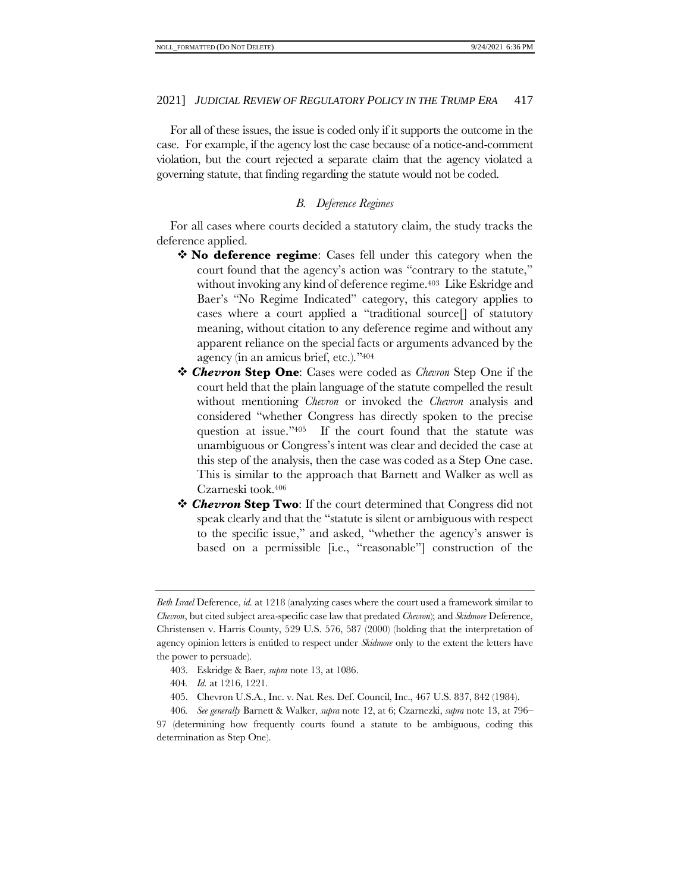For all of these issues, the issue is coded only if it supports the outcome in the case. For example, if the agency lost the case because of a notice-and-comment violation, but the court rejected a separate claim that the agency violated a governing statute, that finding regarding the statute would not be coded.

### *B. Deference Regimes*

For all cases where courts decided a statutory claim, the study tracks the deference applied.

- **No deference regime**: Cases fell under this category when the court found that the agency's action was "contrary to the statute," without invoking any kind of deference regime.[403] Like Eskridge and Baer's "No Regime Indicated" category, this category applies to cases where a court applied a "traditional source[] of statutory meaning, without citation to any deference regime and without any apparent reliance on the special facts or arguments advanced by the agency (in an amicus brief, etc.)."[404]
- ***Chevron* Step One**: Cases were coded as *Chevron* Step One if the court held that the plain language of the statute compelled the result without mentioning *Chevron* or invoked the *Chevron* analysis and considered "whether Congress has directly spoken to the precise question at issue."[405] If the court found that the statute was unambiguous or Congress's intent was clear and decided the case at this step of the analysis, then the case was coded as a Step One case. This is similar to the approach that Barnett and Walker as well as Czarneski took.[406]
- ***Chevron* Step Two**: If the court determined that Congress did not speak clearly and that the "statute is silent or ambiguous with respect to the specific issue," and asked, "whether the agency's answer is based on a permissible [i.e., "reasonable"] construction of the

---

*Beth Israel* Deference, *id.* at 1218 (analyzing cases where the court used a framework similar to *Chevron*, but cited subject area-specific case law that predated *Chevron*); and *Skidmore* Deference, Christensen v. Harris County, 529 U.S. 576, 587 (2000) (holding that the interpretation of agency opinion letters is entitled to respect under *Skidmore* only to the extent the letters have the power to persuade).

403. Eskridge & Baer, *supra* note 13, at 1086.

404. *Id.* at 1216, 1221.

405. Chevron U.S.A., Inc. v. Nat. Res. Def. Council, Inc., 467 U.S. 837, 842 (1984).

406. *See generally* Barnett & Walker, *supra* note 12, at 6; Czarnezki, *supra* note 13, at 796–97 (determining how frequently courts found a statute to be ambiguous, coding this determination as Step One).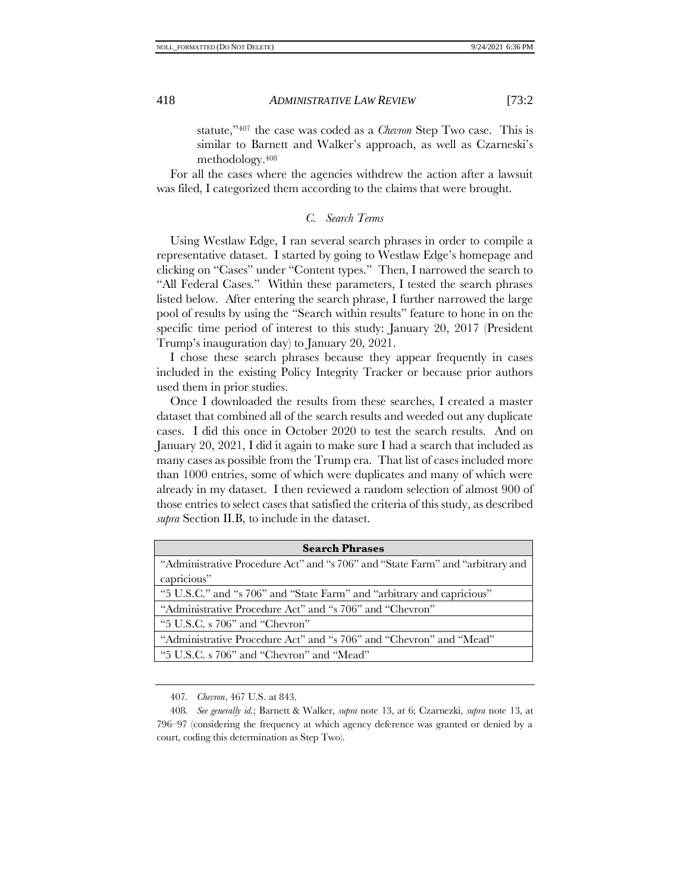statute,"[407] the case was coded as a *Chevron* Step Two case. This is similar to Barnett and Walker's approach, as well as Czarneski's methodology.[408]

For all the cases where the agencies withdrew the action after a lawsuit was filed, I categorized them according to the claims that were brought.

### *C. Search Terms*

Using Westlaw Edge, I ran several search phrases in order to compile a representative dataset. I started by going to Westlaw Edge's homepage and clicking on "Cases" under "Content types." Then, I narrowed the search to "All Federal Cases." Within these parameters, I tested the search phrases listed below. After entering the search phrase, I further narrowed the large pool of results by using the "Search within results" feature to hone in on the specific time period of interest to this study: January 20, 2017 (President Trump's inauguration day) to January 20, 2021.

I chose these search phrases because they appear frequently in cases included in the existing Policy Integrity Tracker or because prior authors used them in prior studies.

Once I downloaded the results from these searches, I created a master dataset that combined all of the search results and weeded out any duplicate cases. I did this once in October 2020 to test the search results. And on January 20, 2021, I did it again to make sure I had a search that included as many cases as possible from the Trump era. That list of cases included more than 1000 entries, some of which were duplicates and many of which were already in my dataset. I then reviewed a random selection of almost 900 of those entries to select cases that satisfied the criteria of this study, as described *supra* Section II.B, to include in the dataset.

| **Search Phrases** |
|---|
| "Administrative Procedure Act" and "s 706" and "State Farm" and "arbitrary and capricious" |
| "5 U.S.C." and "s 706" and "State Farm" and "arbitrary and capricious" |
| "Administrative Procedure Act" and "s 706" and "Chevron" |
| "5 U.S.C. s 706" and "Chevron" |
| "Administrative Procedure Act" and "s 706" and "Chevron" and "Mead" |
| "5 U.S.C. s 706" and "Chevron" and "Mead" |

---

407. *Chevron*, 467 U.S. at 843.

408. *See generally id.*; Barnett & Walker, *supra* note 13, at 6; Czarnezki, *supra* note 13, at 796–97 (considering the frequency at which agency deference was granted or denied by a court, coding this determination as Step Two).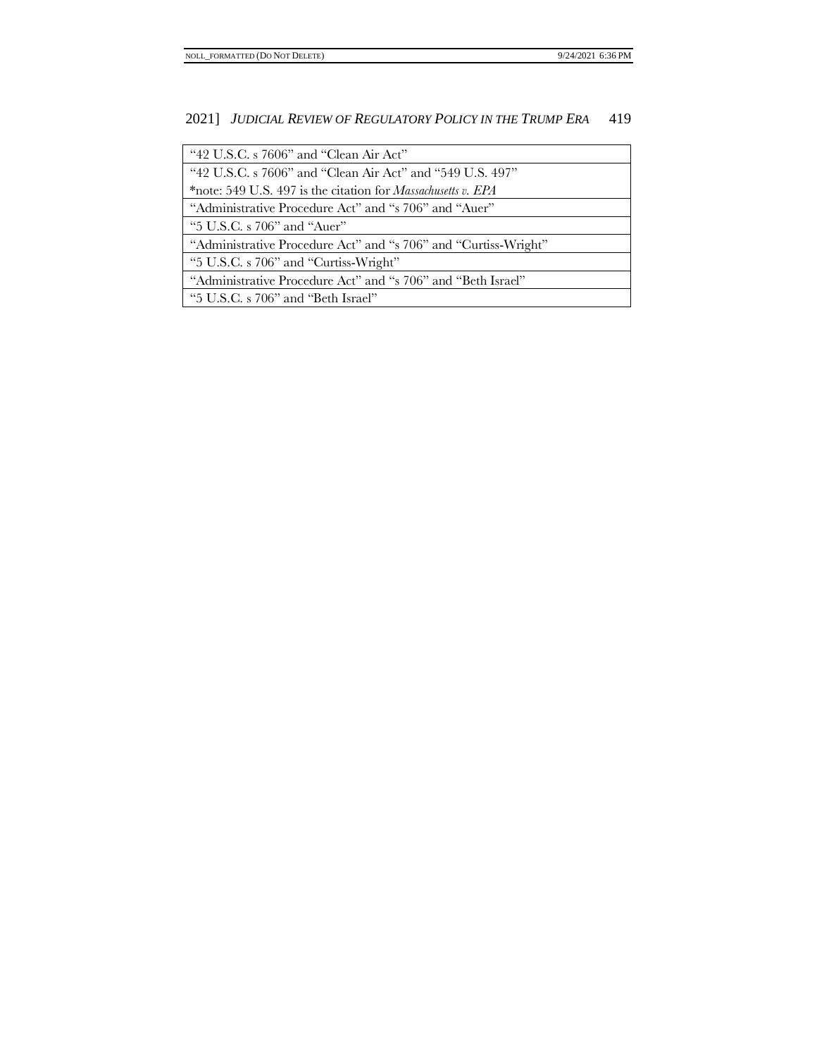| |
|---|
| "42 U.S.C. s 7606" and "Clean Air Act" |
| "42 U.S.C. s 7606" and "Clean Air Act" and "549 U.S. 497" *note: 549 U.S. 497 is the citation for *Massachusetts v. EPA* |
| "Administrative Procedure Act" and "s 706" and "Auer" |
| "5 U.S.C. s 706" and "Auer" |
| "Administrative Procedure Act" and "s 706" and "Curtiss-Wright" |
| "5 U.S.C. s 706" and "Curtiss-Wright" |
| "Administrative Procedure Act" and "s 706" and "Beth Israel" |
| "5 U.S.C. s 706" and "Beth Israel" |